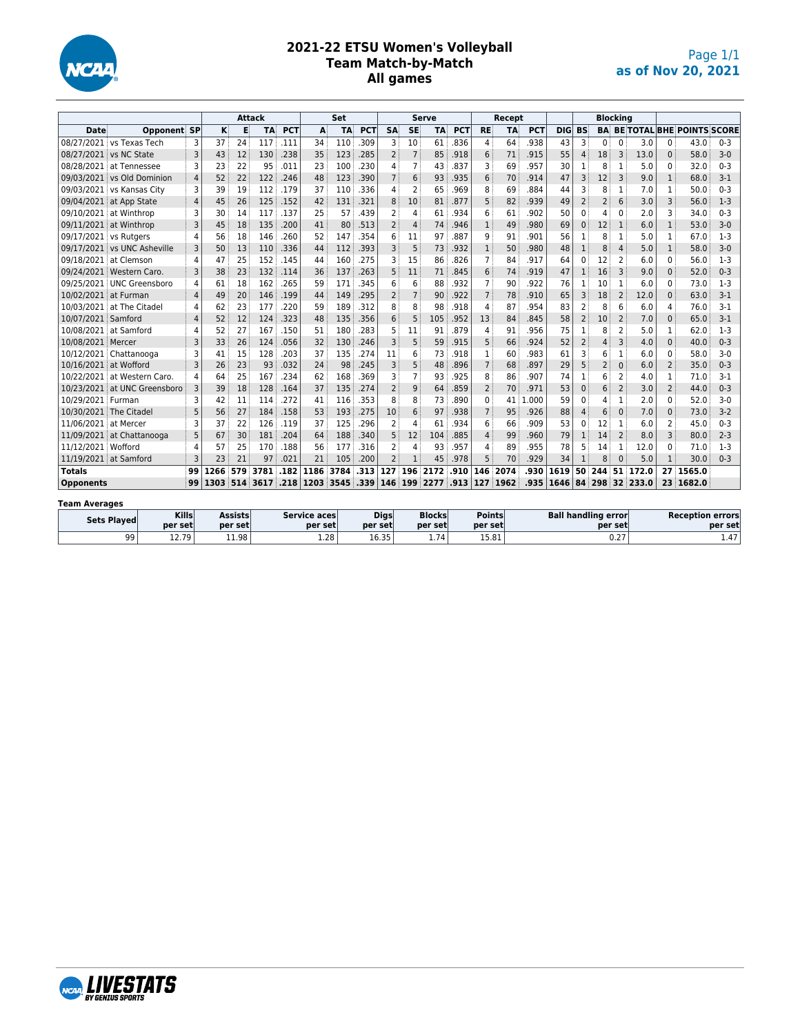# 2021-22 ETSU Women's Volleyball
## Team Match-by-Match
## All games

as of Nov 20, 2021

| | | | Attack | | | | Set | | | Serve | | | | Recept | | | | Blocking | | | | | | |
|---|---|---|---|---|---|---|---|---|---|---|---|---|---|---|---|---|---|---|---|---|---|---|---|---|
| Date | Opponent | SP | K | E | TA | PCT | A | TA | PCT | SA | SE | TA | PCT | RE | TA | PCT | DIG | BS | BA | BE | TOTAL | BHE | POINTS | SCORE |
| 08/27/2021 | vs Texas Tech | 3 | 37 | 24 | 117 | .111 | 34 | 110 | .309 | 3 | 10 | 61 | .836 | 4 | 64 | .938 | 43 | 3 | 0 | 0 | 3.0 | 0 | 43.0 | 0-3 |
| 08/27/2021 | vs NC State | 3 | 43 | 12 | 130 | .238 | 35 | 123 | .285 | 2 | 7 | 85 | .918 | 6 | 71 | .915 | 55 | 4 | 18 | 3 | 13.0 | 0 | 58.0 | 3-0 |
| 08/28/2021 | at Tennessee | 3 | 23 | 22 | 95 | .011 | 23 | 100 | .230 | 4 | 7 | 43 | .837 | 3 | 69 | .957 | 30 | 1 | 8 | 1 | 5.0 | 0 | 32.0 | 0-3 |
| 09/03/2021 | vs Old Dominion | 4 | 52 | 22 | 122 | .246 | 48 | 123 | .390 | 7 | 6 | 93 | .935 | 6 | 70 | .914 | 47 | 3 | 12 | 3 | 9.0 | 1 | 68.0 | 3-1 |
| 09/03/2021 | vs Kansas City | 3 | 39 | 19 | 112 | .179 | 37 | 110 | .336 | 4 | 2 | 65 | .969 | 8 | 69 | .884 | 44 | 3 | 8 | 1 | 7.0 | 1 | 50.0 | 0-3 |
| 09/04/2021 | at App State | 4 | 45 | 26 | 125 | .152 | 42 | 131 | .321 | 8 | 10 | 81 | .877 | 5 | 82 | .939 | 49 | 2 | 2 | 6 | 3.0 | 3 | 56.0 | 1-3 |
| 09/10/2021 | at Winthrop | 3 | 30 | 14 | 117 | .137 | 25 | 57 | .439 | 2 | 4 | 61 | .934 | 6 | 61 | .902 | 50 | 0 | 4 | 0 | 2.0 | 3 | 34.0 | 0-3 |
| 09/11/2021 | at Winthrop | 3 | 45 | 18 | 135 | .200 | 41 | 80 | .513 | 2 | 4 | 74 | .946 | 1 | 49 | .980 | 69 | 0 | 12 | 1 | 6.0 | 1 | 53.0 | 3-0 |
| 09/17/2021 | vs Rutgers | 4 | 56 | 18 | 146 | .260 | 52 | 147 | .354 | 6 | 11 | 97 | .887 | 9 | 91 | .901 | 56 | 1 | 8 | 1 | 5.0 | 1 | 67.0 | 1-3 |
| 09/17/2021 | vs UNC Asheville | 3 | 50 | 13 | 110 | .336 | 44 | 112 | .393 | 3 | 5 | 73 | .932 | 1 | 50 | .980 | 48 | 1 | 8 | 4 | 5.0 | 1 | 58.0 | 3-0 |
| 09/18/2021 | at Clemson | 4 | 47 | 25 | 152 | .145 | 44 | 160 | .275 | 3 | 15 | 86 | .826 | 7 | 84 | .917 | 64 | 0 | 12 | 2 | 6.0 | 0 | 56.0 | 1-3 |
| 09/24/2021 | Western Caro. | 3 | 38 | 23 | 132 | .114 | 36 | 137 | .263 | 5 | 11 | 71 | .845 | 6 | 74 | .919 | 47 | 1 | 16 | 3 | 9.0 | 0 | 52.0 | 0-3 |
| 09/25/2021 | UNC Greensboro | 4 | 61 | 18 | 162 | .265 | 59 | 171 | .345 | 6 | 6 | 88 | .932 | 7 | 90 | .922 | 76 | 1 | 10 | 1 | 6.0 | 0 | 73.0 | 1-3 |
| 10/02/2021 | at Furman | 4 | 49 | 20 | 146 | .199 | 44 | 149 | .295 | 2 | 7 | 90 | .922 | 7 | 78 | .910 | 65 | 3 | 18 | 2 | 12.0 | 0 | 63.0 | 3-1 |
| 10/03/2021 | at The Citadel | 4 | 62 | 23 | 177 | .220 | 59 | 189 | .312 | 8 | 8 | 98 | .918 | 4 | 87 | .954 | 83 | 2 | 8 | 6 | 6.0 | 4 | 76.0 | 3-1 |
| 10/07/2021 | Samford | 4 | 52 | 12 | 124 | .323 | 48 | 135 | .356 | 6 | 5 | 105 | .952 | 13 | 84 | .845 | 58 | 2 | 10 | 2 | 7.0 | 0 | 65.0 | 3-1 |
| 10/08/2021 | at Samford | 4 | 52 | 27 | 167 | .150 | 51 | 180 | .283 | 5 | 11 | 91 | .879 | 4 | 91 | .956 | 75 | 1 | 8 | 2 | 5.0 | 1 | 62.0 | 1-3 |
| 10/08/2021 | Mercer | 3 | 33 | 26 | 124 | .056 | 32 | 130 | .246 | 3 | 5 | 59 | .915 | 5 | 66 | .924 | 52 | 2 | 4 | 3 | 4.0 | 0 | 40.0 | 0-3 |
| 10/12/2021 | Chattanooga | 3 | 41 | 15 | 128 | .203 | 37 | 135 | .274 | 11 | 6 | 73 | .918 | 1 | 60 | .983 | 61 | 3 | 6 | 1 | 6.0 | 0 | 58.0 | 3-0 |
| 10/16/2021 | at Wofford | 3 | 26 | 23 | 93 | .032 | 24 | 98 | .245 | 3 | 5 | 48 | .896 | 7 | 68 | .897 | 29 | 5 | 2 | 0 | 6.0 | 2 | 35.0 | 0-3 |
| 10/22/2021 | at Western Caro. | 4 | 64 | 25 | 167 | .234 | 62 | 168 | .369 | 3 | 7 | 93 | .925 | 8 | 86 | .907 | 74 | 1 | 6 | 2 | 4.0 | 1 | 71.0 | 3-1 |
| 10/23/2021 | at UNC Greensboro | 3 | 39 | 18 | 128 | .164 | 37 | 135 | .274 | 2 | 9 | 64 | .859 | 2 | 70 | .971 | 53 | 0 | 6 | 2 | 3.0 | 2 | 44.0 | 0-3 |
| 10/29/2021 | Furman | 3 | 42 | 11 | 114 | .272 | 41 | 116 | .353 | 8 | 8 | 73 | .890 | 0 | 41 | 1.000 | 59 | 0 | 4 | 1 | 2.0 | 0 | 52.0 | 3-0 |
| 10/30/2021 | The Citadel | 5 | 56 | 27 | 184 | .158 | 53 | 193 | .275 | 10 | 6 | 97 | .938 | 7 | 95 | .926 | 88 | 4 | 6 | 0 | 7.0 | 0 | 73.0 | 3-2 |
| 11/06/2021 | at Mercer | 3 | 37 | 22 | 126 | .119 | 37 | 125 | .296 | 2 | 4 | 61 | .934 | 6 | 66 | .909 | 53 | 0 | 12 | 1 | 6.0 | 2 | 45.0 | 0-3 |
| 11/09/2021 | at Chattanooga | 5 | 67 | 30 | 181 | .204 | 64 | 188 | .340 | 5 | 12 | 104 | .885 | 4 | 99 | .960 | 79 | 1 | 14 | 2 | 8.0 | 3 | 80.0 | 2-3 |
| 11/12/2021 | Wofford | 4 | 57 | 25 | 170 | .188 | 56 | 177 | .316 | 2 | 4 | 93 | .957 | 4 | 89 | .955 | 78 | 5 | 14 | 1 | 12.0 | 0 | 71.0 | 1-3 |
| 11/19/2021 | at Samford | 3 | 23 | 21 | 97 | .021 | 21 | 105 | .200 | 2 | 1 | 45 | .978 | 5 | 70 | .929 | 34 | 1 | 8 | 0 | 5.0 | 1 | 30.0 | 0-3 |
| **Totals** | | **99** | **1266** | **579** | **3781** | **.182** | **1186** | **3784** | **.313** | **127** | **196** | **2172** | **.910** | **146** | **2074** | **.930** | **1619** | **50** | **244** | **51** | **172.0** | **27** | **1565.0** | |
| **Opponents** | | **99** | **1303** | **514** | **3617** | **.218** | **1203** | **3545** | **.339** | **146** | **199** | **2277** | **.913** | **127** | **1962** | **.935** | **1646** | **84** | **298** | **32** | **233.0** | **23** | **1682.0** | |

**Team Averages**

| Sets Played | Kills per set | Assists per set | Service aces per set | Digs per set | Blocks per set | Points per set | Ball handling error per set | Reception errors per set |
|---|---|---|---|---|---|---|---|---|
| 99 | 12.79 | 11.98 | 1.28 | 16.35 | 1.74 | 15.81 | 0.27 | 1.47 |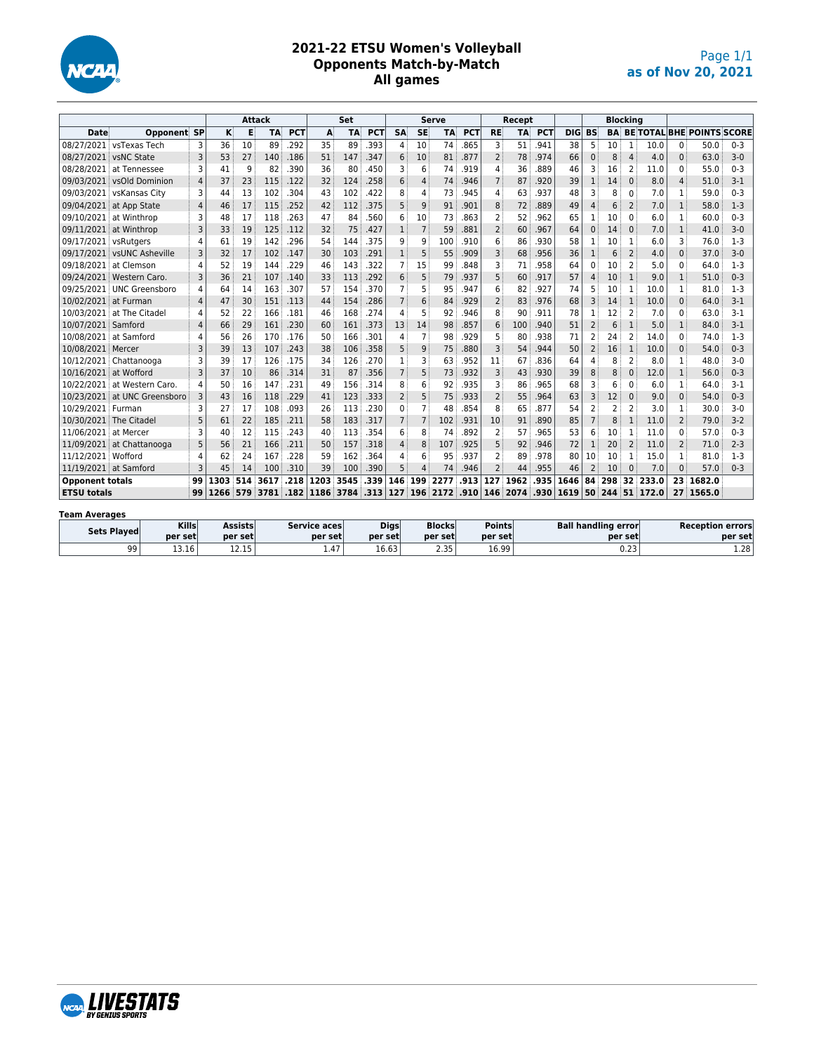# 2021-22 ETSU Women's Volleyball
## Opponents Match-by-Match
## All games

as of Nov 20, 2021

| | | | Attack | | | | Set | | | Serve | | | | Recept | | | | Blocking | | | | | | | |
|---|---|---|---|---|---|---|---|---|---|---|---|---|---|---|---|---|---|---|---|---|---|---|---|---|---|
| Date | Opponent | SP | K | E | TA | PCT | A | TA | PCT | SA | SE | TA | PCT | RE | TA | PCT | DIG | BS | BA | BE | TOTAL | BHE | POINTS | SCORE |
| 08/27/2021 | vsTexas Tech | 3 | 36 | 10 | 89 | .292 | 35 | 89 | .393 | 4 | 10 | 74 | .865 | 3 | 51 | .941 | 38 | 5 | 10 | 1 | 10.0 | 0 | 50.0 | 0-3 |
| 08/27/2021 | vsNC State | 3 | 53 | 27 | 140 | .186 | 51 | 147 | .347 | 6 | 10 | 81 | .877 | 2 | 78 | .974 | 66 | 0 | 8 | 4 | 4.0 | 0 | 63.0 | 3-0 |
| 08/28/2021 | at Tennessee | 3 | 41 | 9 | 82 | .390 | 36 | 80 | .450 | 3 | 6 | 74 | .919 | 4 | 36 | .889 | 46 | 3 | 16 | 2 | 11.0 | 0 | 55.0 | 0-3 |
| 09/03/2021 | vsOld Dominion | 4 | 37 | 23 | 115 | .122 | 32 | 124 | .258 | 6 | 4 | 74 | .946 | 7 | 87 | .920 | 39 | 1 | 14 | 0 | 8.0 | 4 | 51.0 | 3-1 |
| 09/03/2021 | vsKansas City | 3 | 44 | 13 | 102 | .304 | 43 | 102 | .422 | 8 | 4 | 73 | .945 | 4 | 63 | .937 | 48 | 3 | 8 | 0 | 7.0 | 1 | 59.0 | 0-3 |
| 09/04/2021 | at App State | 4 | 46 | 17 | 115 | .252 | 42 | 112 | .375 | 5 | 9 | 91 | .901 | 8 | 72 | .889 | 49 | 4 | 6 | 2 | 7.0 | 1 | 58.0 | 1-3 |
| 09/10/2021 | at Winthrop | 3 | 48 | 17 | 118 | .263 | 47 | 84 | .560 | 6 | 10 | 73 | .863 | 2 | 52 | .962 | 65 | 1 | 10 | 0 | 6.0 | 1 | 60.0 | 0-3 |
| 09/11/2021 | at Winthrop | 3 | 33 | 19 | 125 | .112 | 32 | 75 | .427 | 1 | 7 | 59 | .881 | 2 | 60 | .967 | 64 | 0 | 14 | 0 | 7.0 | 1 | 41.0 | 3-0 |
| 09/17/2021 | vsRutgers | 4 | 61 | 19 | 142 | .296 | 54 | 144 | .375 | 9 | 9 | 100 | .910 | 6 | 86 | .930 | 58 | 1 | 10 | 1 | 6.0 | 3 | 76.0 | 1-3 |
| 09/17/2021 | vsUNC Asheville | 3 | 32 | 17 | 102 | .147 | 30 | 103 | .291 | 1 | 5 | 55 | .909 | 3 | 68 | .956 | 36 | 1 | 6 | 2 | 4.0 | 0 | 37.0 | 3-0 |
| 09/18/2021 | at Clemson | 4 | 52 | 19 | 144 | .229 | 46 | 143 | .322 | 7 | 15 | 99 | .848 | 3 | 71 | .958 | 64 | 0 | 10 | 2 | 5.0 | 0 | 64.0 | 1-3 |
| 09/24/2021 | Western Caro. | 3 | 36 | 21 | 107 | .140 | 33 | 113 | .292 | 6 | 5 | 79 | .937 | 5 | 60 | .917 | 57 | 4 | 10 | 1 | 9.0 | 1 | 51.0 | 0-3 |
| 09/25/2021 | UNC Greensboro | 4 | 64 | 14 | 163 | .307 | 57 | 154 | .370 | 7 | 5 | 95 | .947 | 6 | 82 | .927 | 74 | 5 | 10 | 1 | 10.0 | 1 | 81.0 | 1-3 |
| 10/02/2021 | at Furman | 4 | 47 | 30 | 151 | .113 | 44 | 154 | .286 | 7 | 6 | 84 | .929 | 2 | 83 | .976 | 68 | 3 | 14 | 1 | 10.0 | 0 | 64.0 | 3-1 |
| 10/03/2021 | at The Citadel | 4 | 52 | 22 | 166 | .181 | 46 | 168 | .274 | 4 | 5 | 92 | .946 | 8 | 90 | .911 | 78 | 1 | 12 | 2 | 7.0 | 0 | 63.0 | 3-1 |
| 10/07/2021 | Samford | 4 | 66 | 29 | 161 | .230 | 60 | 161 | .373 | 13 | 14 | 98 | .857 | 6 | 100 | .940 | 51 | 2 | 6 | 1 | 5.0 | 1 | 84.0 | 3-1 |
| 10/08/2021 | at Samford | 4 | 56 | 26 | 170 | .176 | 50 | 166 | .301 | 4 | 7 | 98 | .929 | 5 | 80 | .938 | 71 | 2 | 24 | 2 | 14.0 | 0 | 74.0 | 1-3 |
| 10/08/2021 | Mercer | 3 | 39 | 13 | 107 | .243 | 38 | 106 | .358 | 5 | 9 | 75 | .880 | 3 | 54 | .944 | 50 | 2 | 16 | 1 | 10.0 | 0 | 54.0 | 0-3 |
| 10/12/2021 | Chattanooga | 3 | 39 | 17 | 126 | .175 | 34 | 126 | .270 | 1 | 3 | 63 | .952 | 11 | 67 | .836 | 64 | 4 | 8 | 2 | 8.0 | 1 | 48.0 | 3-0 |
| 10/16/2021 | at Wofford | 3 | 37 | 10 | 86 | .314 | 31 | 87 | .356 | 7 | 5 | 73 | .932 | 3 | 43 | .930 | 39 | 8 | 8 | 0 | 12.0 | 1 | 56.0 | 0-3 |
| 10/22/2021 | at Western Caro. | 4 | 50 | 16 | 147 | .231 | 49 | 156 | .314 | 8 | 6 | 92 | .935 | 3 | 86 | .965 | 68 | 3 | 6 | 0 | 6.0 | 1 | 64.0 | 3-1 |
| 10/23/2021 | at UNC Greensboro | 3 | 43 | 16 | 118 | .229 | 41 | 123 | .333 | 2 | 5 | 75 | .933 | 2 | 55 | .964 | 63 | 3 | 12 | 0 | 9.0 | 0 | 54.0 | 0-3 |
| 10/29/2021 | Furman | 3 | 27 | 17 | 108 | .093 | 26 | 113 | .230 | 0 | 7 | 48 | .854 | 8 | 65 | .877 | 54 | 2 | 2 | 2 | 3.0 | 1 | 30.0 | 3-0 |
| 10/30/2021 | The Citadel | 5 | 61 | 22 | 185 | .211 | 58 | 183 | .317 | 7 | 7 | 102 | .931 | 10 | 91 | .890 | 85 | 7 | 8 | 1 | 11.0 | 2 | 79.0 | 3-2 |
| 11/06/2021 | at Mercer | 3 | 40 | 12 | 115 | .243 | 40 | 113 | .354 | 6 | 8 | 74 | .892 | 2 | 57 | .965 | 53 | 6 | 10 | 1 | 11.0 | 0 | 57.0 | 0-3 |
| 11/09/2021 | at Chattanooga | 5 | 56 | 21 | 166 | .211 | 50 | 157 | .318 | 4 | 8 | 107 | .925 | 5 | 92 | .946 | 72 | 1 | 20 | 2 | 11.0 | 2 | 71.0 | 2-3 |
| 11/12/2021 | Wofford | 4 | 62 | 24 | 167 | .228 | 59 | 162 | .364 | 4 | 6 | 95 | .937 | 2 | 89 | .978 | 80 | 10 | 10 | 1 | 15.0 | 1 | 81.0 | 1-3 |
| 11/19/2021 | at Samford | 3 | 45 | 14 | 100 | .310 | 39 | 100 | .390 | 5 | 4 | 74 | .946 | 2 | 44 | .955 | 46 | 2 | 10 | 0 | 7.0 | 0 | 57.0 | 0-3 |
| **Opponent totals** | | **99** | **1303** | **514** | **3617** | **.218** | **1203** | **3545** | **.339** | **146** | **199** | **2277** | **.913** | **127** | **1962** | **.935** | **1646** | **84** | **298** | **32** | **233.0** | **23** | **1682.0** | |
| **ETSU totals** | | **99** | **1266** | **579** | **3781** | **.182** | **1186** | **3784** | **.313** | **127** | **196** | **2172** | **.910** | **146** | **2074** | **.930** | **1619** | **50** | **244** | **51** | **172.0** | **27** | **1565.0** | |

**Team Averages**

| Sets Played | Kills per set | Assists per set | Service aces per set | Digs per set | Blocks per set | Points per set | Ball handling error per set | Reception errors per set |
|---|---|---|---|---|---|---|---|---|
| 99 | 13.16 | 12.15 | 1.47 | 16.63 | 2.35 | 16.99 | 0.23 | 1.28 |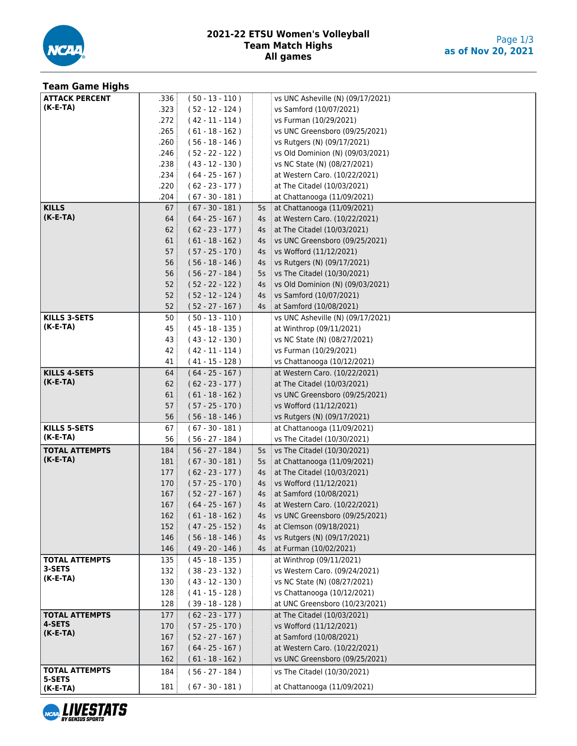# 2021-22 ETSU Women's Volleyball
## Team Match Highs
### All games

as of Nov 20, 2021

## Team Game Highs

| Category | Value | (K-E-TA) | Sets | Opponent |
|---|---|---|---|---|
| ATTACK PERCENT (K-E-TA) | .336 | ( 50 - 13 - 110 ) | | vs UNC Asheville (N) (09/17/2021) |
| | .323 | ( 52 - 12 - 124 ) | | vs Samford (10/07/2021) |
| | .272 | ( 42 - 11 - 114 ) | | vs Furman (10/29/2021) |
| | .265 | ( 61 - 18 - 162 ) | | vs UNC Greensboro (09/25/2021) |
| | .260 | ( 56 - 18 - 146 ) | | vs Rutgers (N) (09/17/2021) |
| | .246 | ( 52 - 22 - 122 ) | | vs Old Dominion (N) (09/03/2021) |
| | .238 | ( 43 - 12 - 130 ) | | vs NC State (N) (08/27/2021) |
| | .234 | ( 64 - 25 - 167 ) | | at Western Caro. (10/22/2021) |
| | .220 | ( 62 - 23 - 177 ) | | at The Citadel (10/03/2021) |
| | .204 | ( 67 - 30 - 181 ) | | at Chattanooga (11/09/2021) |
| KILLS (K-E-TA) | 67 | ( 67 - 30 - 181 ) | 5s | at Chattanooga (11/09/2021) |
| | 64 | ( 64 - 25 - 167 ) | 4s | at Western Caro. (10/22/2021) |
| | 62 | ( 62 - 23 - 177 ) | 4s | at The Citadel (10/03/2021) |
| | 61 | ( 61 - 18 - 162 ) | 4s | vs UNC Greensboro (09/25/2021) |
| | 57 | ( 57 - 25 - 170 ) | 4s | vs Wofford (11/12/2021) |
| | 56 | ( 56 - 18 - 146 ) | 4s | vs Rutgers (N) (09/17/2021) |
| | 56 | ( 56 - 27 - 184 ) | 5s | vs The Citadel (10/30/2021) |
| | 52 | ( 52 - 22 - 122 ) | 4s | vs Old Dominion (N) (09/03/2021) |
| | 52 | ( 52 - 12 - 124 ) | 4s | vs Samford (10/07/2021) |
| | 52 | ( 52 - 27 - 167 ) | 4s | at Samford (10/08/2021) |
| KILLS 3-SETS (K-E-TA) | 50 | ( 50 - 13 - 110 ) | | vs UNC Asheville (N) (09/17/2021) |
| | 45 | ( 45 - 18 - 135 ) | | at Winthrop (09/11/2021) |
| | 43 | ( 43 - 12 - 130 ) | | vs NC State (N) (08/27/2021) |
| | 42 | ( 42 - 11 - 114 ) | | vs Furman (10/29/2021) |
| | 41 | ( 41 - 15 - 128 ) | | vs Chattanooga (10/12/2021) |
| KILLS 4-SETS (K-E-TA) | 64 | ( 64 - 25 - 167 ) | | at Western Caro. (10/22/2021) |
| | 62 | ( 62 - 23 - 177 ) | | at The Citadel (10/03/2021) |
| | 61 | ( 61 - 18 - 162 ) | | vs UNC Greensboro (09/25/2021) |
| | 57 | ( 57 - 25 - 170 ) | | vs Wofford (11/12/2021) |
| | 56 | ( 56 - 18 - 146 ) | | vs Rutgers (N) (09/17/2021) |
| KILLS 5-SETS (K-E-TA) | 67 | ( 67 - 30 - 181 ) | | at Chattanooga (11/09/2021) |
| | 56 | ( 56 - 27 - 184 ) | | vs The Citadel (10/30/2021) |
| TOTAL ATTEMPTS (K-E-TA) | 184 | ( 56 - 27 - 184 ) | 5s | vs The Citadel (10/30/2021) |
| | 181 | ( 67 - 30 - 181 ) | 5s | at Chattanooga (11/09/2021) |
| | 177 | ( 62 - 23 - 177 ) | 4s | at The Citadel (10/03/2021) |
| | 170 | ( 57 - 25 - 170 ) | 4s | vs Wofford (11/12/2021) |
| | 167 | ( 52 - 27 - 167 ) | 4s | at Samford (10/08/2021) |
| | 167 | ( 64 - 25 - 167 ) | 4s | at Western Caro. (10/22/2021) |
| | 162 | ( 61 - 18 - 162 ) | 4s | vs UNC Greensboro (09/25/2021) |
| | 152 | ( 47 - 25 - 152 ) | 4s | at Clemson (09/18/2021) |
| | 146 | ( 56 - 18 - 146 ) | 4s | vs Rutgers (N) (09/17/2021) |
| | 146 | ( 49 - 20 - 146 ) | 4s | at Furman (10/02/2021) |
| TOTAL ATTEMPTS 3-SETS (K-E-TA) | 135 | ( 45 - 18 - 135 ) | | at Winthrop (09/11/2021) |
| | 132 | ( 38 - 23 - 132 ) | | vs Western Caro. (09/24/2021) |
| | 130 | ( 43 - 12 - 130 ) | | vs NC State (N) (08/27/2021) |
| | 128 | ( 41 - 15 - 128 ) | | vs Chattanooga (10/12/2021) |
| | 128 | ( 39 - 18 - 128 ) | | at UNC Greensboro (10/23/2021) |
| TOTAL ATTEMPTS 4-SETS (K-E-TA) | 177 | ( 62 - 23 - 177 ) | | at The Citadel (10/03/2021) |
| | 170 | ( 57 - 25 - 170 ) | | vs Wofford (11/12/2021) |
| | 167 | ( 52 - 27 - 167 ) | | at Samford (10/08/2021) |
| | 167 | ( 64 - 25 - 167 ) | | at Western Caro. (10/22/2021) |
| | 162 | ( 61 - 18 - 162 ) | | vs UNC Greensboro (09/25/2021) |
| TOTAL ATTEMPTS 5-SETS (K-E-TA) | 184 | ( 56 - 27 - 184 ) | | vs The Citadel (10/30/2021) |
| | 181 | ( 67 - 30 - 181 ) | | at Chattanooga (11/09/2021) |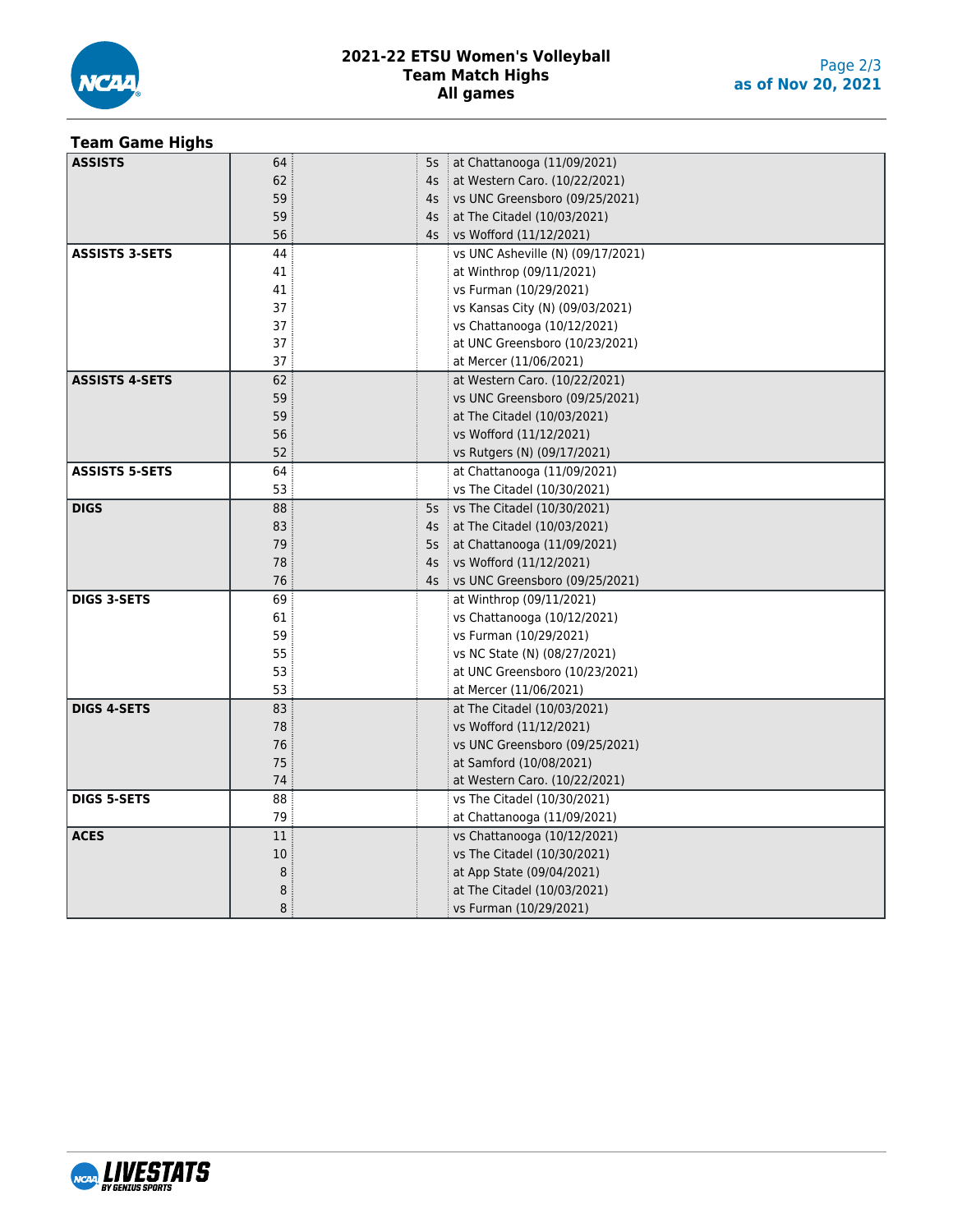# 2021-22 ETSU Women's Volleyball
## Team Match Highs
## All games

### Team Game Highs

| Category | Value | Sets | Opponent |
|---|---|---|---|
| **ASSISTS** | 64 | 5s | at Chattanooga (11/09/2021) |
| | 62 | 4s | at Western Caro. (10/22/2021) |
| | 59 | 4s | vs UNC Greensboro (09/25/2021) |
| | 59 | 4s | at The Citadel (10/03/2021) |
| | 56 | 4s | vs Wofford (11/12/2021) |
| **ASSISTS 3-SETS** | 44 | | vs UNC Asheville (N) (09/17/2021) |
| | 41 | | at Winthrop (09/11/2021) |
| | 41 | | vs Furman (10/29/2021) |
| | 37 | | vs Kansas City (N) (09/03/2021) |
| | 37 | | vs Chattanooga (10/12/2021) |
| | 37 | | at UNC Greensboro (10/23/2021) |
| | 37 | | at Mercer (11/06/2021) |
| **ASSISTS 4-SETS** | 62 | | at Western Caro. (10/22/2021) |
| | 59 | | vs UNC Greensboro (09/25/2021) |
| | 59 | | at The Citadel (10/03/2021) |
| | 56 | | vs Wofford (11/12/2021) |
| | 52 | | vs Rutgers (N) (09/17/2021) |
| **ASSISTS 5-SETS** | 64 | | at Chattanooga (11/09/2021) |
| | 53 | | vs The Citadel (10/30/2021) |
| **DIGS** | 88 | 5s | vs The Citadel (10/30/2021) |
| | 83 | 4s | at The Citadel (10/03/2021) |
| | 79 | 5s | at Chattanooga (11/09/2021) |
| | 78 | 4s | vs Wofford (11/12/2021) |
| | 76 | 4s | vs UNC Greensboro (09/25/2021) |
| **DIGS 3-SETS** | 69 | | at Winthrop (09/11/2021) |
| | 61 | | vs Chattanooga (10/12/2021) |
| | 59 | | vs Furman (10/29/2021) |
| | 55 | | vs NC State (N) (08/27/2021) |
| | 53 | | at UNC Greensboro (10/23/2021) |
| | 53 | | at Mercer (11/06/2021) |
| **DIGS 4-SETS** | 83 | | at The Citadel (10/03/2021) |
| | 78 | | vs Wofford (11/12/2021) |
| | 76 | | vs UNC Greensboro (09/25/2021) |
| | 75 | | at Samford (10/08/2021) |
| | 74 | | at Western Caro. (10/22/2021) |
| **DIGS 5-SETS** | 88 | | vs The Citadel (10/30/2021) |
| | 79 | | at Chattanooga (11/09/2021) |
| **ACES** | 11 | | vs Chattanooga (10/12/2021) |
| | 10 | | vs The Citadel (10/30/2021) |
| | 8 | | at App State (09/04/2021) |
| | 8 | | at The Citadel (10/03/2021) |
| | 8 | | vs Furman (10/29/2021) |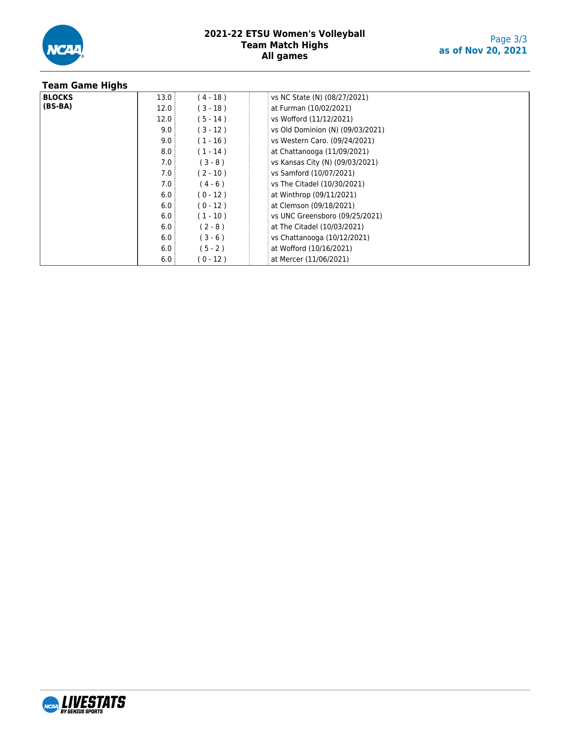## Team Game Highs

| | | | |
|---|---|---|---|
| **BLOCKS (BS-BA)** | 13.0 | ( 4 - 18 ) | vs NC State (N) (08/27/2021) |
| | 12.0 | ( 3 - 18 ) | at Furman (10/02/2021) |
| | 12.0 | ( 5 - 14 ) | vs Wofford (11/12/2021) |
| | 9.0 | ( 3 - 12 ) | vs Old Dominion (N) (09/03/2021) |
| | 9.0 | ( 1 - 16 ) | vs Western Caro. (09/24/2021) |
| | 8.0 | ( 1 - 14 ) | at Chattanooga (11/09/2021) |
| | 7.0 | ( 3 - 8 ) | vs Kansas City (N) (09/03/2021) |
| | 7.0 | ( 2 - 10 ) | vs Samford (10/07/2021) |
| | 7.0 | ( 4 - 6 ) | vs The Citadel (10/30/2021) |
| | 6.0 | ( 0 - 12 ) | at Winthrop (09/11/2021) |
| | 6.0 | ( 0 - 12 ) | at Clemson (09/18/2021) |
| | 6.0 | ( 1 - 10 ) | vs UNC Greensboro (09/25/2021) |
| | 6.0 | ( 2 - 8 ) | at The Citadel (10/03/2021) |
| | 6.0 | ( 3 - 6 ) | vs Chattanooga (10/12/2021) |
| | 6.0 | ( 5 - 2 ) | at Wofford (10/16/2021) |
| | 6.0 | ( 0 - 12 ) | at Mercer (11/06/2021) |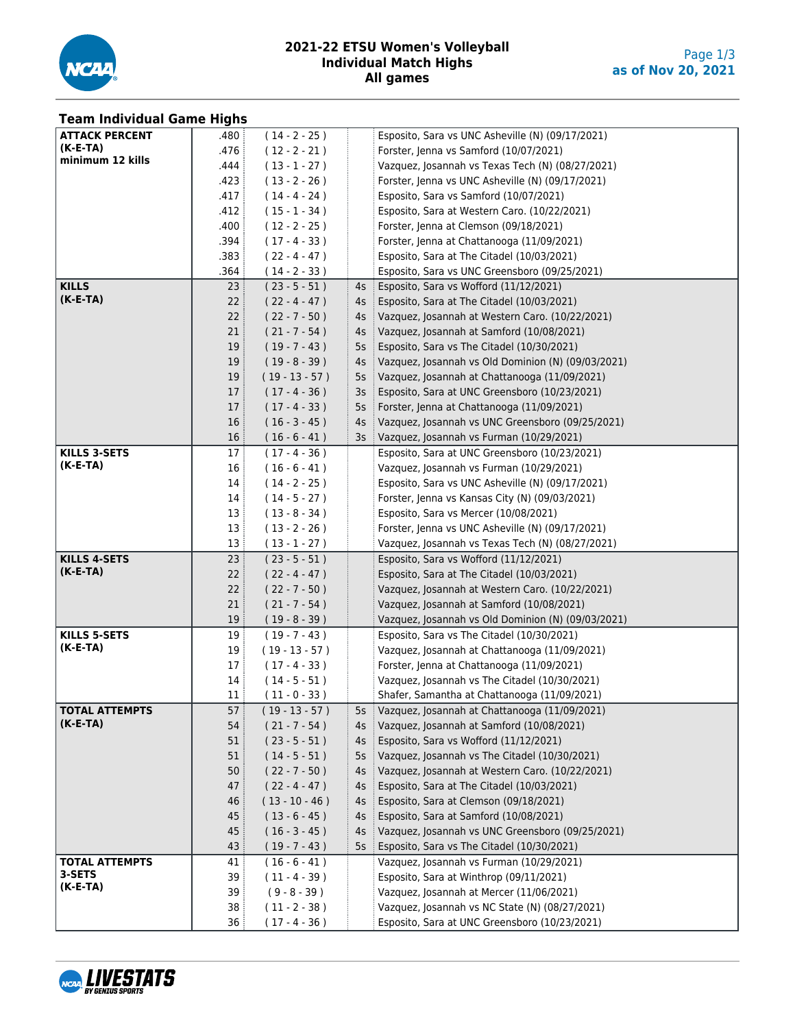# 2021-22 ETSU Women's Volleyball
## Individual Match Highs
### All games

as of Nov 20, 2021

## Team Individual Game Highs

| Category | Value | K-E-TA | Sets | Player / Match |
|---|---|---|---|---|
| **ATTACK PERCENT (K-E-TA) minimum 12 kills** | .480 | ( 14 - 2 - 25 ) | | Esposito, Sara vs UNC Asheville (N) (09/17/2021) |
| | .476 | ( 12 - 2 - 21 ) | | Forster, Jenna vs Samford (10/07/2021) |
| | .444 | ( 13 - 1 - 27 ) | | Vazquez, Josannah vs Texas Tech (N) (08/27/2021) |
| | .423 | ( 13 - 2 - 26 ) | | Forster, Jenna vs UNC Asheville (N) (09/17/2021) |
| | .417 | ( 14 - 4 - 24 ) | | Esposito, Sara vs Samford (10/07/2021) |
| | .412 | ( 15 - 1 - 34 ) | | Esposito, Sara at Western Caro. (10/22/2021) |
| | .400 | ( 12 - 2 - 25 ) | | Forster, Jenna at Clemson (09/18/2021) |
| | .394 | ( 17 - 4 - 33 ) | | Forster, Jenna at Chattanooga (11/09/2021) |
| | .383 | ( 22 - 4 - 47 ) | | Esposito, Sara at The Citadel (10/03/2021) |
| | .364 | ( 14 - 2 - 33 ) | | Esposito, Sara vs UNC Greensboro (09/25/2021) |
| **KILLS (K-E-TA)** | 23 | ( 23 - 5 - 51 ) | 4s | Esposito, Sara vs Wofford (11/12/2021) |
| | 22 | ( 22 - 4 - 47 ) | 4s | Esposito, Sara at The Citadel (10/03/2021) |
| | 22 | ( 22 - 7 - 50 ) | 4s | Vazquez, Josannah at Western Caro. (10/22/2021) |
| | 21 | ( 21 - 7 - 54 ) | 4s | Vazquez, Josannah at Samford (10/08/2021) |
| | 19 | ( 19 - 7 - 43 ) | 5s | Esposito, Sara vs The Citadel (10/30/2021) |
| | 19 | ( 19 - 8 - 39 ) | 4s | Vazquez, Josannah vs Old Dominion (N) (09/03/2021) |
| | 19 | ( 19 - 13 - 57 ) | 5s | Vazquez, Josannah at Chattanooga (11/09/2021) |
| | 17 | ( 17 - 4 - 36 ) | 3s | Esposito, Sara at UNC Greensboro (10/23/2021) |
| | 17 | ( 17 - 4 - 33 ) | 5s | Forster, Jenna at Chattanooga (11/09/2021) |
| | 16 | ( 16 - 3 - 45 ) | 4s | Vazquez, Josannah vs UNC Greensboro (09/25/2021) |
| | 16 | ( 16 - 6 - 41 ) | 3s | Vazquez, Josannah vs Furman (10/29/2021) |
| **KILLS 3-SETS (K-E-TA)** | 17 | ( 17 - 4 - 36 ) | | Esposito, Sara at UNC Greensboro (10/23/2021) |
| | 16 | ( 16 - 6 - 41 ) | | Vazquez, Josannah vs Furman (10/29/2021) |
| | 14 | ( 14 - 2 - 25 ) | | Esposito, Sara vs UNC Asheville (N) (09/17/2021) |
| | 14 | ( 14 - 5 - 27 ) | | Forster, Jenna vs Kansas City (N) (09/03/2021) |
| | 13 | ( 13 - 8 - 34 ) | | Esposito, Sara vs Mercer (10/08/2021) |
| | 13 | ( 13 - 2 - 26 ) | | Forster, Jenna vs UNC Asheville (N) (09/17/2021) |
| | 13 | ( 13 - 1 - 27 ) | | Vazquez, Josannah vs Texas Tech (N) (08/27/2021) |
| **KILLS 4-SETS (K-E-TA)** | 23 | ( 23 - 5 - 51 ) | | Esposito, Sara vs Wofford (11/12/2021) |
| | 22 | ( 22 - 4 - 47 ) | | Esposito, Sara at The Citadel (10/03/2021) |
| | 22 | ( 22 - 7 - 50 ) | | Vazquez, Josannah at Western Caro. (10/22/2021) |
| | 21 | ( 21 - 7 - 54 ) | | Vazquez, Josannah at Samford (10/08/2021) |
| | 19 | ( 19 - 8 - 39 ) | | Vazquez, Josannah vs Old Dominion (N) (09/03/2021) |
| **KILLS 5-SETS (K-E-TA)** | 19 | ( 19 - 7 - 43 ) | | Esposito, Sara vs The Citadel (10/30/2021) |
| | 19 | ( 19 - 13 - 57 ) | | Vazquez, Josannah at Chattanooga (11/09/2021) |
| | 17 | ( 17 - 4 - 33 ) | | Forster, Jenna at Chattanooga (11/09/2021) |
| | 14 | ( 14 - 5 - 51 ) | | Vazquez, Josannah vs The Citadel (10/30/2021) |
| | 11 | ( 11 - 0 - 33 ) | | Shafer, Samantha at Chattanooga (11/09/2021) |
| **TOTAL ATTEMPTS (K-E-TA)** | 57 | ( 19 - 13 - 57 ) | 5s | Vazquez, Josannah at Chattanooga (11/09/2021) |
| | 54 | ( 21 - 7 - 54 ) | 4s | Vazquez, Josannah at Samford (10/08/2021) |
| | 51 | ( 23 - 5 - 51 ) | 4s | Esposito, Sara vs Wofford (11/12/2021) |
| | 51 | ( 14 - 5 - 51 ) | 5s | Vazquez, Josannah vs The Citadel (10/30/2021) |
| | 50 | ( 22 - 7 - 50 ) | 4s | Vazquez, Josannah at Western Caro. (10/22/2021) |
| | 47 | ( 22 - 4 - 47 ) | 4s | Esposito, Sara at The Citadel (10/03/2021) |
| | 46 | ( 13 - 10 - 46 ) | 4s | Esposito, Sara at Clemson (09/18/2021) |
| | 45 | ( 13 - 6 - 45 ) | 4s | Esposito, Sara at Samford (10/08/2021) |
| | 45 | ( 16 - 3 - 45 ) | 4s | Vazquez, Josannah vs UNC Greensboro (09/25/2021) |
| | 43 | ( 19 - 7 - 43 ) | 5s | Esposito, Sara vs The Citadel (10/30/2021) |
| **TOTAL ATTEMPTS 3-SETS (K-E-TA)** | 41 | ( 16 - 6 - 41 ) | | Vazquez, Josannah vs Furman (10/29/2021) |
| | 39 | ( 11 - 4 - 39 ) | | Esposito, Sara at Winthrop (09/11/2021) |
| | 39 | ( 9 - 8 - 39 ) | | Vazquez, Josannah at Mercer (11/06/2021) |
| | 38 | ( 11 - 2 - 38 ) | | Vazquez, Josannah vs NC State (N) (08/27/2021) |
| | 36 | ( 17 - 4 - 36 ) | | Esposito, Sara at UNC Greensboro (10/23/2021) |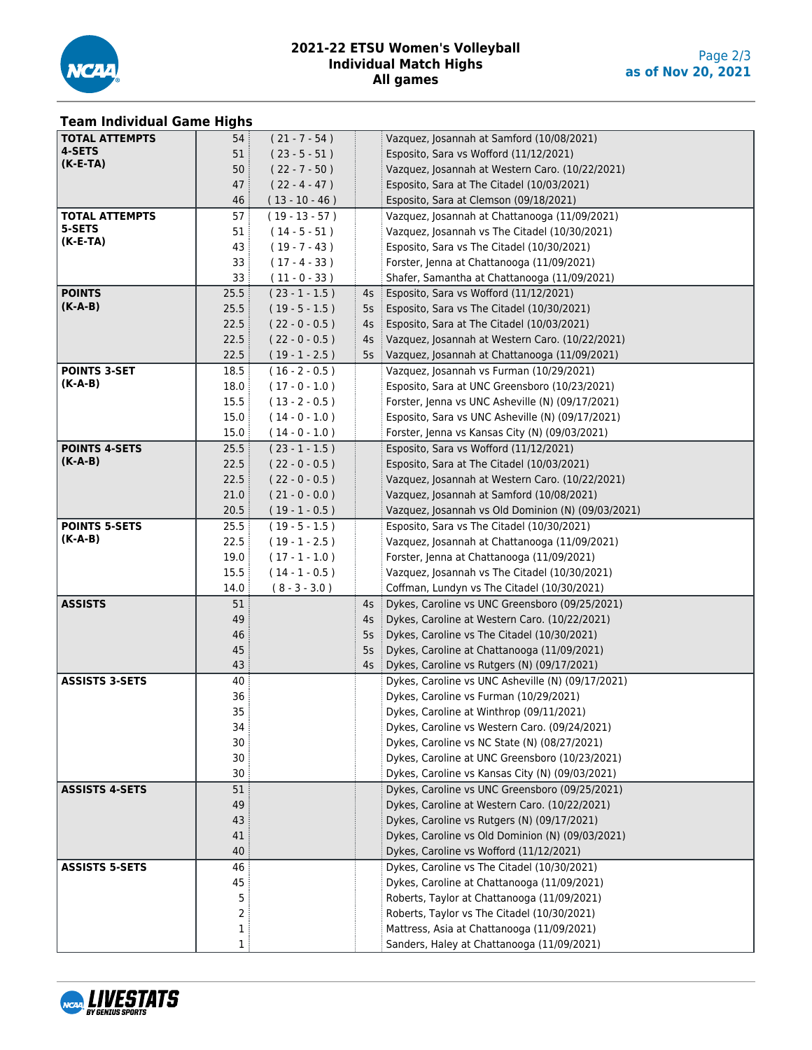# 2021-22 ETSU Women's Volleyball
## Individual Match Highs
### All games

as of Nov 20, 2021

## Team Individual Game Highs

| Category | Value | Detail | Sets | Player / Game |
|---|---|---|---|---|
| **TOTAL ATTEMPTS 4-SETS (K-E-TA)** | 54 | ( 21 - 7 - 54 ) | | Vazquez, Josannah at Samford (10/08/2021) |
| | 51 | ( 23 - 5 - 51 ) | | Esposito, Sara vs Wofford (11/12/2021) |
| | 50 | ( 22 - 7 - 50 ) | | Vazquez, Josannah at Western Caro. (10/22/2021) |
| | 47 | ( 22 - 4 - 47 ) | | Esposito, Sara at The Citadel (10/03/2021) |
| | 46 | ( 13 - 10 - 46 ) | | Esposito, Sara at Clemson (09/18/2021) |
| **TOTAL ATTEMPTS 5-SETS (K-E-TA)** | 57 | ( 19 - 13 - 57 ) | | Vazquez, Josannah at Chattanooga (11/09/2021) |
| | 51 | ( 14 - 5 - 51 ) | | Vazquez, Josannah vs The Citadel (10/30/2021) |
| | 43 | ( 19 - 7 - 43 ) | | Esposito, Sara vs The Citadel (10/30/2021) |
| | 33 | ( 17 - 4 - 33 ) | | Forster, Jenna at Chattanooga (11/09/2021) |
| | 33 | ( 11 - 0 - 33 ) | | Shafer, Samantha at Chattanooga (11/09/2021) |
| **POINTS (K-A-B)** | 25.5 | ( 23 - 1 - 1.5 ) | 4s | Esposito, Sara vs Wofford (11/12/2021) |
| | 25.5 | ( 19 - 5 - 1.5 ) | 5s | Esposito, Sara vs The Citadel (10/30/2021) |
| | 22.5 | ( 22 - 0 - 0.5 ) | 4s | Esposito, Sara at The Citadel (10/03/2021) |
| | 22.5 | ( 22 - 0 - 0.5 ) | 4s | Vazquez, Josannah at Western Caro. (10/22/2021) |
| | 22.5 | ( 19 - 1 - 2.5 ) | 5s | Vazquez, Josannah at Chattanooga (11/09/2021) |
| **POINTS 3-SET (K-A-B)** | 18.5 | ( 16 - 2 - 0.5 ) | | Vazquez, Josannah vs Furman (10/29/2021) |
| | 18.0 | ( 17 - 0 - 1.0 ) | | Esposito, Sara at UNC Greensboro (10/23/2021) |
| | 15.5 | ( 13 - 2 - 0.5 ) | | Forster, Jenna vs UNC Asheville (N) (09/17/2021) |
| | 15.0 | ( 14 - 0 - 1.0 ) | | Esposito, Sara vs UNC Asheville (N) (09/17/2021) |
| | 15.0 | ( 14 - 0 - 1.0 ) | | Forster, Jenna vs Kansas City (N) (09/03/2021) |
| **POINTS 4-SETS (K-A-B)** | 25.5 | ( 23 - 1 - 1.5 ) | | Esposito, Sara vs Wofford (11/12/2021) |
| | 22.5 | ( 22 - 0 - 0.5 ) | | Esposito, Sara at The Citadel (10/03/2021) |
| | 22.5 | ( 22 - 0 - 0.5 ) | | Vazquez, Josannah at Western Caro. (10/22/2021) |
| | 21.0 | ( 21 - 0 - 0.0 ) | | Vazquez, Josannah at Samford (10/08/2021) |
| | 20.5 | ( 19 - 1 - 0.5 ) | | Vazquez, Josannah vs Old Dominion (N) (09/03/2021) |
| **POINTS 5-SETS (K-A-B)** | 25.5 | ( 19 - 5 - 1.5 ) | | Esposito, Sara vs The Citadel (10/30/2021) |
| | 22.5 | ( 19 - 1 - 2.5 ) | | Vazquez, Josannah at Chattanooga (11/09/2021) |
| | 19.0 | ( 17 - 1 - 1.0 ) | | Forster, Jenna at Chattanooga (11/09/2021) |
| | 15.5 | ( 14 - 1 - 0.5 ) | | Vazquez, Josannah vs The Citadel (10/30/2021) |
| | 14.0 | ( 8 - 3 - 3.0 ) | | Coffman, Lundyn vs The Citadel (10/30/2021) |
| **ASSISTS** | 51 | | 4s | Dykes, Caroline vs UNC Greensboro (09/25/2021) |
| | 49 | | 4s | Dykes, Caroline at Western Caro. (10/22/2021) |
| | 46 | | 5s | Dykes, Caroline vs The Citadel (10/30/2021) |
| | 45 | | 5s | Dykes, Caroline at Chattanooga (11/09/2021) |
| | 43 | | 4s | Dykes, Caroline vs Rutgers (N) (09/17/2021) |
| **ASSISTS 3-SETS** | 40 | | | Dykes, Caroline vs UNC Asheville (N) (09/17/2021) |
| | 36 | | | Dykes, Caroline vs Furman (10/29/2021) |
| | 35 | | | Dykes, Caroline at Winthrop (09/11/2021) |
| | 34 | | | Dykes, Caroline vs Western Caro. (09/24/2021) |
| | 30 | | | Dykes, Caroline vs NC State (N) (08/27/2021) |
| | 30 | | | Dykes, Caroline at UNC Greensboro (10/23/2021) |
| | 30 | | | Dykes, Caroline vs Kansas City (N) (09/03/2021) |
| **ASSISTS 4-SETS** | 51 | | | Dykes, Caroline vs UNC Greensboro (09/25/2021) |
| | 49 | | | Dykes, Caroline at Western Caro. (10/22/2021) |
| | 43 | | | Dykes, Caroline vs Rutgers (N) (09/17/2021) |
| | 41 | | | Dykes, Caroline vs Old Dominion (N) (09/03/2021) |
| | 40 | | | Dykes, Caroline vs Wofford (11/12/2021) |
| **ASSISTS 5-SETS** | 46 | | | Dykes, Caroline vs The Citadel (10/30/2021) |
| | 45 | | | Dykes, Caroline at Chattanooga (11/09/2021) |
| | 5 | | | Roberts, Taylor at Chattanooga (11/09/2021) |
| | 2 | | | Roberts, Taylor vs The Citadel (10/30/2021) |
| | 1 | | | Mattress, Asia at Chattanooga (11/09/2021) |
| | 1 | | | Sanders, Haley at Chattanooga (11/09/2021) |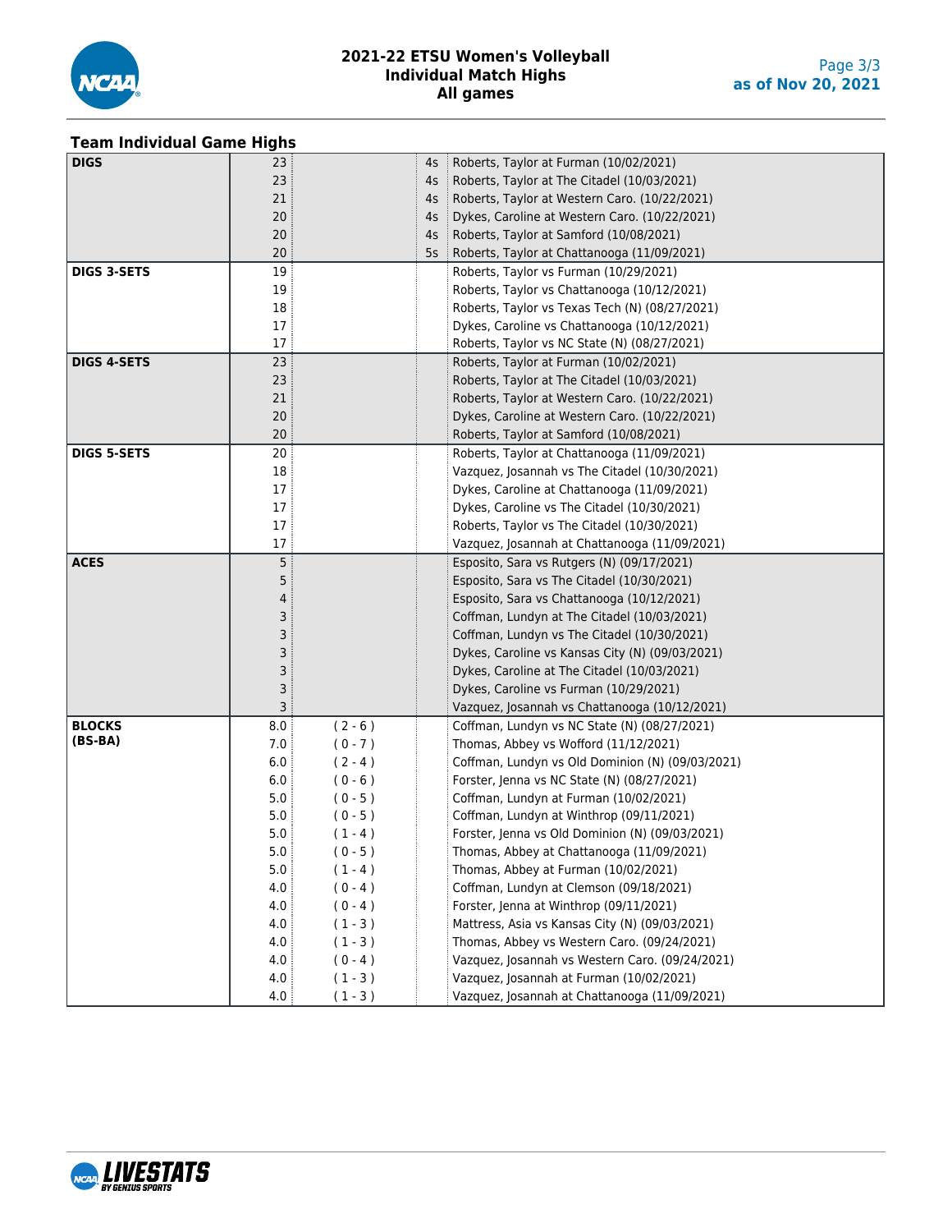# 2021-22 ETSU Women's Volleyball
## Individual Match Highs
## All games

as of Nov 20, 2021

### Team Individual Game Highs

| Category | Value | BS-BA | Sets | Player / Game |
|---|---|---|---|---|
| **DIGS** | 23 | | 4s | Roberts, Taylor at Furman (10/02/2021) |
| | 23 | | 4s | Roberts, Taylor at The Citadel (10/03/2021) |
| | 21 | | 4s | Roberts, Taylor at Western Caro. (10/22/2021) |
| | 20 | | 4s | Dykes, Caroline at Western Caro. (10/22/2021) |
| | 20 | | 4s | Roberts, Taylor at Samford (10/08/2021) |
| | 20 | | 5s | Roberts, Taylor at Chattanooga (11/09/2021) |
| **DIGS 3-SETS** | 19 | | | Roberts, Taylor vs Furman (10/29/2021) |
| | 19 | | | Roberts, Taylor vs Chattanooga (10/12/2021) |
| | 18 | | | Roberts, Taylor vs Texas Tech (N) (08/27/2021) |
| | 17 | | | Dykes, Caroline vs Chattanooga (10/12/2021) |
| | 17 | | | Roberts, Taylor vs NC State (N) (08/27/2021) |
| **DIGS 4-SETS** | 23 | | | Roberts, Taylor at Furman (10/02/2021) |
| | 23 | | | Roberts, Taylor at The Citadel (10/03/2021) |
| | 21 | | | Roberts, Taylor at Western Caro. (10/22/2021) |
| | 20 | | | Dykes, Caroline at Western Caro. (10/22/2021) |
| | 20 | | | Roberts, Taylor at Samford (10/08/2021) |
| **DIGS 5-SETS** | 20 | | | Roberts, Taylor at Chattanooga (11/09/2021) |
| | 18 | | | Vazquez, Josannah vs The Citadel (10/30/2021) |
| | 17 | | | Dykes, Caroline at Chattanooga (11/09/2021) |
| | 17 | | | Dykes, Caroline vs The Citadel (10/30/2021) |
| | 17 | | | Roberts, Taylor vs The Citadel (10/30/2021) |
| | 17 | | | Vazquez, Josannah at Chattanooga (11/09/2021) |
| **ACES** | 5 | | | Esposito, Sara vs Rutgers (N) (09/17/2021) |
| | 5 | | | Esposito, Sara vs The Citadel (10/30/2021) |
| | 4 | | | Esposito, Sara vs Chattanooga (10/12/2021) |
| | 3 | | | Coffman, Lundyn at The Citadel (10/03/2021) |
| | 3 | | | Coffman, Lundyn vs The Citadel (10/30/2021) |
| | 3 | | | Dykes, Caroline vs Kansas City (N) (09/03/2021) |
| | 3 | | | Dykes, Caroline at The Citadel (10/03/2021) |
| | 3 | | | Dykes, Caroline vs Furman (10/29/2021) |
| | 3 | | | Vazquez, Josannah vs Chattanooga (10/12/2021) |
| **BLOCKS (BS-BA)** | 8.0 | ( 2 - 6 ) | | Coffman, Lundyn vs NC State (N) (08/27/2021) |
| | 7.0 | ( 0 - 7 ) | | Thomas, Abbey vs Wofford (11/12/2021) |
| | 6.0 | ( 2 - 4 ) | | Coffman, Lundyn vs Old Dominion (N) (09/03/2021) |
| | 6.0 | ( 0 - 6 ) | | Forster, Jenna vs NC State (N) (08/27/2021) |
| | 5.0 | ( 0 - 5 ) | | Coffman, Lundyn at Furman (10/02/2021) |
| | 5.0 | ( 0 - 5 ) | | Coffman, Lundyn at Winthrop (09/11/2021) |
| | 5.0 | ( 1 - 4 ) | | Forster, Jenna vs Old Dominion (N) (09/03/2021) |
| | 5.0 | ( 0 - 5 ) | | Thomas, Abbey at Chattanooga (11/09/2021) |
| | 5.0 | ( 1 - 4 ) | | Thomas, Abbey at Furman (10/02/2021) |
| | 4.0 | ( 0 - 4 ) | | Coffman, Lundyn at Clemson (09/18/2021) |
| | 4.0 | ( 0 - 4 ) | | Forster, Jenna at Winthrop (09/11/2021) |
| | 4.0 | ( 1 - 3 ) | | Mattress, Asia vs Kansas City (N) (09/03/2021) |
| | 4.0 | ( 1 - 3 ) | | Thomas, Abbey vs Western Caro. (09/24/2021) |
| | 4.0 | ( 0 - 4 ) | | Vazquez, Josannah vs Western Caro. (09/24/2021) |
| | 4.0 | ( 1 - 3 ) | | Vazquez, Josannah at Furman (10/02/2021) |
| | 4.0 | ( 1 - 3 ) | | Vazquez, Josannah at Chattanooga (11/09/2021) |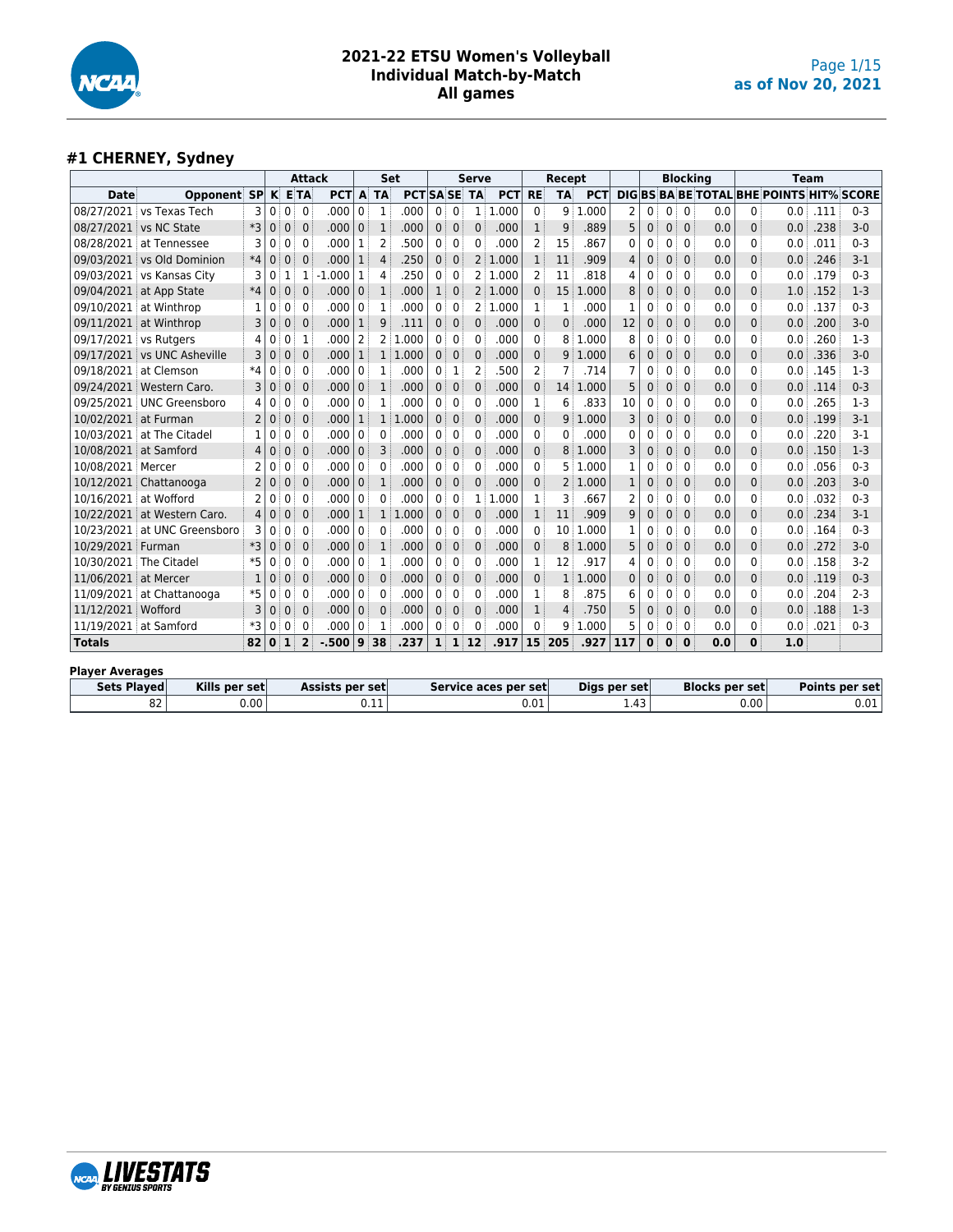# 2021-22 ETSU Women's Volleyball
## Individual Match-by-Match
## All games

as of Nov 20, 2021

### #1 CHERNEY, Sydney

| | | | Attack | | | | Set | | | Serve | | | | Recept | | | | Blocking | | | | | Team | | | |
|---|---|---|---|---|---|---|---|---|---|---|---|---|---|---|---|---|---|---|---|---|---|---|---|---|---|---|
| Date | Opponent | SP | K | E | TA | PCT | A | TA | PCT | SA | SE | TA | PCT | RE | TA | PCT | DIG | BS | BA | BE | TOTAL | BHE | POINTS | HIT% | SCORE |
| 08/27/2021 | vs Texas Tech | 3 | 0 | 0 | 0 | .000 | 0 | 1 | .000 | 0 | 0 | 1 | 1.000 | 0 | 9 | 1.000 | 2 | 0 | 0 | 0 | 0.0 | 0 | 0.0 | .111 | 0-3 |
| 08/27/2021 | vs NC State | *3 | 0 | 0 | 0 | .000 | 0 | 1 | .000 | 0 | 0 | 0 | .000 | 1 | 9 | .889 | 5 | 0 | 0 | 0 | 0.0 | 0 | 0.0 | .238 | 3-0 |
| 08/28/2021 | at Tennessee | 3 | 0 | 0 | 0 | .000 | 1 | 2 | .500 | 0 | 0 | 0 | .000 | 2 | 15 | .867 | 0 | 0 | 0 | 0 | 0.0 | 0 | 0.0 | .011 | 0-3 |
| 09/03/2021 | vs Old Dominion | *4 | 0 | 0 | 0 | .000 | 1 | 4 | .250 | 0 | 0 | 2 | 1.000 | 1 | 11 | .909 | 4 | 0 | 0 | 0 | 0.0 | 0 | 0.0 | .246 | 3-1 |
| 09/03/2021 | vs Kansas City | 3 | 0 | 1 | 1 | -1.000 | 1 | 4 | .250 | 0 | 0 | 2 | 1.000 | 2 | 11 | .818 | 4 | 0 | 0 | 0 | 0.0 | 0 | 0.0 | .179 | 0-3 |
| 09/04/2021 | at App State | *4 | 0 | 0 | 0 | .000 | 0 | 1 | .000 | 1 | 0 | 2 | 1.000 | 0 | 15 | 1.000 | 8 | 0 | 0 | 0 | 0.0 | 0 | 1.0 | .152 | 1-3 |
| 09/10/2021 | at Winthrop | 1 | 0 | 0 | 0 | .000 | 0 | 1 | .000 | 0 | 0 | 2 | 1.000 | 1 | 1 | .000 | 1 | 0 | 0 | 0 | 0.0 | 0 | 0.0 | .137 | 0-3 |
| 09/11/2021 | at Winthrop | 3 | 0 | 0 | 0 | .000 | 1 | 9 | .111 | 0 | 0 | 0 | .000 | 0 | 0 | .000 | 12 | 0 | 0 | 0 | 0.0 | 0 | 0.0 | .200 | 3-0 |
| 09/17/2021 | vs Rutgers | 4 | 0 | 0 | 1 | .000 | 2 | 2 | 1.000 | 0 | 0 | 0 | .000 | 0 | 8 | 1.000 | 8 | 0 | 0 | 0 | 0.0 | 0 | 0.0 | .260 | 1-3 |
| 09/17/2021 | vs UNC Asheville | 3 | 0 | 0 | 0 | .000 | 1 | 1 | 1.000 | 0 | 0 | 0 | .000 | 0 | 9 | 1.000 | 6 | 0 | 0 | 0 | 0.0 | 0 | 0.0 | .336 | 3-0 |
| 09/18/2021 | at Clemson | *4 | 0 | 0 | 0 | .000 | 0 | 1 | .000 | 0 | 1 | 2 | .500 | 2 | 7 | .714 | 7 | 0 | 0 | 0 | 0.0 | 0 | 0.0 | .145 | 1-3 |
| 09/24/2021 | Western Caro. | 3 | 0 | 0 | 0 | .000 | 0 | 1 | .000 | 0 | 0 | 0 | .000 | 0 | 14 | 1.000 | 5 | 0 | 0 | 0 | 0.0 | 0 | 0.0 | .114 | 0-3 |
| 09/25/2021 | UNC Greensboro | 4 | 0 | 0 | 0 | .000 | 0 | 1 | .000 | 0 | 0 | 0 | .000 | 1 | 6 | .833 | 10 | 0 | 0 | 0 | 0.0 | 0 | 0.0 | .265 | 1-3 |
| 10/02/2021 | at Furman | 2 | 0 | 0 | 0 | .000 | 1 | 1 | 1.000 | 0 | 0 | 0 | .000 | 0 | 9 | 1.000 | 3 | 0 | 0 | 0 | 0.0 | 0 | 0.0 | .199 | 3-1 |
| 10/03/2021 | at The Citadel | 1 | 0 | 0 | 0 | .000 | 0 | 0 | .000 | 0 | 0 | 0 | .000 | 0 | 0 | .000 | 0 | 0 | 0 | 0 | 0.0 | 0 | 0.0 | .220 | 3-1 |
| 10/08/2021 | at Samford | 4 | 0 | 0 | 0 | .000 | 0 | 3 | .000 | 0 | 0 | 0 | .000 | 0 | 8 | 1.000 | 3 | 0 | 0 | 0 | 0.0 | 0 | 0.0 | .150 | 1-3 |
| 10/08/2021 | Mercer | 2 | 0 | 0 | 0 | .000 | 0 | 0 | .000 | 0 | 0 | 0 | .000 | 0 | 5 | 1.000 | 1 | 0 | 0 | 0 | 0.0 | 0 | 0.0 | .056 | 0-3 |
| 10/12/2021 | Chattanooga | 2 | 0 | 0 | 0 | .000 | 0 | 1 | .000 | 0 | 0 | 0 | .000 | 0 | 2 | 1.000 | 1 | 0 | 0 | 0 | 0.0 | 0 | 0.0 | .203 | 3-0 |
| 10/16/2021 | at Wofford | 2 | 0 | 0 | 0 | .000 | 0 | 0 | .000 | 0 | 0 | 1 | 1.000 | 1 | 3 | .667 | 2 | 0 | 0 | 0 | 0.0 | 0 | 0.0 | .032 | 0-3 |
| 10/22/2021 | at Western Caro. | 4 | 0 | 0 | 0 | .000 | 1 | 1 | 1.000 | 0 | 0 | 0 | .000 | 1 | 11 | .909 | 9 | 0 | 0 | 0 | 0.0 | 0 | 0.0 | .234 | 3-1 |
| 10/23/2021 | at UNC Greensboro | 3 | 0 | 0 | 0 | .000 | 0 | 0 | .000 | 0 | 0 | 0 | .000 | 0 | 10 | 1.000 | 1 | 0 | 0 | 0 | 0.0 | 0 | 0.0 | .164 | 0-3 |
| 10/29/2021 | Furman | *3 | 0 | 0 | 0 | .000 | 0 | 1 | .000 | 0 | 0 | 0 | .000 | 0 | 8 | 1.000 | 5 | 0 | 0 | 0 | 0.0 | 0 | 0.0 | .272 | 3-0 |
| 10/30/2021 | The Citadel | *5 | 0 | 0 | 0 | .000 | 0 | 1 | .000 | 0 | 0 | 0 | .000 | 1 | 12 | .917 | 4 | 0 | 0 | 0 | 0.0 | 0 | 0.0 | .158 | 3-2 |
| 11/06/2021 | at Mercer | 1 | 0 | 0 | 0 | .000 | 0 | 0 | .000 | 0 | 0 | 0 | .000 | 0 | 1 | 1.000 | 0 | 0 | 0 | 0 | 0.0 | 0 | 0.0 | .119 | 0-3 |
| 11/09/2021 | at Chattanooga | *5 | 0 | 0 | 0 | .000 | 0 | 0 | .000 | 0 | 0 | 0 | .000 | 1 | 8 | .875 | 6 | 0 | 0 | 0 | 0.0 | 0 | 0.0 | .204 | 2-3 |
| 11/12/2021 | Wofford | 3 | 0 | 0 | 0 | .000 | 0 | 0 | .000 | 0 | 0 | 0 | .000 | 1 | 4 | .750 | 5 | 0 | 0 | 0 | 0.0 | 0 | 0.0 | .188 | 1-3 |
| 11/19/2021 | at Samford | *3 | 0 | 0 | 0 | .000 | 0 | 1 | .000 | 0 | 0 | 0 | .000 | 0 | 9 | 1.000 | 5 | 0 | 0 | 0 | 0.0 | 0 | 0.0 | .021 | 0-3 |
| **Totals** | | **82** | **0** | **1** | **2** | **-.500** | **9** | **38** | **.237** | **1** | **1** | **12** | **.917** | **15** | **205** | **.927** | **117** | **0** | **0** | **0** | **0.0** | **0** | **1.0** | | |

**Player Averages**

| Sets Played | Kills per set | Assists per set | Service aces per set | Digs per set | Blocks per set | Points per set |
|---|---|---|---|---|---|---|
| 82 | 0.00 | 0.11 | 0.01 | 1.43 | 0.00 | 0.01 |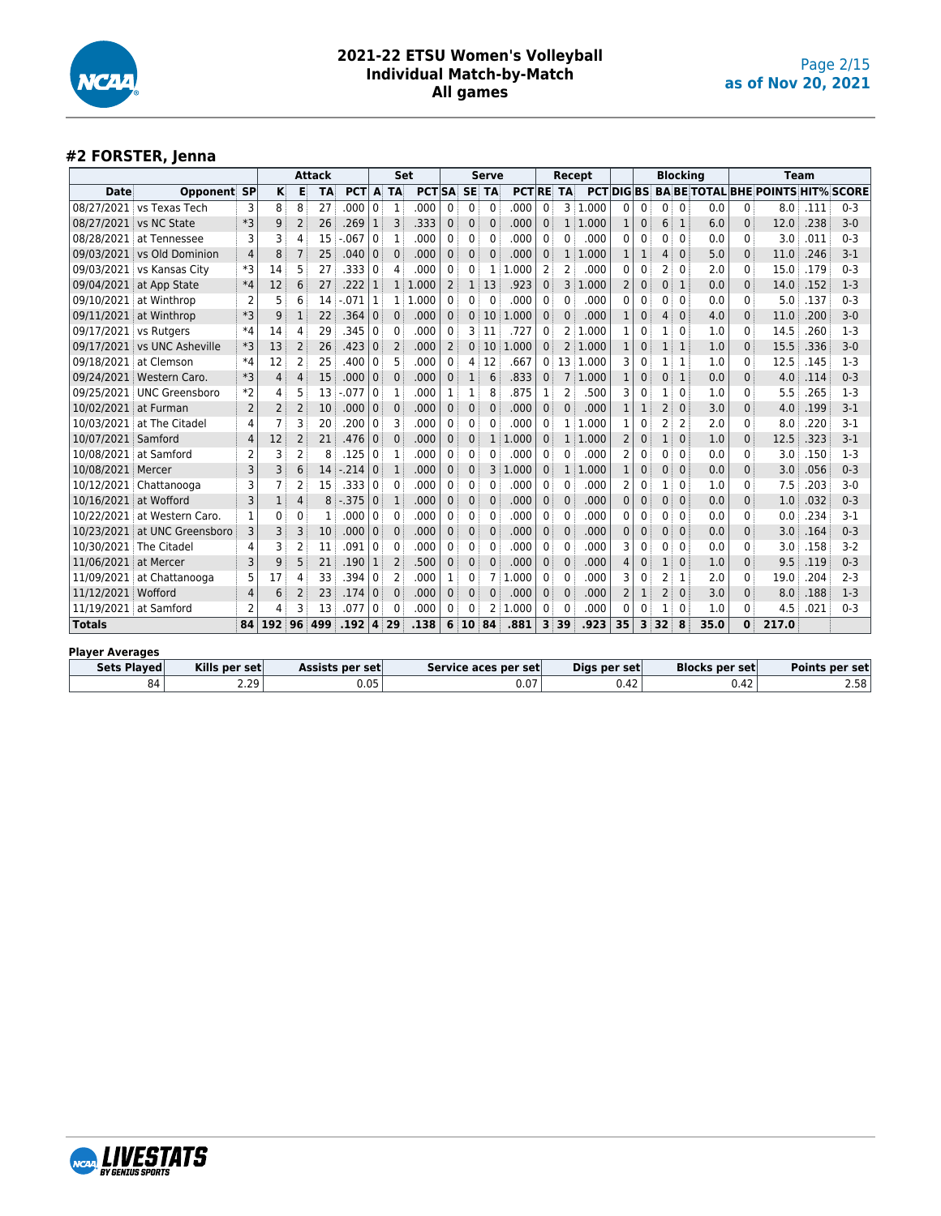# 2021-22 ETSU Women's Volleyball
## Individual Match-by-Match
## All games

as of Nov 20, 2021

### #2 FORSTER, Jenna

| | | | Attack | | | | Set | | | Serve | | | | Recept | | | | Blocking | | | | | Team | | |
|---|---|---|---|---|---|---|---|---|---|---|---|---|---|---|---|---|---|---|---|---|---|---|---|---|---|
| Date | Opponent | SP | K | E | TA | PCT | A | TA | PCT | SA | SE | TA | PCT | RE | TA | PCT | DIG | BS | BA | BE | TOTAL | BHE | POINTS | HIT% | SCORE |
| 08/27/2021 | vs Texas Tech | 3 | 8 | 8 | 27 | .000 | 0 | 1 | .000 | 0 | 0 | 0 | .000 | 0 | 3 | 1.000 | 0 | 0 | 0 | 0 | 0.0 | 0 | 8.0 | .111 | 0-3 |
| 08/27/2021 | vs NC State | *3 | 9 | 2 | 26 | .269 | 1 | 3 | .333 | 0 | 0 | 0 | .000 | 0 | 1 | 1.000 | 1 | 0 | 6 | 1 | 6.0 | 0 | 12.0 | .238 | 3-0 |
| 08/28/2021 | at Tennessee | 3 | 3 | 4 | 15 | -.067 | 0 | 1 | .000 | 0 | 0 | 0 | .000 | 0 | 0 | .000 | 0 | 0 | 0 | 0 | 0.0 | 0 | 3.0 | .011 | 0-3 |
| 09/03/2021 | vs Old Dominion | 4 | 8 | 7 | 25 | .040 | 0 | 0 | .000 | 0 | 0 | 0 | .000 | 0 | 1 | 1.000 | 1 | 1 | 4 | 0 | 5.0 | 0 | 11.0 | .246 | 3-1 |
| 09/03/2021 | vs Kansas City | *3 | 14 | 5 | 27 | .333 | 0 | 4 | .000 | 0 | 0 | 1 | 1.000 | 2 | 2 | .000 | 0 | 0 | 2 | 0 | 2.0 | 0 | 15.0 | .179 | 0-3 |
| 09/04/2021 | at App State | *4 | 12 | 6 | 27 | .222 | 1 | 1 | 1.000 | 2 | 1 | 13 | .923 | 0 | 3 | 1.000 | 2 | 0 | 0 | 1 | 0.0 | 0 | 14.0 | .152 | 1-3 |
| 09/10/2021 | at Winthrop | 2 | 5 | 6 | 14 | -.071 | 1 | 1 | 1.000 | 0 | 0 | 0 | .000 | 0 | 0 | .000 | 0 | 0 | 0 | 0 | 0.0 | 0 | 5.0 | .137 | 0-3 |
| 09/11/2021 | at Winthrop | *3 | 9 | 1 | 22 | .364 | 0 | 0 | .000 | 0 | 0 | 10 | 1.000 | 0 | 0 | .000 | 1 | 0 | 4 | 0 | 4.0 | 0 | 11.0 | .200 | 3-0 |
| 09/17/2021 | vs Rutgers | *4 | 14 | 4 | 29 | .345 | 0 | 0 | .000 | 0 | 3 | 11 | .727 | 0 | 2 | 1.000 | 1 | 0 | 1 | 0 | 1.0 | 0 | 14.5 | .260 | 1-3 |
| 09/17/2021 | vs UNC Asheville | *3 | 13 | 2 | 26 | .423 | 0 | 2 | .000 | 2 | 0 | 10 | 1.000 | 0 | 2 | 1.000 | 1 | 0 | 1 | 1 | 1.0 | 0 | 15.5 | .336 | 3-0 |
| 09/18/2021 | at Clemson | *4 | 12 | 2 | 25 | .400 | 0 | 5 | .000 | 0 | 4 | 12 | .667 | 0 | 13 | 1.000 | 3 | 0 | 1 | 1 | 1.0 | 0 | 12.5 | .145 | 1-3 |
| 09/24/2021 | Western Caro. | *3 | 4 | 4 | 15 | .000 | 0 | 0 | .000 | 0 | 1 | 6 | .833 | 0 | 7 | 1.000 | 1 | 0 | 0 | 1 | 0.0 | 0 | 4.0 | .114 | 0-3 |
| 09/25/2021 | UNC Greensboro | *2 | 4 | 5 | 13 | -.077 | 0 | 1 | .000 | 1 | 1 | 8 | .875 | 1 | 2 | .500 | 3 | 0 | 1 | 0 | 1.0 | 0 | 5.5 | .265 | 1-3 |
| 10/02/2021 | at Furman | 2 | 2 | 2 | 10 | .000 | 0 | 0 | .000 | 0 | 0 | 0 | .000 | 0 | 0 | .000 | 1 | 1 | 2 | 0 | 3.0 | 0 | 4.0 | .199 | 3-1 |
| 10/03/2021 | at The Citadel | 4 | 7 | 3 | 20 | .200 | 0 | 3 | .000 | 0 | 0 | 0 | .000 | 0 | 1 | 1.000 | 1 | 0 | 2 | 2 | 2.0 | 0 | 8.0 | .220 | 3-1 |
| 10/07/2021 | Samford | 4 | 12 | 2 | 21 | .476 | 0 | 0 | .000 | 0 | 0 | 1 | 1.000 | 0 | 1 | 1.000 | 2 | 0 | 1 | 0 | 1.0 | 0 | 12.5 | .323 | 3-1 |
| 10/08/2021 | at Samford | 2 | 3 | 2 | 8 | .125 | 0 | 1 | .000 | 0 | 0 | 0 | .000 | 0 | 0 | .000 | 2 | 0 | 0 | 0 | 0.0 | 0 | 3.0 | .150 | 1-3 |
| 10/08/2021 | Mercer | 3 | 3 | 6 | 14 | -.214 | 0 | 1 | .000 | 0 | 0 | 3 | 1.000 | 0 | 1 | 1.000 | 1 | 0 | 0 | 0 | 0.0 | 0 | 3.0 | .056 | 0-3 |
| 10/12/2021 | Chattanooga | 3 | 7 | 2 | 15 | .333 | 0 | 0 | .000 | 0 | 0 | 0 | .000 | 0 | 0 | .000 | 2 | 0 | 1 | 0 | 1.0 | 0 | 7.5 | .203 | 3-0 |
| 10/16/2021 | at Wofford | 3 | 1 | 4 | 8 | -.375 | 0 | 1 | .000 | 0 | 0 | 0 | .000 | 0 | 0 | .000 | 0 | 0 | 0 | 0 | 0.0 | 0 | 1.0 | .032 | 0-3 |
| 10/22/2021 | at Western Caro. | 1 | 0 | 0 | 1 | .000 | 0 | 0 | .000 | 0 | 0 | 0 | .000 | 0 | 0 | .000 | 0 | 0 | 0 | 0 | 0.0 | 0 | 0.0 | .234 | 3-1 |
| 10/23/2021 | at UNC Greensboro | 3 | 3 | 3 | 10 | .000 | 0 | 0 | .000 | 0 | 0 | 0 | .000 | 0 | 0 | .000 | 0 | 0 | 0 | 0 | 0.0 | 0 | 3.0 | .164 | 0-3 |
| 10/30/2021 | The Citadel | 4 | 3 | 2 | 11 | .091 | 0 | 0 | .000 | 0 | 0 | 0 | .000 | 0 | 0 | .000 | 3 | 0 | 0 | 0 | 0.0 | 0 | 3.0 | .158 | 3-2 |
| 11/06/2021 | at Mercer | 3 | 9 | 5 | 21 | .190 | 1 | 2 | .500 | 0 | 0 | 0 | .000 | 0 | 0 | .000 | 4 | 0 | 1 | 0 | 1.0 | 0 | 9.5 | .119 | 0-3 |
| 11/09/2021 | at Chattanooga | 5 | 17 | 4 | 33 | .394 | 0 | 2 | .000 | 1 | 0 | 7 | 1.000 | 0 | 0 | .000 | 3 | 0 | 2 | 1 | 2.0 | 0 | 19.0 | .204 | 2-3 |
| 11/12/2021 | Wofford | 4 | 6 | 2 | 23 | .174 | 0 | 0 | .000 | 0 | 0 | 0 | .000 | 0 | 0 | .000 | 2 | 1 | 2 | 0 | 3.0 | 0 | 8.0 | .188 | 1-3 |
| 11/19/2021 | at Samford | 2 | 4 | 3 | 13 | .077 | 0 | 0 | .000 | 0 | 0 | 2 | 1.000 | 0 | 0 | .000 | 0 | 0 | 1 | 0 | 1.0 | 0 | 4.5 | .021 | 0-3 |
| **Totals** | | **84** | **192** | **96** | **499** | **.192** | **4** | **29** | **.138** | **6** | **10** | **84** | **.881** | **3** | **39** | **.923** | **35** | **3** | **32** | **8** | **35.0** | **0** | **217.0** | | |

**Player Averages**

| Sets Played | Kills per set | Assists per set | Service aces per set | Digs per set | Blocks per set | Points per set |
|---|---|---|---|---|---|---|
| 84 | 2.29 | 0.05 | 0.07 | 0.42 | 0.42 | 2.58 |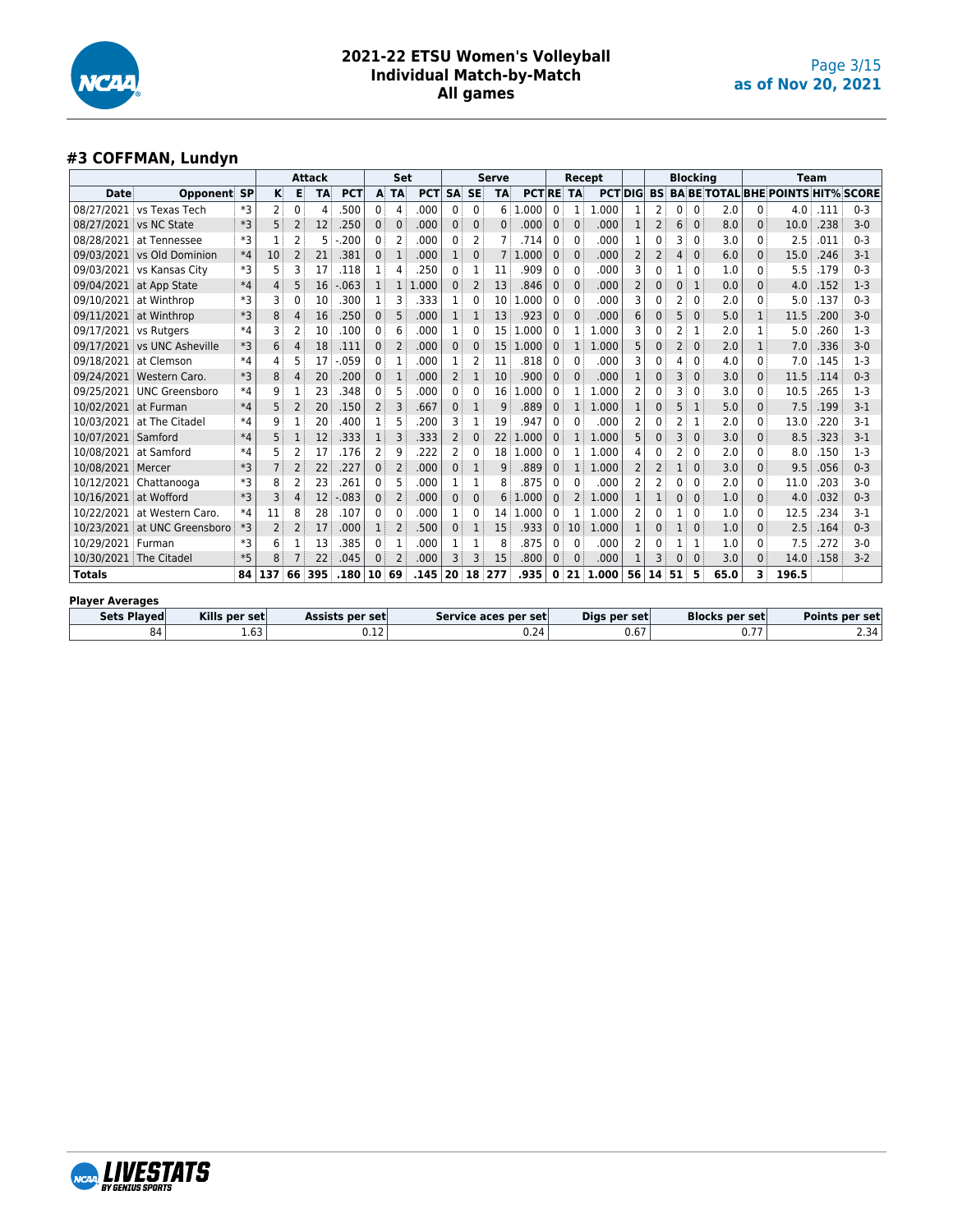# 2021-22 ETSU Women's Volleyball
## Individual Match-by-Match
## All games

### #3 COFFMAN, Lundyn

| | | | Attack | | | | Set | | | Serve | | | | Recept | | | | Blocking | | | | | Team | | | |
|---|---|---|---|---|---|---|---|---|---|---|---|---|---|---|---|---|---|---|---|---|---|---|---|---|---|---|
| Date | Opponent | SP | K | E | TA | PCT | A | TA | PCT | SA | SE | TA | PCT | RE | TA | PCT | DIG | BS | BA | BE | TOTAL | BHE | POINTS | HIT% | SCORE |
| 08/27/2021 | vs Texas Tech | *3 | 2 | 0 | 4 | .500 | 0 | 4 | .000 | 0 | 0 | 6 | 1.000 | 0 | 1 | 1.000 | 1 | 2 | 0 | 0 | 2.0 | 0 | 4.0 | .111 | 0-3 |
| 08/27/2021 | vs NC State | *3 | 5 | 2 | 12 | .250 | 0 | 0 | .000 | 0 | 0 | 0 | .000 | 0 | 0 | .000 | 1 | 2 | 6 | 0 | 8.0 | 0 | 10.0 | .238 | 3-0 |
| 08/28/2021 | at Tennessee | *3 | 1 | 2 | 5 | -.200 | 0 | 2 | .000 | 0 | 2 | 7 | .714 | 0 | 0 | .000 | 1 | 0 | 3 | 0 | 3.0 | 0 | 2.5 | .011 | 0-3 |
| 09/03/2021 | vs Old Dominion | *4 | 10 | 2 | 21 | .381 | 0 | 1 | .000 | 1 | 0 | 7 | 1.000 | 0 | 0 | .000 | 2 | 2 | 4 | 0 | 6.0 | 0 | 15.0 | .246 | 3-1 |
| 09/03/2021 | vs Kansas City | *3 | 5 | 3 | 17 | .118 | 1 | 4 | .250 | 0 | 1 | 11 | .909 | 0 | 0 | .000 | 3 | 0 | 1 | 0 | 1.0 | 0 | 5.5 | .179 | 0-3 |
| 09/04/2021 | at App State | *4 | 4 | 5 | 16 | -.063 | 1 | 1 | 1.000 | 0 | 2 | 13 | .846 | 0 | 0 | .000 | 2 | 0 | 0 | 1 | 0.0 | 0 | 4.0 | .152 | 1-3 |
| 09/10/2021 | at Winthrop | *3 | 3 | 0 | 10 | .300 | 1 | 3 | .333 | 1 | 0 | 10 | 1.000 | 0 | 0 | .000 | 3 | 0 | 2 | 0 | 2.0 | 0 | 5.0 | .137 | 0-3 |
| 09/11/2021 | at Winthrop | *3 | 8 | 4 | 16 | .250 | 0 | 5 | .000 | 1 | 1 | 13 | .923 | 0 | 0 | .000 | 6 | 0 | 5 | 0 | 5.0 | 1 | 11.5 | .200 | 3-0 |
| 09/17/2021 | vs Rutgers | *4 | 3 | 2 | 10 | .100 | 0 | 6 | .000 | 1 | 0 | 15 | 1.000 | 0 | 1 | 1.000 | 3 | 0 | 2 | 1 | 2.0 | 1 | 5.0 | .260 | 1-3 |
| 09/17/2021 | vs UNC Asheville | *3 | 6 | 4 | 18 | .111 | 0 | 2 | .000 | 0 | 0 | 15 | 1.000 | 0 | 1 | 1.000 | 5 | 0 | 2 | 0 | 2.0 | 1 | 7.0 | .336 | 3-0 |
| 09/18/2021 | at Clemson | *4 | 4 | 5 | 17 | -.059 | 0 | 1 | .000 | 1 | 2 | 11 | .818 | 0 | 0 | .000 | 3 | 0 | 4 | 0 | 4.0 | 0 | 7.0 | .145 | 1-3 |
| 09/24/2021 | Western Caro. | *3 | 8 | 4 | 20 | .200 | 0 | 1 | .000 | 2 | 1 | 10 | .900 | 0 | 0 | .000 | 1 | 0 | 3 | 0 | 3.0 | 0 | 11.5 | .114 | 0-3 |
| 09/25/2021 | UNC Greensboro | *4 | 9 | 1 | 23 | .348 | 0 | 5 | .000 | 0 | 0 | 16 | 1.000 | 0 | 1 | 1.000 | 2 | 0 | 3 | 0 | 3.0 | 0 | 10.5 | .265 | 1-3 |
| 10/02/2021 | at Furman | *4 | 5 | 2 | 20 | .150 | 2 | 3 | .667 | 0 | 1 | 9 | .889 | 0 | 1 | 1.000 | 1 | 0 | 5 | 1 | 5.0 | 0 | 7.5 | .199 | 3-1 |
| 10/03/2021 | at The Citadel | *4 | 9 | 1 | 20 | .400 | 1 | 5 | .200 | 3 | 1 | 19 | .947 | 0 | 0 | .000 | 2 | 0 | 2 | 1 | 2.0 | 0 | 13.0 | .220 | 3-1 |
| 10/07/2021 | Samford | *4 | 5 | 1 | 12 | .333 | 1 | 3 | .333 | 2 | 0 | 22 | 1.000 | 0 | 1 | 1.000 | 5 | 0 | 3 | 0 | 3.0 | 0 | 8.5 | .323 | 3-1 |
| 10/08/2021 | at Samford | *4 | 5 | 2 | 17 | .176 | 2 | 9 | .222 | 2 | 0 | 18 | 1.000 | 0 | 1 | 1.000 | 4 | 0 | 2 | 0 | 2.0 | 0 | 8.0 | .150 | 1-3 |
| 10/08/2021 | Mercer | *3 | 7 | 2 | 22 | .227 | 0 | 2 | .000 | 0 | 1 | 9 | .889 | 0 | 1 | 1.000 | 2 | 2 | 1 | 0 | 3.0 | 0 | 9.5 | .056 | 0-3 |
| 10/12/2021 | Chattanooga | *3 | 8 | 2 | 23 | .261 | 0 | 5 | .000 | 1 | 1 | 8 | .875 | 0 | 0 | .000 | 2 | 2 | 0 | 0 | 2.0 | 0 | 11.0 | .203 | 3-0 |
| 10/16/2021 | at Wofford | *3 | 3 | 4 | 12 | -.083 | 0 | 2 | .000 | 0 | 0 | 6 | 1.000 | 0 | 2 | 1.000 | 1 | 1 | 0 | 0 | 1.0 | 0 | 4.0 | .032 | 0-3 |
| 10/22/2021 | at Western Caro. | *4 | 11 | 8 | 28 | .107 | 0 | 0 | .000 | 1 | 0 | 14 | 1.000 | 0 | 1 | 1.000 | 2 | 0 | 1 | 0 | 1.0 | 0 | 12.5 | .234 | 3-1 |
| 10/23/2021 | at UNC Greensboro | *3 | 2 | 2 | 17 | .000 | 1 | 2 | .500 | 0 | 1 | 15 | .933 | 0 | 10 | 1.000 | 1 | 0 | 1 | 0 | 1.0 | 0 | 2.5 | .164 | 0-3 |
| 10/29/2021 | Furman | *3 | 6 | 1 | 13 | .385 | 0 | 1 | .000 | 1 | 1 | 8 | .875 | 0 | 0 | .000 | 2 | 0 | 1 | 1 | 1.0 | 0 | 7.5 | .272 | 3-0 |
| 10/30/2021 | The Citadel | *5 | 8 | 7 | 22 | .045 | 0 | 2 | .000 | 3 | 3 | 15 | .800 | 0 | 0 | .000 | 1 | 3 | 0 | 0 | 3.0 | 0 | 14.0 | .158 | 3-2 |
| **Totals** | | **84** | **137** | **66** | **395** | **.180** | **10** | **69** | **.145** | **20** | **18** | **277** | **.935** | **0** | **21** | **1.000** | **56** | **14** | **51** | **5** | **65.0** | **3** | **196.5** | | |

**Player Averages**

| Sets Played | Kills per set | Assists per set | Service aces per set | Digs per set | Blocks per set | Points per set |
|---|---|---|---|---|---|---|
| 84 | 1.63 | 0.12 | 0.24 | 0.67 | 0.77 | 2.34 |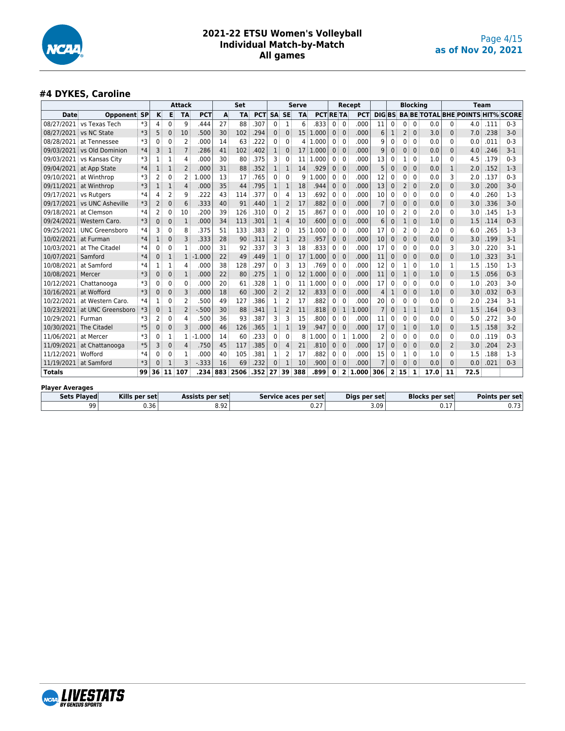# 2021-22 ETSU Women's Volleyball
## Individual Match-by-Match
## All games

as of Nov 20, 2021

### #4 DYKES, Caroline

| | | | Attack | | | | Set | | | Serve | | | | Recept | | | | Blocking | | | | | | Team | | | |
|---|---|---|---|---|---|---|---|---|---|---|---|---|---|---|---|---|---|---|---|---|---|---|---|---|---|---|---|
| Date | Opponent | SP | K | E | TA | PCT | A | TA | PCT | SA | SE | TA | PCT | RE | TA | PCT | DIG | BS | BA | BE | TOTAL | BHE | POINTS | HIT% | SCORE |
| 08/27/2021 | vs Texas Tech | *3 | 4 | 0 | 9 | .444 | 27 | 88 | .307 | 0 | 1 | 6 | .833 | 0 | 0 | .000 | 11 | 0 | 0 | 0 | 0.0 | 0 | 4.0 | .111 | 0-3 |
| 08/27/2021 | vs NC State | *3 | 5 | 0 | 10 | .500 | 30 | 102 | .294 | 0 | 0 | 15 | 1.000 | 0 | 0 | .000 | 6 | 1 | 2 | 0 | 3.0 | 0 | 7.0 | .238 | 3-0 |
| 08/28/2021 | at Tennessee | *3 | 0 | 0 | 2 | .000 | 14 | 63 | .222 | 0 | 0 | 4 | 1.000 | 0 | 0 | .000 | 9 | 0 | 0 | 0 | 0.0 | 0 | 0.0 | .011 | 0-3 |
| 09/03/2021 | vs Old Dominion | *4 | 3 | 1 | 7 | .286 | 41 | 102 | .402 | 1 | 0 | 17 | 1.000 | 0 | 0 | .000 | 9 | 0 | 0 | 0 | 0.0 | 0 | 4.0 | .246 | 3-1 |
| 09/03/2021 | vs Kansas City | *3 | 1 | 1 | 4 | .000 | 30 | 80 | .375 | 3 | 0 | 11 | 1.000 | 0 | 0 | .000 | 13 | 0 | 1 | 0 | 1.0 | 0 | 4.5 | .179 | 0-3 |
| 09/04/2021 | at App State | *4 | 1 | 1 | 2 | .000 | 31 | 88 | .352 | 1 | 1 | 14 | .929 | 0 | 0 | .000 | 5 | 0 | 0 | 0 | 0.0 | 1 | 2.0 | .152 | 1-3 |
| 09/10/2021 | at Winthrop | *3 | 2 | 0 | 2 | 1.000 | 13 | 17 | .765 | 0 | 0 | 9 | 1.000 | 0 | 0 | .000 | 12 | 0 | 0 | 0 | 0.0 | 3 | 2.0 | .137 | 0-3 |
| 09/11/2021 | at Winthrop | *3 | 1 | 1 | 4 | .000 | 35 | 44 | .795 | 1 | 1 | 18 | .944 | 0 | 0 | .000 | 13 | 0 | 2 | 0 | 2.0 | 0 | 3.0 | .200 | 3-0 |
| 09/17/2021 | vs Rutgers | *4 | 4 | 2 | 9 | .222 | 43 | 114 | .377 | 0 | 4 | 13 | .692 | 0 | 0 | .000 | 10 | 0 | 0 | 0 | 0.0 | 0 | 4.0 | .260 | 1-3 |
| 09/17/2021 | vs UNC Asheville | *3 | 2 | 0 | 6 | .333 | 40 | 91 | .440 | 1 | 2 | 17 | .882 | 0 | 0 | .000 | 7 | 0 | 0 | 0 | 0.0 | 0 | 3.0 | .336 | 3-0 |
| 09/18/2021 | at Clemson | *4 | 2 | 0 | 10 | .200 | 39 | 126 | .310 | 0 | 2 | 15 | .867 | 0 | 0 | .000 | 10 | 0 | 2 | 0 | 2.0 | 0 | 3.0 | .145 | 1-3 |
| 09/24/2021 | Western Caro. | *3 | 0 | 0 | 1 | .000 | 34 | 113 | .301 | 1 | 4 | 10 | .600 | 0 | 0 | .000 | 6 | 0 | 1 | 0 | 1.0 | 0 | 1.5 | .114 | 0-3 |
| 09/25/2021 | UNC Greensboro | *4 | 3 | 0 | 8 | .375 | 51 | 133 | .383 | 2 | 0 | 15 | 1.000 | 0 | 0 | .000 | 17 | 0 | 2 | 0 | 2.0 | 0 | 6.0 | .265 | 1-3 |
| 10/02/2021 | at Furman | *4 | 1 | 0 | 3 | .333 | 28 | 90 | .311 | 2 | 1 | 23 | .957 | 0 | 0 | .000 | 10 | 0 | 0 | 0 | 0.0 | 0 | 3.0 | .199 | 3-1 |
| 10/03/2021 | at The Citadel | *4 | 0 | 0 | 1 | .000 | 31 | 92 | .337 | 3 | 3 | 18 | .833 | 0 | 0 | .000 | 17 | 0 | 0 | 0 | 0.0 | 3 | 3.0 | .220 | 3-1 |
| 10/07/2021 | Samford | *4 | 0 | 1 | 1 | -1.000 | 22 | 49 | .449 | 1 | 0 | 17 | 1.000 | 0 | 0 | .000 | 11 | 0 | 0 | 0 | 0.0 | 0 | 1.0 | .323 | 3-1 |
| 10/08/2021 | at Samford | *4 | 1 | 1 | 4 | .000 | 38 | 128 | .297 | 0 | 3 | 13 | .769 | 0 | 0 | .000 | 12 | 0 | 1 | 0 | 1.0 | 1 | 1.5 | .150 | 1-3 |
| 10/08/2021 | Mercer | *3 | 0 | 0 | 1 | .000 | 22 | 80 | .275 | 1 | 0 | 12 | 1.000 | 0 | 0 | .000 | 11 | 0 | 1 | 0 | 1.0 | 0 | 1.5 | .056 | 0-3 |
| 10/12/2021 | Chattanooga | *3 | 0 | 0 | 0 | .000 | 20 | 61 | .328 | 1 | 0 | 11 | 1.000 | 0 | 0 | .000 | 17 | 0 | 0 | 0 | 0.0 | 0 | 1.0 | .203 | 3-0 |
| 10/16/2021 | at Wofford | *3 | 0 | 0 | 3 | .000 | 18 | 60 | .300 | 2 | 2 | 12 | .833 | 0 | 0 | .000 | 4 | 1 | 0 | 0 | 1.0 | 0 | 3.0 | .032 | 0-3 |
| 10/22/2021 | at Western Caro. | *4 | 1 | 0 | 2 | .500 | 49 | 127 | .386 | 1 | 2 | 17 | .882 | 0 | 0 | .000 | 20 | 0 | 0 | 0 | 0.0 | 0 | 2.0 | .234 | 3-1 |
| 10/23/2021 | at UNC Greensboro | *3 | 0 | 1 | 2 | -.500 | 30 | 88 | .341 | 1 | 2 | 11 | .818 | 0 | 1 | 1.000 | 7 | 0 | 1 | 1 | 1.0 | 1 | 1.5 | .164 | 0-3 |
| 10/29/2021 | Furman | *3 | 2 | 0 | 4 | .500 | 36 | 93 | .387 | 3 | 3 | 15 | .800 | 0 | 0 | .000 | 11 | 0 | 0 | 0 | 0.0 | 0 | 5.0 | .272 | 3-0 |
| 10/30/2021 | The Citadel | *5 | 0 | 0 | 3 | .000 | 46 | 126 | .365 | 1 | 1 | 19 | .947 | 0 | 0 | .000 | 17 | 0 | 1 | 0 | 1.0 | 0 | 1.5 | .158 | 3-2 |
| 11/06/2021 | at Mercer | *3 | 0 | 1 | 1 | -1.000 | 14 | 60 | .233 | 0 | 0 | 8 | 1.000 | 0 | 1 | 1.000 | 2 | 0 | 0 | 0 | 0.0 | 0 | 0.0 | .119 | 0-3 |
| 11/09/2021 | at Chattanooga | *5 | 3 | 0 | 4 | .750 | 45 | 117 | .385 | 0 | 4 | 21 | .810 | 0 | 0 | .000 | 17 | 0 | 0 | 0 | 0.0 | 2 | 3.0 | .204 | 2-3 |
| 11/12/2021 | Wofford | *4 | 0 | 0 | 1 | .000 | 40 | 105 | .381 | 1 | 2 | 17 | .882 | 0 | 0 | .000 | 15 | 0 | 1 | 0 | 1.0 | 0 | 1.5 | .188 | 1-3 |
| 11/19/2021 | at Samford | *3 | 0 | 1 | 3 | -.333 | 16 | 69 | .232 | 0 | 1 | 10 | .900 | 0 | 0 | .000 | 7 | 0 | 0 | 0 | 0.0 | 0 | 0.0 | .021 | 0-3 |
| **Totals** | | **99** | **36** | **11** | **107** | **.234** | **883** | **2506** | **.352** | **27** | **39** | **388** | **.899** | **0** | **2** | **1.000** | **306** | **2** | **15** | **1** | **17.0** | **11** | **72.5** | | |

**Player Averages**

| Sets Played | Kills per set | Assists per set | Service aces per set | Digs per set | Blocks per set | Points per set |
|---|---|---|---|---|---|---|
| 99 | 0.36 | 8.92 | 0.27 | 3.09 | 0.17 | 0.73 |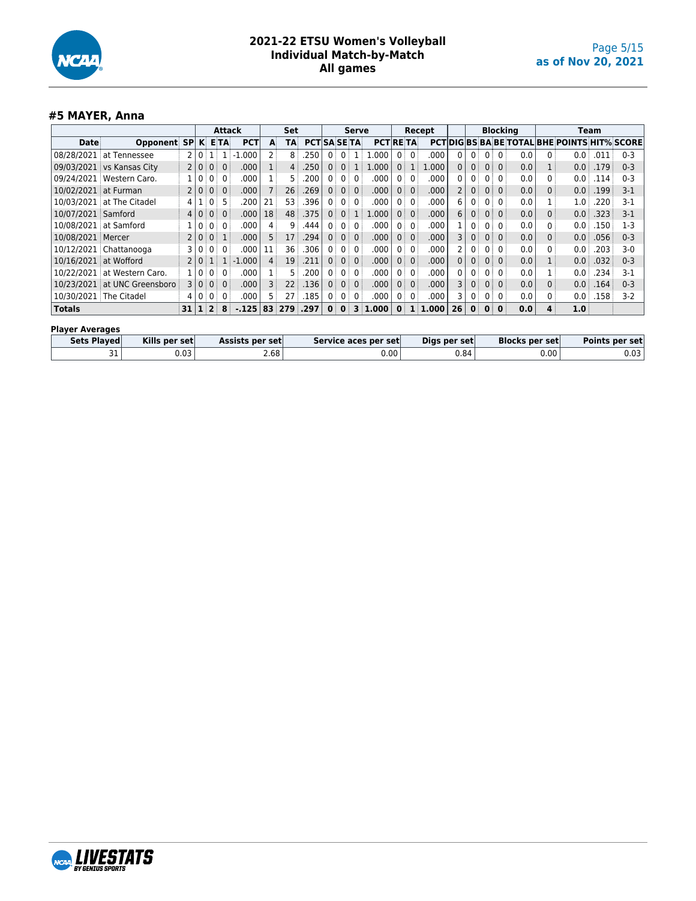# 2021-22 ETSU Women's Volleyball
## Individual Match-by-Match
## All games

as of Nov 20, 2021

### #5 MAYER, Anna

| | | | Attack | | | | Set | | | Serve | | | | Recept | | | | Blocking | | | | | Team | | | |
|---|---|---|---|---|---|---|---|---|---|---|---|---|---|---|---|---|---|---|---|---|---|---|---|---|---|---|
| Date | Opponent | SP | K | E | TA | PCT | A | TA | PCT | SA | SE | TA | PCT | RE | TA | PCT | DIG | BS | BA | BE | TOTAL | BHE | POINTS | HIT% | SCORE |
| 08/28/2021 | at Tennessee | 2 | 0 | 1 | 1 | -1.000 | 2 | 8 | .250 | 0 | 0 | 1 | 1.000 | 0 | 0 | .000 | 0 | 0 | 0 | 0 | 0.0 | 0 | 0.0 | .011 | 0-3 |
| 09/03/2021 | vs Kansas City | 2 | 0 | 0 | 0 | .000 | 1 | 4 | .250 | 0 | 0 | 1 | 1.000 | 0 | 1 | 1.000 | 0 | 0 | 0 | 0 | 0.0 | 1 | 0.0 | .179 | 0-3 |
| 09/24/2021 | Western Caro. | 1 | 0 | 0 | 0 | .000 | 1 | 5 | .200 | 0 | 0 | 0 | .000 | 0 | 0 | .000 | 0 | 0 | 0 | 0 | 0.0 | 0 | 0.0 | .114 | 0-3 |
| 10/02/2021 | at Furman | 2 | 0 | 0 | 0 | .000 | 7 | 26 | .269 | 0 | 0 | 0 | .000 | 0 | 0 | .000 | 2 | 0 | 0 | 0 | 0.0 | 0 | 0.0 | .199 | 3-1 |
| 10/03/2021 | at The Citadel | 4 | 1 | 0 | 5 | .200 | 21 | 53 | .396 | 0 | 0 | 0 | .000 | 0 | 0 | .000 | 6 | 0 | 0 | 0 | 0.0 | 1 | 1.0 | .220 | 3-1 |
| 10/07/2021 | Samford | 4 | 0 | 0 | 0 | .000 | 18 | 48 | .375 | 0 | 0 | 1 | 1.000 | 0 | 0 | .000 | 6 | 0 | 0 | 0 | 0.0 | 0 | 0.0 | .323 | 3-1 |
| 10/08/2021 | at Samford | 1 | 0 | 0 | 0 | .000 | 4 | 9 | .444 | 0 | 0 | 0 | .000 | 0 | 0 | .000 | 1 | 0 | 0 | 0 | 0.0 | 0 | 0.0 | .150 | 1-3 |
| 10/08/2021 | Mercer | 2 | 0 | 0 | 1 | .000 | 5 | 17 | .294 | 0 | 0 | 0 | .000 | 0 | 0 | .000 | 3 | 0 | 0 | 0 | 0.0 | 0 | 0.0 | .056 | 0-3 |
| 10/12/2021 | Chattanooga | 3 | 0 | 0 | 0 | .000 | 11 | 36 | .306 | 0 | 0 | 0 | .000 | 0 | 0 | .000 | 2 | 0 | 0 | 0 | 0.0 | 0 | 0.0 | .203 | 3-0 |
| 10/16/2021 | at Wofford | 2 | 0 | 1 | 1 | -1.000 | 4 | 19 | .211 | 0 | 0 | 0 | .000 | 0 | 0 | .000 | 0 | 0 | 0 | 0 | 0.0 | 1 | 0.0 | .032 | 0-3 |
| 10/22/2021 | at Western Caro. | 1 | 0 | 0 | 0 | .000 | 1 | 5 | .200 | 0 | 0 | 0 | .000 | 0 | 0 | .000 | 0 | 0 | 0 | 0 | 0.0 | 1 | 0.0 | .234 | 3-1 |
| 10/23/2021 | at UNC Greensboro | 3 | 0 | 0 | 0 | .000 | 3 | 22 | .136 | 0 | 0 | 0 | .000 | 0 | 0 | .000 | 3 | 0 | 0 | 0 | 0.0 | 0 | 0.0 | .164 | 0-3 |
| 10/30/2021 | The Citadel | 4 | 0 | 0 | 0 | .000 | 5 | 27 | .185 | 0 | 0 | 0 | .000 | 0 | 0 | .000 | 3 | 0 | 0 | 0 | 0.0 | 0 | 0.0 | .158 | 3-2 |
| **Totals** | | **31** | **1** | **2** | **8** | **-.125** | **83** | **279** | **.297** | **0** | **0** | **3** | **1.000** | **0** | **1** | **1.000** | **26** | **0** | **0** | **0** | **0.0** | **4** | **1.0** | | |

**Player Averages**

| Sets Played | Kills per set | Assists per set | Service aces per set | Digs per set | Blocks per set | Points per set |
|---|---|---|---|---|---|---|
| 31 | 0.03 | 2.68 | 0.00 | 0.84 | 0.00 | 0.03 |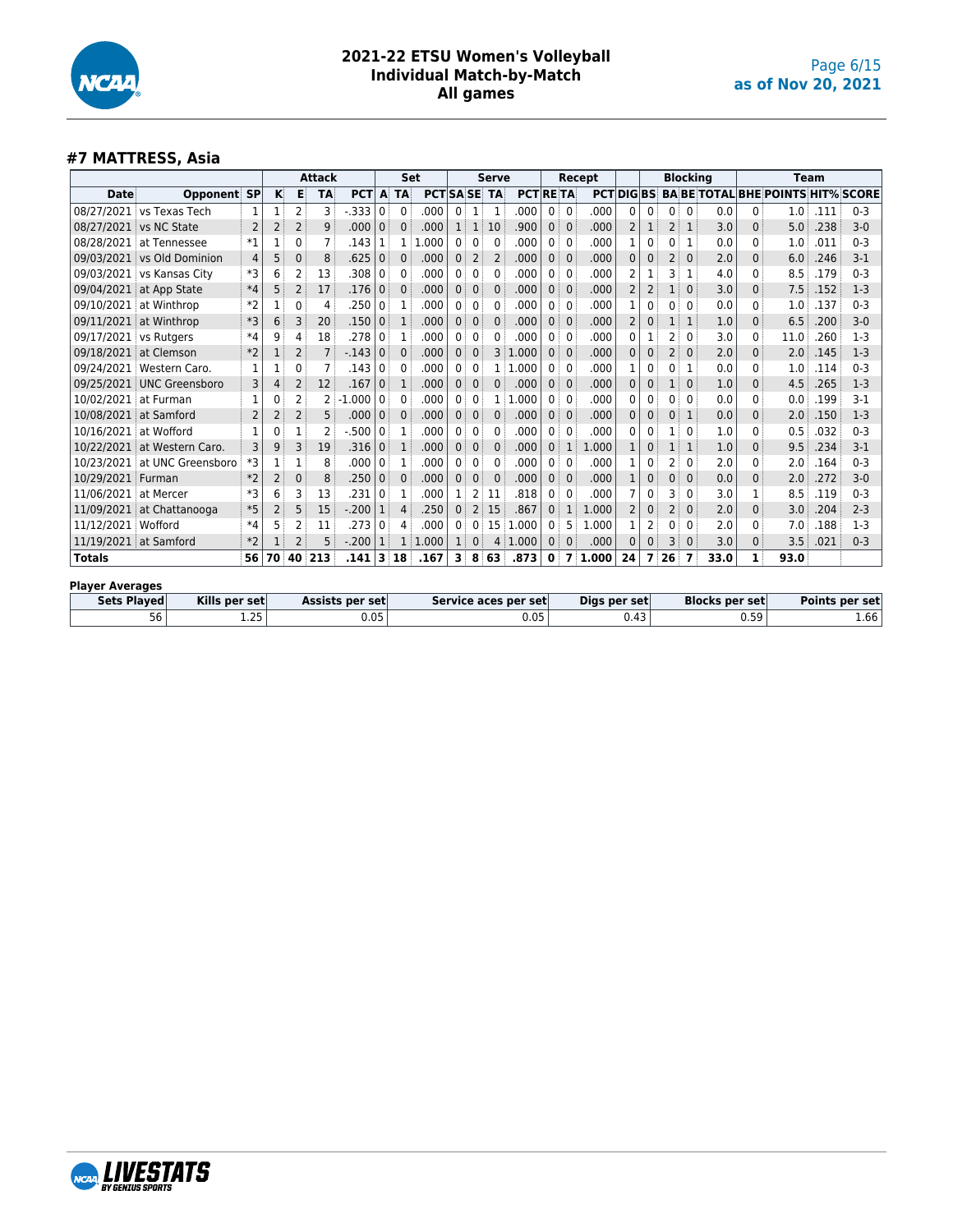# 2021-22 ETSU Women's Volleyball
## Individual Match-by-Match
## All games

as of Nov 20, 2021

### #7 MATTRESS, Asia

| | | | Attack | | | | Set | | | Serve | | | | Recept | | | | Blocking | | | | Team | | | | |
|---|---|---|---|---|---|---|---|---|---|---|---|---|---|---|---|---|---|---|---|---|---|---|---|---|---|---|
| **Date** | **Opponent** | **SP** | **K** | **E** | **TA** | **PCT** | **A** | **TA** | **PCT** | **SA** | **SE** | **TA** | **PCT** | **RE** | **TA** | **PCT** | **DIG** | **BS** | **BA** | **BE** | **TOTAL** | **BHE** | **POINTS** | **HIT%** | **SCORE** |
| 08/27/2021 | vs Texas Tech | 1 | 1 | 2 | 3 | -.333 | 0 | 0 | .000 | 0 | 1 | 1 | .000 | 0 | 0 | .000 | 0 | 0 | 0 | 0 | 0.0 | 0 | 1.0 | .111 | 0-3 |
| 08/27/2021 | vs NC State | 2 | 2 | 2 | 9 | .000 | 0 | 0 | .000 | 1 | 1 | 10 | .900 | 0 | 0 | .000 | 2 | 1 | 2 | 1 | 3.0 | 0 | 5.0 | .238 | 3-0 |
| 08/28/2021 | at Tennessee | *1 | 1 | 0 | 7 | .143 | 1 | 1 | 1.000 | 0 | 0 | 0 | .000 | 0 | 0 | .000 | 1 | 0 | 0 | 1 | 0.0 | 0 | 1.0 | .011 | 0-3 |
| 09/03/2021 | vs Old Dominion | 4 | 5 | 0 | 8 | .625 | 0 | 0 | .000 | 0 | 2 | 2 | .000 | 0 | 0 | .000 | 0 | 0 | 2 | 0 | 2.0 | 0 | 6.0 | .246 | 3-1 |
| 09/03/2021 | vs Kansas City | *3 | 6 | 2 | 13 | .308 | 0 | 0 | .000 | 0 | 0 | 0 | .000 | 0 | 0 | .000 | 2 | 1 | 3 | 1 | 4.0 | 0 | 8.5 | .179 | 0-3 |
| 09/04/2021 | at App State | *4 | 5 | 2 | 17 | .176 | 0 | 0 | .000 | 0 | 0 | 0 | .000 | 0 | 0 | .000 | 2 | 2 | 1 | 0 | 3.0 | 0 | 7.5 | .152 | 1-3 |
| 09/10/2021 | at Winthrop | *2 | 1 | 0 | 4 | .250 | 0 | 1 | .000 | 0 | 0 | 0 | .000 | 0 | 0 | .000 | 1 | 0 | 0 | 0 | 0.0 | 0 | 1.0 | .137 | 0-3 |
| 09/11/2021 | at Winthrop | *3 | 6 | 3 | 20 | .150 | 0 | 1 | .000 | 0 | 0 | 0 | .000 | 0 | 0 | .000 | 2 | 0 | 1 | 1 | 1.0 | 0 | 6.5 | .200 | 3-0 |
| 09/17/2021 | vs Rutgers | *4 | 9 | 4 | 18 | .278 | 0 | 1 | .000 | 0 | 0 | 0 | .000 | 0 | 0 | .000 | 0 | 1 | 2 | 0 | 3.0 | 0 | 11.0 | .260 | 1-3 |
| 09/18/2021 | at Clemson | *2 | 1 | 2 | 7 | -.143 | 0 | 0 | .000 | 0 | 0 | 3 | 1.000 | 0 | 0 | .000 | 0 | 0 | 2 | 0 | 2.0 | 0 | 2.0 | .145 | 1-3 |
| 09/24/2021 | Western Caro. | 1 | 1 | 0 | 7 | .143 | 0 | 0 | .000 | 0 | 0 | 1 | 1.000 | 0 | 0 | .000 | 1 | 0 | 0 | 1 | 0.0 | 0 | 1.0 | .114 | 0-3 |
| 09/25/2021 | UNC Greensboro | 3 | 4 | 2 | 12 | .167 | 0 | 1 | .000 | 0 | 0 | 0 | .000 | 0 | 0 | .000 | 0 | 0 | 1 | 0 | 1.0 | 0 | 4.5 | .265 | 1-3 |
| 10/02/2021 | at Furman | 1 | 0 | 2 | 2 | -1.000 | 0 | 0 | .000 | 0 | 0 | 1 | 1.000 | 0 | 0 | .000 | 0 | 0 | 0 | 0 | 0.0 | 0 | 0.0 | .199 | 3-1 |
| 10/08/2021 | at Samford | 2 | 2 | 2 | 5 | .000 | 0 | 0 | .000 | 0 | 0 | 0 | .000 | 0 | 0 | .000 | 0 | 0 | 0 | 1 | 0.0 | 0 | 2.0 | .150 | 1-3 |
| 10/16/2021 | at Wofford | 1 | 0 | 1 | 2 | -.500 | 0 | 1 | .000 | 0 | 0 | 0 | .000 | 0 | 0 | .000 | 0 | 0 | 1 | 0 | 1.0 | 0 | 0.5 | .032 | 0-3 |
| 10/22/2021 | at Western Caro. | 3 | 9 | 3 | 19 | .316 | 0 | 1 | .000 | 0 | 0 | 0 | .000 | 0 | 1 | 1.000 | 1 | 0 | 1 | 1 | 1.0 | 0 | 9.5 | .234 | 3-1 |
| 10/23/2021 | at UNC Greensboro | *3 | 1 | 1 | 8 | .000 | 0 | 1 | .000 | 0 | 0 | 0 | .000 | 0 | 0 | .000 | 1 | 0 | 2 | 0 | 2.0 | 0 | 2.0 | .164 | 0-3 |
| 10/29/2021 | Furman | *2 | 2 | 0 | 8 | .250 | 0 | 0 | .000 | 0 | 0 | 0 | .000 | 0 | 0 | .000 | 1 | 0 | 0 | 0 | 0.0 | 0 | 2.0 | .272 | 3-0 |
| 11/06/2021 | at Mercer | *3 | 6 | 3 | 13 | .231 | 0 | 1 | .000 | 1 | 2 | 11 | .818 | 0 | 0 | .000 | 7 | 0 | 3 | 0 | 3.0 | 1 | 8.5 | .119 | 0-3 |
| 11/09/2021 | at Chattanooga | *5 | 2 | 5 | 15 | -.200 | 1 | 4 | .250 | 0 | 2 | 15 | .867 | 0 | 1 | 1.000 | 2 | 0 | 2 | 0 | 2.0 | 0 | 3.0 | .204 | 2-3 |
| 11/12/2021 | Wofford | *4 | 5 | 2 | 11 | .273 | 0 | 4 | .000 | 0 | 0 | 15 | 1.000 | 0 | 5 | 1.000 | 1 | 2 | 0 | 0 | 2.0 | 0 | 7.0 | .188 | 1-3 |
| 11/19/2021 | at Samford | *2 | 1 | 2 | 5 | -.200 | 1 | 1 | 1.000 | 1 | 0 | 4 | 1.000 | 0 | 0 | .000 | 0 | 0 | 3 | 0 | 3.0 | 0 | 3.5 | .021 | 0-3 |
| **Totals** | | **56** | **70** | **40** | **213** | **.141** | **3** | **18** | **.167** | **3** | **8** | **63** | **.873** | **0** | **7** | **1.000** | **24** | **7** | **26** | **7** | **33.0** | **1** | **93.0** | | |

**Player Averages**

| Sets Played | Kills per set | Assists per set | Service aces per set | Digs per set | Blocks per set | Points per set |
|---|---|---|---|---|---|---|
| 56 | 1.25 | 0.05 | 0.05 | 0.43 | 0.59 | 1.66 |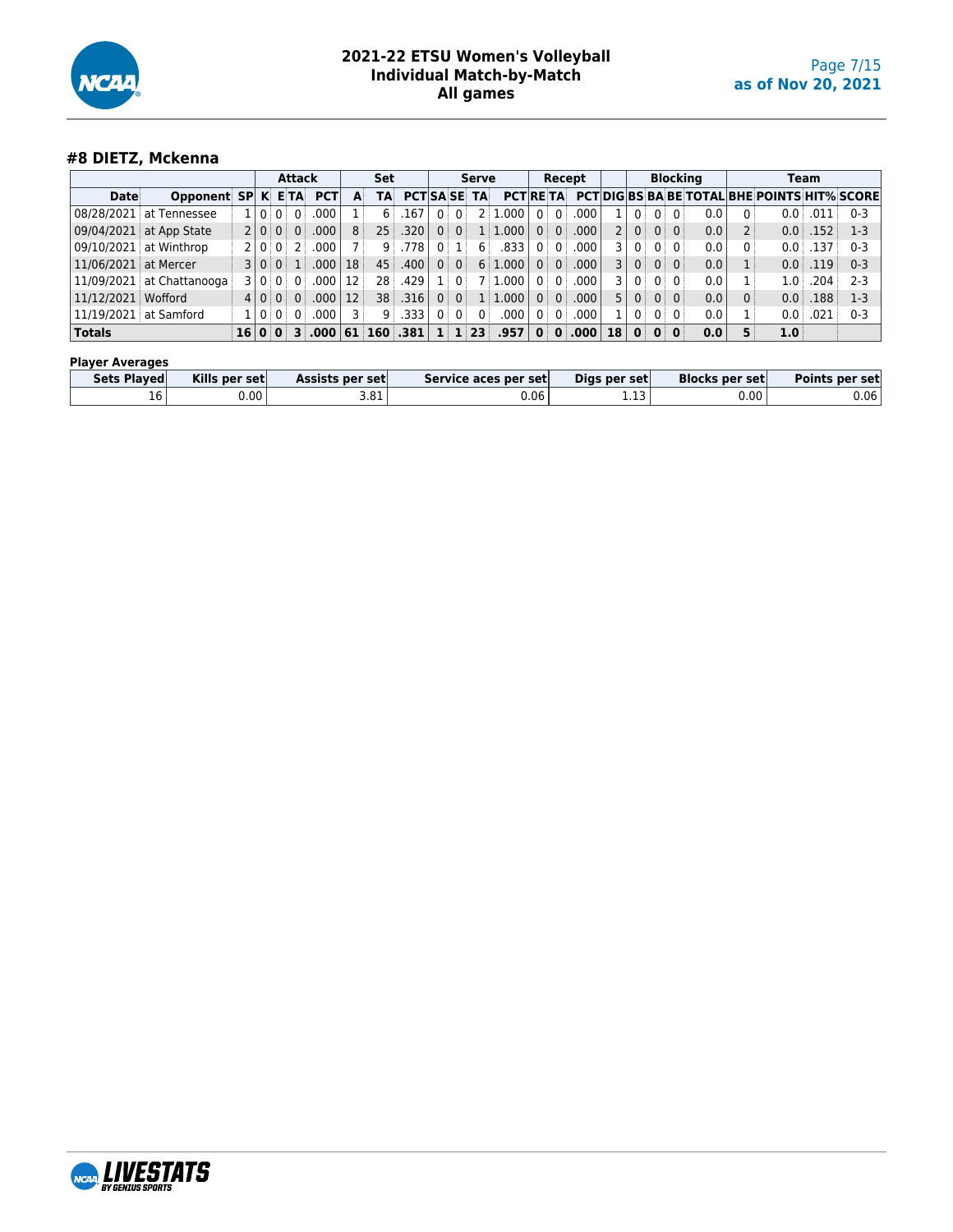# 2021-22 ETSU Women's Volleyball
## Individual Match-by-Match
## All games

### #8 DIETZ, Mckenna

| | | | Attack | | | | Set | | | Serve | | | | Recept | | | | Blocking | | | | | Team | | | |
|---|---|---|---|---|---|---|---|---|---|---|---|---|---|---|---|---|---|---|---|---|---|---|---|---|---|---|
| Date | Opponent | SP | K | E | TA | PCT | A | TA | PCT | SA | SE | TA | PCT | RE | TA | PCT | DIG | BS | BA | BE | TOTAL | BHE | POINTS | HIT% | SCORE |
| 08/28/2021 | at Tennessee | 1 | 0 | 0 | 0 | .000 | 1 | 6 | .167 | 0 | 0 | 2 | 1.000 | 0 | 0 | .000 | 1 | 0 | 0 | 0 | 0.0 | 0 | 0.0 | .011 | 0-3 |
| 09/04/2021 | at App State | 2 | 0 | 0 | 0 | .000 | 8 | 25 | .320 | 0 | 0 | 1 | 1.000 | 0 | 0 | .000 | 2 | 0 | 0 | 0 | 0.0 | 2 | 0.0 | .152 | 1-3 |
| 09/10/2021 | at Winthrop | 2 | 0 | 0 | 2 | .000 | 7 | 9 | .778 | 0 | 1 | 6 | .833 | 0 | 0 | .000 | 3 | 0 | 0 | 0 | 0.0 | 0 | 0.0 | .137 | 0-3 |
| 11/06/2021 | at Mercer | 3 | 0 | 0 | 1 | .000 | 18 | 45 | .400 | 0 | 0 | 6 | 1.000 | 0 | 0 | .000 | 3 | 0 | 0 | 0 | 0.0 | 1 | 0.0 | .119 | 0-3 |
| 11/09/2021 | at Chattanooga | 3 | 0 | 0 | 0 | .000 | 12 | 28 | .429 | 1 | 0 | 7 | 1.000 | 0 | 0 | .000 | 3 | 0 | 0 | 0 | 0.0 | 1 | 1.0 | .204 | 2-3 |
| 11/12/2021 | Wofford | 4 | 0 | 0 | 0 | .000 | 12 | 38 | .316 | 0 | 0 | 1 | 1.000 | 0 | 0 | .000 | 5 | 0 | 0 | 0 | 0.0 | 0 | 0.0 | .188 | 1-3 |
| 11/19/2021 | at Samford | 1 | 0 | 0 | 0 | .000 | 3 | 9 | .333 | 0 | 0 | 0 | .000 | 0 | 0 | .000 | 1 | 0 | 0 | 0 | 0.0 | 1 | 0.0 | .021 | 0-3 |
| **Totals** | | **16** | **0** | **0** | **3** | **.000** | **61** | **160** | **.381** | **1** | **1** | **23** | **.957** | **0** | **0** | **.000** | **18** | **0** | **0** | **0** | **0.0** | **5** | **1.0** | | |

**Player Averages**

| Sets Played | Kills per set | Assists per set | Service aces per set | Digs per set | Blocks per set | Points per set |
|---|---|---|---|---|---|---|
| 16 | 0.00 | 3.81 | 0.06 | 1.13 | 0.00 | 0.06 |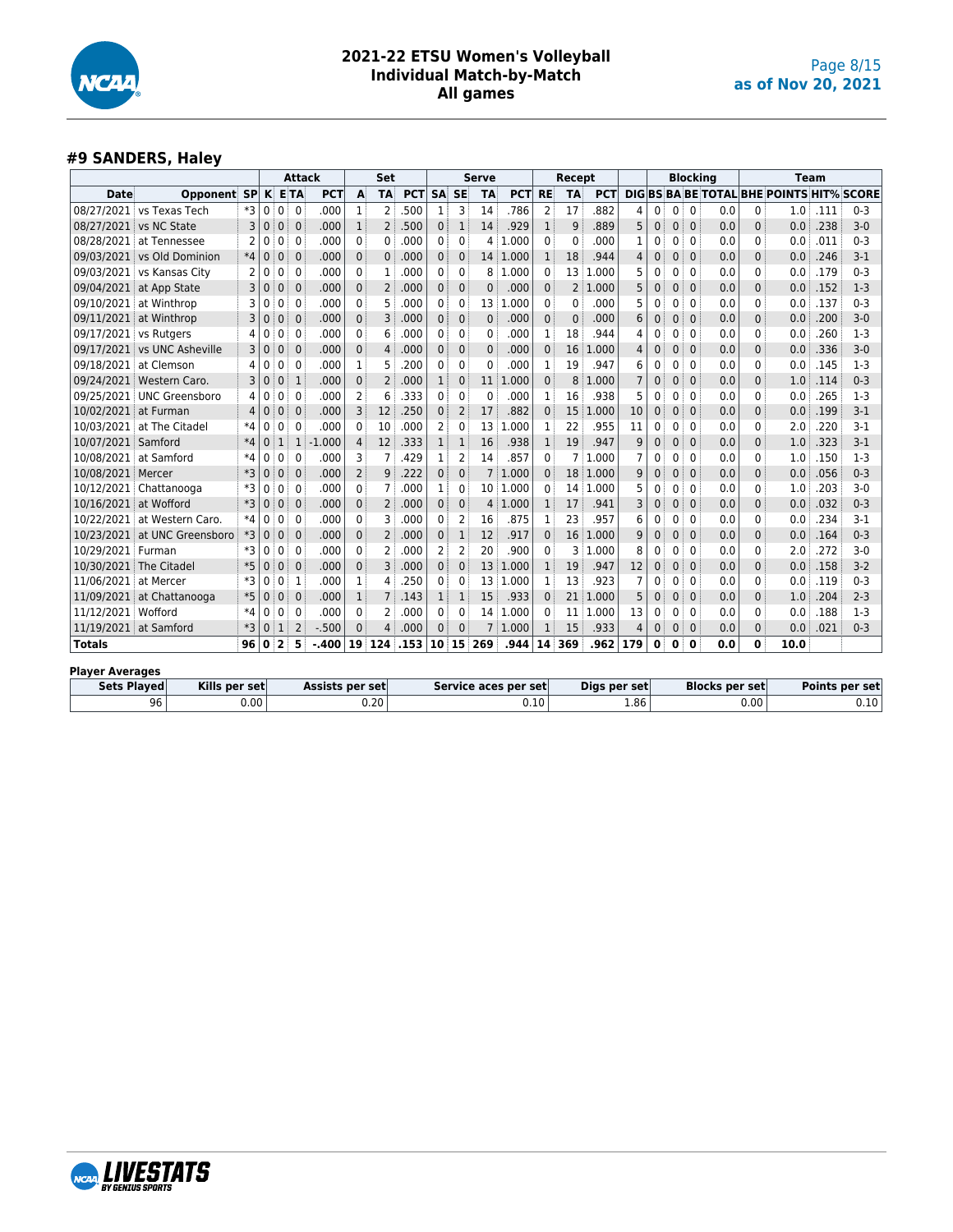# 2021-22 ETSU Women's Volleyball
## Individual Match-by-Match
## All games

### #9 SANDERS, Haley

| | | | Attack | | | | Set | | | Serve | | | | Recept | | | | Blocking | | | | | | Team | | |
|---|---|---|---|---|---|---|---|---|---|---|---|---|---|---|---|---|---|---|---|---|---|---|---|---|---|---|
| Date | Opponent | SP | K | E | TA | PCT | A | TA | PCT | SA | SE | TA | PCT | RE | TA | PCT | DIG | BS | BA | BE | TOTAL | BHE | POINTS | HIT% | SCORE |
| 08/27/2021 | vs Texas Tech | *3 | 0 | 0 | 0 | .000 | 1 | 2 | .500 | 1 | 3 | 14 | .786 | 2 | 17 | .882 | 4 | 0 | 0 | 0 | 0.0 | 0 | 1.0 | .111 | 0-3 |
| 08/27/2021 | vs NC State | 3 | 0 | 0 | 0 | .000 | 1 | 2 | .500 | 0 | 1 | 14 | .929 | 1 | 9 | .889 | 5 | 0 | 0 | 0 | 0.0 | 0 | 0.0 | .238 | 3-0 |
| 08/28/2021 | at Tennessee | 2 | 0 | 0 | 0 | .000 | 0 | 0 | .000 | 0 | 0 | 4 | 1.000 | 0 | 0 | .000 | 1 | 0 | 0 | 0 | 0.0 | 0 | 0.0 | .011 | 0-3 |
| 09/03/2021 | vs Old Dominion | *4 | 0 | 0 | 0 | .000 | 0 | 0 | .000 | 0 | 0 | 14 | 1.000 | 1 | 18 | .944 | 4 | 0 | 0 | 0 | 0.0 | 0 | 0.0 | .246 | 3-1 |
| 09/03/2021 | vs Kansas City | 2 | 0 | 0 | 0 | .000 | 0 | 1 | .000 | 0 | 0 | 8 | 1.000 | 0 | 13 | 1.000 | 5 | 0 | 0 | 0 | 0.0 | 0 | 0.0 | .179 | 0-3 |
| 09/04/2021 | at App State | 3 | 0 | 0 | 0 | .000 | 0 | 2 | .000 | 0 | 0 | 0 | .000 | 0 | 2 | 1.000 | 5 | 0 | 0 | 0 | 0.0 | 0 | 0.0 | .152 | 1-3 |
| 09/10/2021 | at Winthrop | 3 | 0 | 0 | 0 | .000 | 0 | 5 | .000 | 0 | 0 | 13 | 1.000 | 0 | 0 | .000 | 5 | 0 | 0 | 0 | 0.0 | 0 | 0.0 | .137 | 0-3 |
| 09/11/2021 | at Winthrop | 3 | 0 | 0 | 0 | .000 | 0 | 3 | .000 | 0 | 0 | 0 | .000 | 0 | 0 | .000 | 6 | 0 | 0 | 0 | 0.0 | 0 | 0.0 | .200 | 3-0 |
| 09/17/2021 | vs Rutgers | 4 | 0 | 0 | 0 | .000 | 0 | 6 | .000 | 0 | 0 | 0 | .000 | 1 | 18 | .944 | 4 | 0 | 0 | 0 | 0.0 | 0 | 0.0 | .260 | 1-3 |
| 09/17/2021 | vs UNC Asheville | 3 | 0 | 0 | 0 | .000 | 0 | 4 | .000 | 0 | 0 | 0 | .000 | 0 | 16 | 1.000 | 4 | 0 | 0 | 0 | 0.0 | 0 | 0.0 | .336 | 3-0 |
| 09/18/2021 | at Clemson | 4 | 0 | 0 | 0 | .000 | 1 | 5 | .200 | 0 | 0 | 0 | .000 | 1 | 19 | .947 | 6 | 0 | 0 | 0 | 0.0 | 0 | 0.0 | .145 | 1-3 |
| 09/24/2021 | Western Caro. | 3 | 0 | 0 | 1 | .000 | 0 | 2 | .000 | 1 | 0 | 11 | 1.000 | 0 | 8 | 1.000 | 7 | 0 | 0 | 0 | 0.0 | 0 | 1.0 | .114 | 0-3 |
| 09/25/2021 | UNC Greensboro | 4 | 0 | 0 | 0 | .000 | 2 | 6 | .333 | 0 | 0 | 0 | .000 | 1 | 16 | .938 | 5 | 0 | 0 | 0 | 0.0 | 0 | 0.0 | .265 | 1-3 |
| 10/02/2021 | at Furman | 4 | 0 | 0 | 0 | .000 | 3 | 12 | .250 | 0 | 2 | 17 | .882 | 0 | 15 | 1.000 | 10 | 0 | 0 | 0 | 0.0 | 0 | 0.0 | .199 | 3-1 |
| 10/03/2021 | at The Citadel | *4 | 0 | 0 | 0 | .000 | 0 | 10 | .000 | 2 | 0 | 13 | 1.000 | 1 | 22 | .955 | 11 | 0 | 0 | 0 | 0.0 | 0 | 2.0 | .220 | 3-1 |
| 10/07/2021 | Samford | *4 | 0 | 1 | 1 | -1.000 | 4 | 12 | .333 | 1 | 1 | 16 | .938 | 1 | 19 | .947 | 9 | 0 | 0 | 0 | 0.0 | 0 | 1.0 | .323 | 3-1 |
| 10/08/2021 | at Samford | *4 | 0 | 0 | 0 | .000 | 3 | 7 | .429 | 1 | 2 | 14 | .857 | 0 | 7 | 1.000 | 7 | 0 | 0 | 0 | 0.0 | 0 | 1.0 | .150 | 1-3 |
| 10/08/2021 | Mercer | *3 | 0 | 0 | 0 | .000 | 2 | 9 | .222 | 0 | 0 | 7 | 1.000 | 0 | 18 | 1.000 | 9 | 0 | 0 | 0 | 0.0 | 0 | 0.0 | .056 | 0-3 |
| 10/12/2021 | Chattanooga | *3 | 0 | 0 | 0 | .000 | 0 | 7 | .000 | 1 | 0 | 10 | 1.000 | 0 | 14 | 1.000 | 5 | 0 | 0 | 0 | 0.0 | 0 | 1.0 | .203 | 3-0 |
| 10/16/2021 | at Wofford | *3 | 0 | 0 | 0 | .000 | 0 | 2 | .000 | 0 | 0 | 4 | 1.000 | 1 | 17 | .941 | 3 | 0 | 0 | 0 | 0.0 | 0 | 0.0 | .032 | 0-3 |
| 10/22/2021 | at Western Caro. | *4 | 0 | 0 | 0 | .000 | 0 | 3 | .000 | 0 | 2 | 16 | .875 | 1 | 23 | .957 | 6 | 0 | 0 | 0 | 0.0 | 0 | 0.0 | .234 | 3-1 |
| 10/23/2021 | at UNC Greensboro | *3 | 0 | 0 | 0 | .000 | 0 | 2 | .000 | 0 | 1 | 12 | .917 | 0 | 16 | 1.000 | 9 | 0 | 0 | 0 | 0.0 | 0 | 0.0 | .164 | 0-3 |
| 10/29/2021 | Furman | *3 | 0 | 0 | 0 | .000 | 0 | 2 | .000 | 2 | 2 | 20 | .900 | 0 | 3 | 1.000 | 8 | 0 | 0 | 0 | 0.0 | 0 | 2.0 | .272 | 3-0 |
| 10/30/2021 | The Citadel | *5 | 0 | 0 | 0 | .000 | 0 | 3 | .000 | 0 | 0 | 13 | 1.000 | 1 | 19 | .947 | 12 | 0 | 0 | 0 | 0.0 | 0 | 0.0 | .158 | 3-2 |
| 11/06/2021 | at Mercer | *3 | 0 | 0 | 1 | .000 | 1 | 4 | .250 | 0 | 0 | 13 | 1.000 | 1 | 13 | .923 | 7 | 0 | 0 | 0 | 0.0 | 0 | 0.0 | .119 | 0-3 |
| 11/09/2021 | at Chattanooga | *5 | 0 | 0 | 0 | .000 | 1 | 7 | .143 | 1 | 1 | 15 | .933 | 0 | 21 | 1.000 | 5 | 0 | 0 | 0 | 0.0 | 0 | 1.0 | .204 | 2-3 |
| 11/12/2021 | Wofford | *4 | 0 | 0 | 0 | .000 | 0 | 2 | .000 | 0 | 0 | 14 | 1.000 | 0 | 11 | 1.000 | 13 | 0 | 0 | 0 | 0.0 | 0 | 0.0 | .188 | 1-3 |
| 11/19/2021 | at Samford | *3 | 0 | 1 | 2 | -.500 | 0 | 4 | .000 | 0 | 0 | 7 | 1.000 | 1 | 15 | .933 | 4 | 0 | 0 | 0 | 0.0 | 0 | 0.0 | .021 | 0-3 |
| **Totals** | | **96** | **0** | **2** | **5** | **-.400** | **19** | **124** | **.153** | **10** | **15** | **269** | **.944** | **14** | **369** | **.962** | **179** | **0** | **0** | **0** | **0.0** | **0** | **10.0** | | |

**Player Averages**

| Sets Played | Kills per set | Assists per set | Service aces per set | Digs per set | Blocks per set | Points per set |
|---|---|---|---|---|---|---|
| 96 | 0.00 | 0.20 | 0.10 | 1.86 | 0.00 | 0.10 |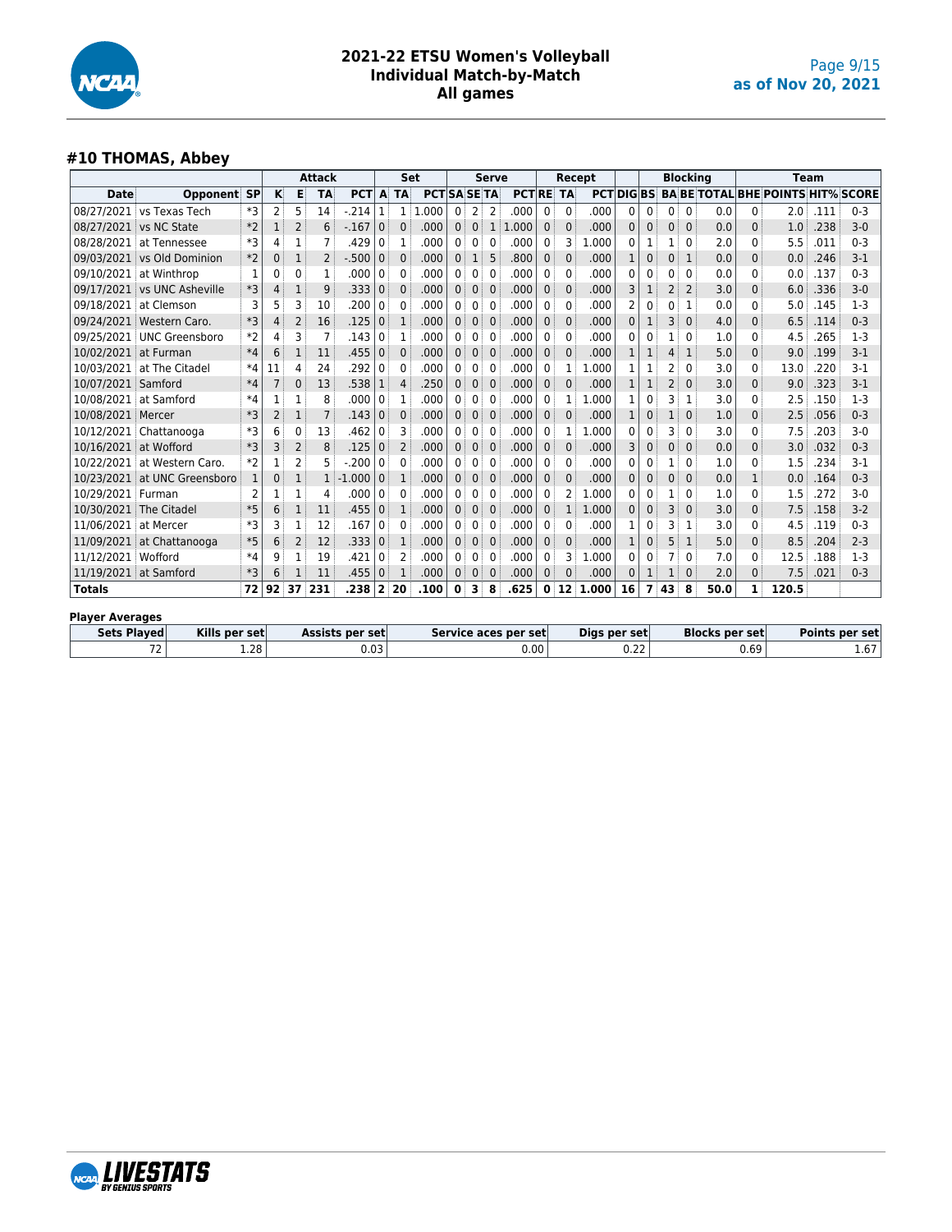## 2021-22 ETSU Women's Volleyball
## Individual Match-by-Match
## All games

as of Nov 20, 2021

### #10 THOMAS, Abbey

| | | | Attack | | | | Set | | | Serve | | | | Recept | | | | Blocking | | | | | Team | | | |
|---|---|---|---|---|---|---|---|---|---|---|---|---|---|---|---|---|---|---|---|---|---|---|---|---|---|---|
| Date | Opponent | SP | K | E | TA | PCT | A | TA | PCT | SA | SE | TA | PCT | RE | TA | PCT | DIG | BS | BA | BE | TOTAL | BHE | POINTS | HIT% | SCORE |
| 08/27/2021 | vs Texas Tech | *3 | 2 | 5 | 14 | -.214 | 1 | 1 | 1.000 | 0 | 2 | 2 | .000 | 0 | 0 | .000 | 0 | 0 | 0 | 0 | 0.0 | 0 | 2.0 | .111 | 0-3 |
| 08/27/2021 | vs NC State | *2 | 1 | 2 | 6 | -.167 | 0 | 0 | .000 | 0 | 0 | 1 | 1.000 | 0 | 0 | .000 | 0 | 0 | 0 | 0 | 0.0 | 0 | 1.0 | .238 | 3-0 |
| 08/28/2021 | at Tennessee | *3 | 4 | 1 | 7 | .429 | 0 | 1 | .000 | 0 | 0 | 0 | .000 | 0 | 3 | 1.000 | 0 | 1 | 1 | 0 | 2.0 | 0 | 5.5 | .011 | 0-3 |
| 09/03/2021 | vs Old Dominion | *2 | 0 | 1 | 2 | -.500 | 0 | 0 | .000 | 0 | 1 | 5 | .800 | 0 | 0 | .000 | 1 | 0 | 0 | 1 | 0.0 | 0 | 0.0 | .246 | 3-1 |
| 09/10/2021 | at Winthrop | 1 | 0 | 0 | 1 | .000 | 0 | 0 | .000 | 0 | 0 | 0 | .000 | 0 | 0 | .000 | 0 | 0 | 0 | 0 | 0.0 | 0 | 0.0 | .137 | 0-3 |
| 09/17/2021 | vs UNC Asheville | *3 | 4 | 1 | 9 | .333 | 0 | 0 | .000 | 0 | 0 | 0 | .000 | 0 | 0 | .000 | 3 | 1 | 2 | 2 | 3.0 | 0 | 6.0 | .336 | 3-0 |
| 09/18/2021 | at Clemson | 3 | 5 | 3 | 10 | .200 | 0 | 0 | .000 | 0 | 0 | 0 | .000 | 0 | 0 | .000 | 2 | 0 | 0 | 1 | 0.0 | 0 | 5.0 | .145 | 1-3 |
| 09/24/2021 | Western Caro. | *3 | 4 | 2 | 16 | .125 | 0 | 1 | .000 | 0 | 0 | 0 | .000 | 0 | 0 | .000 | 0 | 1 | 3 | 0 | 4.0 | 0 | 6.5 | .114 | 0-3 |
| 09/25/2021 | UNC Greensboro | *2 | 4 | 3 | 7 | .143 | 0 | 1 | .000 | 0 | 0 | 0 | .000 | 0 | 0 | .000 | 0 | 0 | 1 | 0 | 1.0 | 0 | 4.5 | .265 | 1-3 |
| 10/02/2021 | at Furman | *4 | 6 | 1 | 11 | .455 | 0 | 0 | .000 | 0 | 0 | 0 | .000 | 0 | 0 | .000 | 1 | 1 | 4 | 1 | 5.0 | 0 | 9.0 | .199 | 3-1 |
| 10/03/2021 | at The Citadel | *4 | 11 | 4 | 24 | .292 | 0 | 0 | .000 | 0 | 0 | 0 | .000 | 0 | 1 | 1.000 | 1 | 1 | 2 | 0 | 3.0 | 0 | 13.0 | .220 | 3-1 |
| 10/07/2021 | Samford | *4 | 7 | 0 | 13 | .538 | 1 | 4 | .250 | 0 | 0 | 0 | .000 | 0 | 0 | .000 | 1 | 1 | 2 | 0 | 3.0 | 0 | 9.0 | .323 | 3-1 |
| 10/08/2021 | at Samford | *4 | 1 | 1 | 8 | .000 | 0 | 1 | .000 | 0 | 0 | 0 | .000 | 0 | 1 | 1.000 | 1 | 0 | 3 | 1 | 3.0 | 0 | 2.5 | .150 | 1-3 |
| 10/08/2021 | Mercer | *3 | 2 | 1 | 7 | .143 | 0 | 0 | .000 | 0 | 0 | 0 | .000 | 0 | 0 | .000 | 1 | 0 | 1 | 0 | 1.0 | 0 | 2.5 | .056 | 0-3 |
| 10/12/2021 | Chattanooga | *3 | 6 | 0 | 13 | .462 | 0 | 3 | .000 | 0 | 0 | 0 | .000 | 0 | 1 | 1.000 | 0 | 0 | 3 | 0 | 3.0 | 0 | 7.5 | .203 | 3-0 |
| 10/16/2021 | at Wofford | *3 | 3 | 2 | 8 | .125 | 0 | 2 | .000 | 0 | 0 | 0 | .000 | 0 | 0 | .000 | 3 | 0 | 0 | 0 | 0.0 | 0 | 3.0 | .032 | 0-3 |
| 10/22/2021 | at Western Caro. | *2 | 1 | 2 | 5 | -.200 | 0 | 0 | .000 | 0 | 0 | 0 | .000 | 0 | 0 | .000 | 0 | 0 | 1 | 0 | 1.0 | 0 | 1.5 | .234 | 3-1 |
| 10/23/2021 | at UNC Greensboro | 1 | 0 | 1 | 1 | -1.000 | 0 | 1 | .000 | 0 | 0 | 0 | .000 | 0 | 0 | .000 | 0 | 0 | 0 | 0 | 0.0 | 1 | 0.0 | .164 | 0-3 |
| 10/29/2021 | Furman | 2 | 1 | 1 | 4 | .000 | 0 | 0 | .000 | 0 | 0 | 0 | .000 | 0 | 2 | 1.000 | 0 | 0 | 1 | 0 | 1.0 | 0 | 1.5 | .272 | 3-0 |
| 10/30/2021 | The Citadel | *5 | 6 | 1 | 11 | .455 | 0 | 1 | .000 | 0 | 0 | 0 | .000 | 0 | 1 | 1.000 | 0 | 0 | 3 | 0 | 3.0 | 0 | 7.5 | .158 | 3-2 |
| 11/06/2021 | at Mercer | *3 | 3 | 1 | 12 | .167 | 0 | 0 | .000 | 0 | 0 | 0 | .000 | 0 | 0 | .000 | 1 | 0 | 3 | 1 | 3.0 | 0 | 4.5 | .119 | 0-3 |
| 11/09/2021 | at Chattanooga | *5 | 6 | 2 | 12 | .333 | 0 | 1 | .000 | 0 | 0 | 0 | .000 | 0 | 0 | .000 | 1 | 0 | 5 | 1 | 5.0 | 0 | 8.5 | .204 | 2-3 |
| 11/12/2021 | Wofford | *4 | 9 | 1 | 19 | .421 | 0 | 2 | .000 | 0 | 0 | 0 | .000 | 0 | 3 | 1.000 | 0 | 0 | 7 | 0 | 7.0 | 0 | 12.5 | .188 | 1-3 |
| 11/19/2021 | at Samford | *3 | 6 | 1 | 11 | .455 | 0 | 1 | .000 | 0 | 0 | 0 | .000 | 0 | 0 | .000 | 0 | 1 | 1 | 0 | 2.0 | 0 | 7.5 | .021 | 0-3 |
| **Totals** | | **72** | **92** | **37** | **231** | **.238** | **2** | **20** | **.100** | **0** | **3** | **8** | **.625** | **0** | **12** | **1.000** | **16** | **7** | **43** | **8** | **50.0** | **1** | **120.5** | | |

**Player Averages**

| Sets Played | Kills per set | Assists per set | Service aces per set | Digs per set | Blocks per set | Points per set |
|---|---|---|---|---|---|---|
| 72 | 1.28 | 0.03 | 0.00 | 0.22 | 0.69 | 1.67 |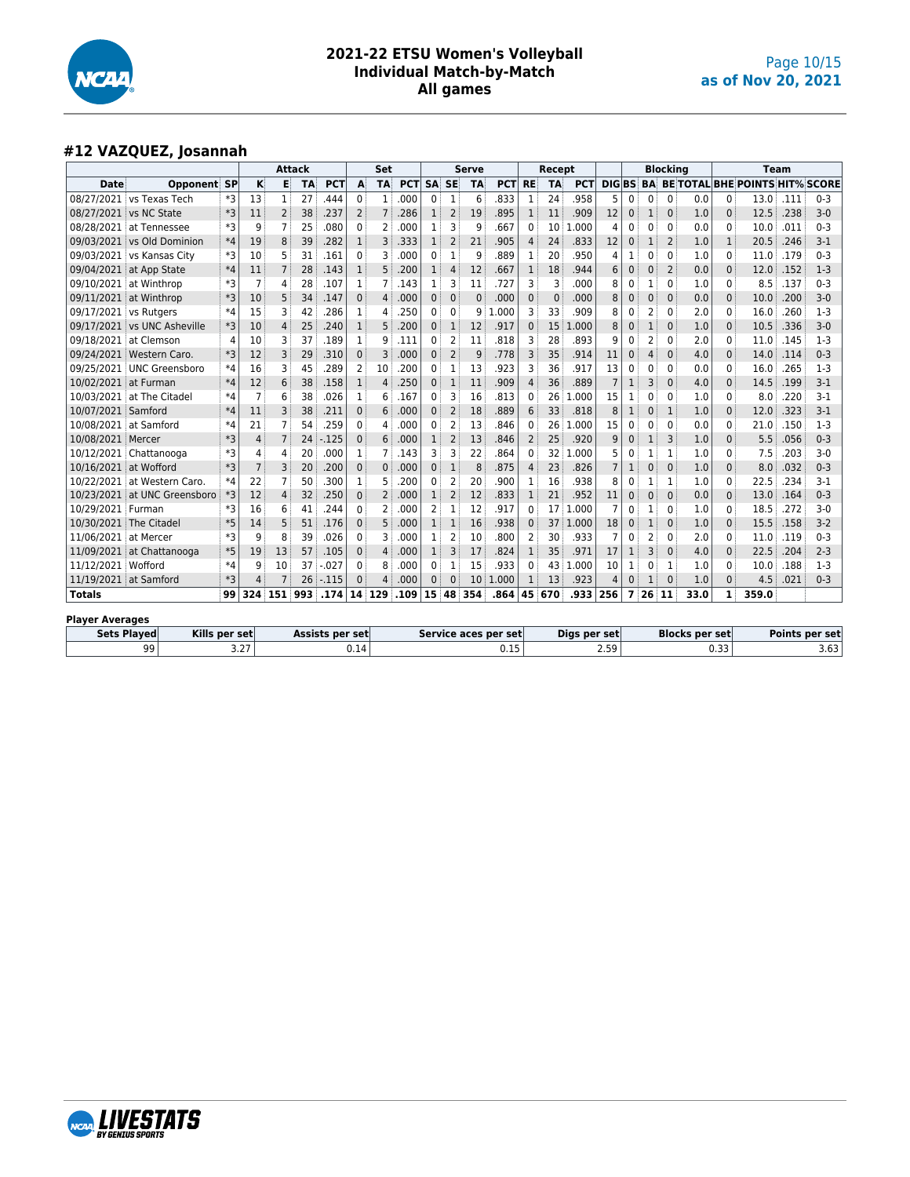# 2021-22 ETSU Women's Volleyball
## Individual Match-by-Match
## All games

as of Nov 20, 2021

### #12 VAZQUEZ, Josannah

| | | | Attack | | | | Set | | | Serve | | | | Recept | | | | Blocking | | | | | Team | | | |
|---|---|---|---|---|---|---|---|---|---|---|---|---|---|---|---|---|---|---|---|---|---|---|---|---|---|---|
| Date | Opponent | SP | K | E | TA | PCT | A | TA | PCT | SA | SE | TA | PCT | RE | TA | PCT | DIG | BS | BA | BE | TOTAL | BHE | POINTS | HIT% | SCORE |
| 08/27/2021 | vs Texas Tech | *3 | 13 | 1 | 27 | .444 | 0 | 1 | .000 | 0 | 1 | 6 | .833 | 1 | 24 | .958 | 5 | 0 | 0 | 0 | 0.0 | 0 | 13.0 | .111 | 0-3 |
| 08/27/2021 | vs NC State | *3 | 11 | 2 | 38 | .237 | 2 | 7 | .286 | 1 | 2 | 19 | .895 | 1 | 11 | .909 | 12 | 0 | 1 | 0 | 1.0 | 0 | 12.5 | .238 | 3-0 |
| 08/28/2021 | at Tennessee | *3 | 9 | 7 | 25 | .080 | 0 | 2 | .000 | 1 | 3 | 9 | .667 | 0 | 10 | 1.000 | 4 | 0 | 0 | 0 | 0.0 | 0 | 10.0 | .011 | 0-3 |
| 09/03/2021 | vs Old Dominion | *4 | 19 | 8 | 39 | .282 | 1 | 3 | .333 | 1 | 2 | 21 | .905 | 4 | 24 | .833 | 12 | 0 | 1 | 2 | 1.0 | 1 | 20.5 | .246 | 3-1 |
| 09/03/2021 | vs Kansas City | *3 | 10 | 5 | 31 | .161 | 0 | 3 | .000 | 0 | 1 | 9 | .889 | 1 | 20 | .950 | 4 | 1 | 0 | 0 | 1.0 | 0 | 11.0 | .179 | 0-3 |
| 09/04/2021 | at App State | *4 | 11 | 7 | 28 | .143 | 1 | 5 | .200 | 1 | 4 | 12 | .667 | 1 | 18 | .944 | 6 | 0 | 0 | 2 | 0.0 | 0 | 12.0 | .152 | 1-3 |
| 09/10/2021 | at Winthrop | *3 | 7 | 4 | 28 | .107 | 1 | 7 | .143 | 1 | 3 | 11 | .727 | 3 | 3 | .000 | 8 | 0 | 1 | 0 | 1.0 | 0 | 8.5 | .137 | 0-3 |
| 09/11/2021 | at Winthrop | *3 | 10 | 5 | 34 | .147 | 0 | 4 | .000 | 0 | 0 | 0 | .000 | 0 | 0 | .000 | 8 | 0 | 0 | 0 | 0.0 | 0 | 10.0 | .200 | 3-0 |
| 09/17/2021 | vs Rutgers | *4 | 15 | 3 | 42 | .286 | 1 | 4 | .250 | 0 | 0 | 9 | 1.000 | 3 | 33 | .909 | 8 | 0 | 2 | 0 | 2.0 | 0 | 16.0 | .260 | 1-3 |
| 09/17/2021 | vs UNC Asheville | *3 | 10 | 4 | 25 | .240 | 1 | 5 | .200 | 0 | 1 | 12 | .917 | 0 | 15 | 1.000 | 8 | 0 | 1 | 0 | 1.0 | 0 | 10.5 | .336 | 3-0 |
| 09/18/2021 | at Clemson | 4 | 10 | 3 | 37 | .189 | 1 | 9 | .111 | 0 | 2 | 11 | .818 | 3 | 28 | .893 | 9 | 0 | 2 | 0 | 2.0 | 0 | 11.0 | .145 | 1-3 |
| 09/24/2021 | Western Caro. | *3 | 12 | 3 | 29 | .310 | 0 | 3 | .000 | 0 | 2 | 9 | .778 | 3 | 35 | .914 | 11 | 0 | 4 | 0 | 4.0 | 0 | 14.0 | .114 | 0-3 |
| 09/25/2021 | UNC Greensboro | *4 | 16 | 3 | 45 | .289 | 2 | 10 | .200 | 0 | 1 | 13 | .923 | 3 | 36 | .917 | 13 | 0 | 0 | 0 | 0.0 | 0 | 16.0 | .265 | 1-3 |
| 10/02/2021 | at Furman | *4 | 12 | 6 | 38 | .158 | 1 | 4 | .250 | 0 | 1 | 11 | .909 | 4 | 36 | .889 | 7 | 1 | 3 | 0 | 4.0 | 0 | 14.5 | .199 | 3-1 |
| 10/03/2021 | at The Citadel | *4 | 7 | 6 | 38 | .026 | 1 | 6 | .167 | 0 | 3 | 16 | .813 | 0 | 26 | 1.000 | 15 | 1 | 0 | 0 | 1.0 | 0 | 8.0 | .220 | 3-1 |
| 10/07/2021 | Samford | *4 | 11 | 3 | 38 | .211 | 0 | 6 | .000 | 0 | 2 | 18 | .889 | 6 | 33 | .818 | 8 | 1 | 0 | 1 | 1.0 | 0 | 12.0 | .323 | 3-1 |
| 10/08/2021 | at Samford | *4 | 21 | 7 | 54 | .259 | 0 | 4 | .000 | 0 | 2 | 13 | .846 | 0 | 26 | 1.000 | 15 | 0 | 0 | 0 | 0.0 | 0 | 21.0 | .150 | 1-3 |
| 10/08/2021 | Mercer | *3 | 4 | 7 | 24 | -.125 | 0 | 6 | .000 | 1 | 2 | 13 | .846 | 2 | 25 | .920 | 9 | 0 | 1 | 3 | 1.0 | 0 | 5.5 | .056 | 0-3 |
| 10/12/2021 | Chattanooga | *3 | 4 | 4 | 20 | .000 | 1 | 7 | .143 | 3 | 3 | 22 | .864 | 0 | 32 | 1.000 | 5 | 0 | 1 | 1 | 1.0 | 0 | 7.5 | .203 | 3-0 |
| 10/16/2021 | at Wofford | *3 | 7 | 3 | 20 | .200 | 0 | 0 | .000 | 0 | 1 | 8 | .875 | 4 | 23 | .826 | 7 | 1 | 0 | 0 | 1.0 | 0 | 8.0 | .032 | 0-3 |
| 10/22/2021 | at Western Caro. | *4 | 22 | 7 | 50 | .300 | 1 | 5 | .200 | 0 | 2 | 20 | .900 | 1 | 16 | .938 | 8 | 0 | 1 | 1 | 1.0 | 0 | 22.5 | .234 | 3-1 |
| 10/23/2021 | at UNC Greensboro | *3 | 12 | 4 | 32 | .250 | 0 | 2 | .000 | 1 | 2 | 12 | .833 | 1 | 21 | .952 | 11 | 0 | 0 | 0 | 0.0 | 0 | 13.0 | .164 | 0-3 |
| 10/29/2021 | Furman | *3 | 16 | 6 | 41 | .244 | 0 | 2 | .000 | 2 | 1 | 12 | .917 | 0 | 17 | 1.000 | 7 | 0 | 1 | 0 | 1.0 | 0 | 18.5 | .272 | 3-0 |
| 10/30/2021 | The Citadel | *5 | 14 | 5 | 51 | .176 | 0 | 5 | .000 | 1 | 1 | 16 | .938 | 0 | 37 | 1.000 | 18 | 0 | 1 | 0 | 1.0 | 0 | 15.5 | .158 | 3-2 |
| 11/06/2021 | at Mercer | *3 | 9 | 8 | 39 | .026 | 0 | 3 | .000 | 1 | 2 | 10 | .800 | 2 | 30 | .933 | 7 | 0 | 2 | 0 | 2.0 | 0 | 11.0 | .119 | 0-3 |
| 11/09/2021 | at Chattanooga | *5 | 19 | 13 | 57 | .105 | 0 | 4 | .000 | 1 | 3 | 17 | .824 | 1 | 35 | .971 | 17 | 1 | 3 | 0 | 4.0 | 0 | 22.5 | .204 | 2-3 |
| 11/12/2021 | Wofford | *4 | 9 | 10 | 37 | -.027 | 0 | 8 | .000 | 0 | 1 | 15 | .933 | 0 | 43 | 1.000 | 10 | 1 | 0 | 1 | 1.0 | 0 | 10.0 | .188 | 1-3 |
| 11/19/2021 | at Samford | *3 | 4 | 7 | 26 | -.115 | 0 | 4 | .000 | 0 | 0 | 10 | 1.000 | 1 | 13 | .923 | 4 | 0 | 1 | 0 | 1.0 | 0 | 4.5 | .021 | 0-3 |
| **Totals** | | 99 | 324 | 151 | 993 | .174 | 14 | 129 | .109 | 15 | 48 | 354 | .864 | 45 | 670 | .933 | 256 | 7 | 26 | 11 | 33.0 | 1 | 359.0 | | |

**Player Averages**

| Sets Played | Kills per set | Assists per set | Service aces per set | Digs per set | Blocks per set | Points per set |
|---|---|---|---|---|---|---|
| 99 | 3.27 | 0.14 | 0.15 | 2.59 | 0.33 | 3.63 |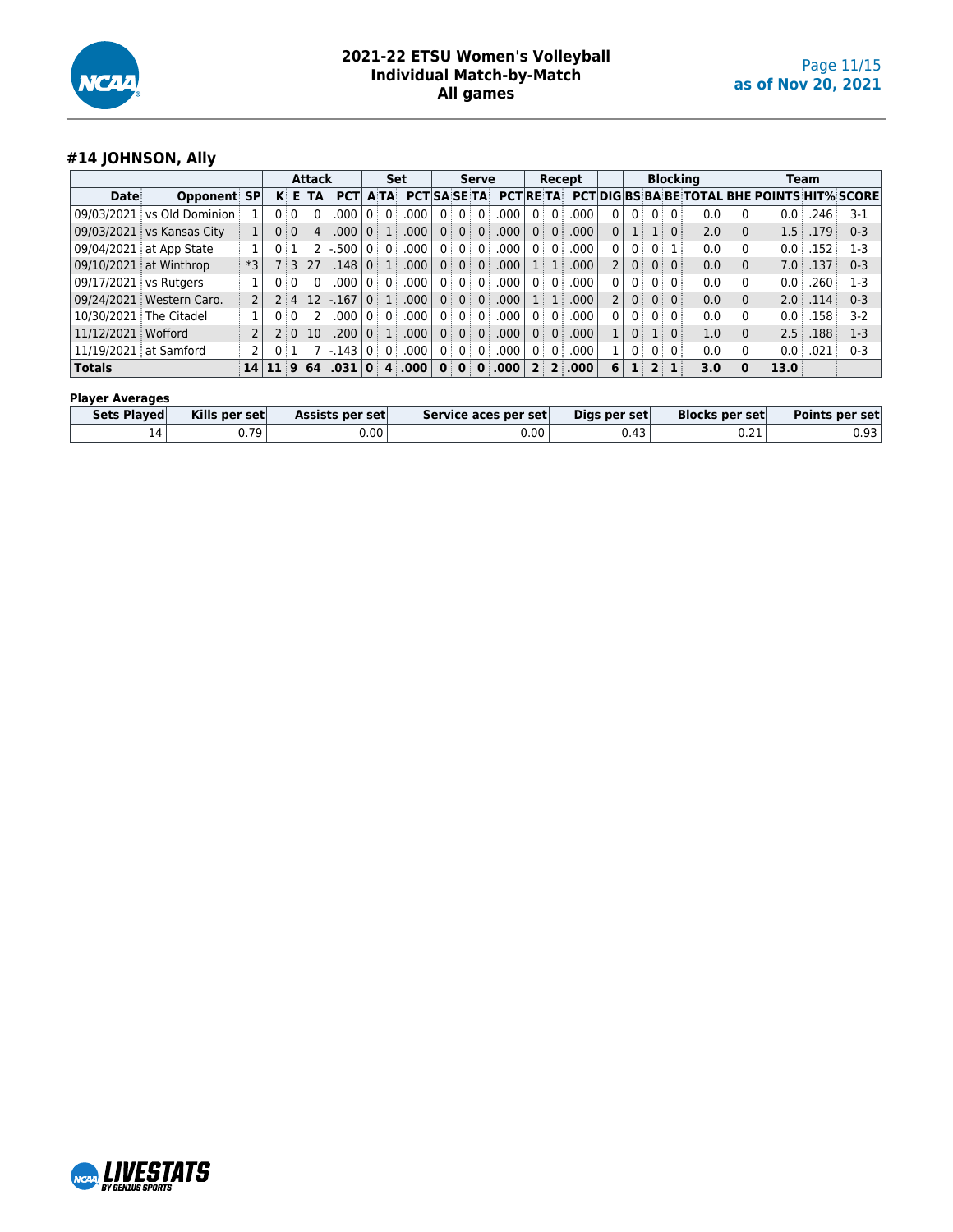# 2021-22 ETSU Women's Volleyball
## Individual Match-by-Match
## All games

as of Nov 20, 2021

### #14 JOHNSON, Ally

| | | | Attack | | | | Set | | | Serve | | | | Recept | | | | Blocking | | | | | | Team | | |
|---|---|---|---|---|---|---|---|---|---|---|---|---|---|---|---|---|---|---|---|---|---|---|---|---|---|---|
| Date | Opponent | SP | K | E | TA | PCT | A | TA | PCT | SA | SE | TA | PCT | RE | TA | PCT | DIG | BS | BA | BE | TOTAL | BHE | POINTS | HIT% | SCORE |
| 09/03/2021 | vs Old Dominion | 1 | 0 | 0 | 0 | .000 | 0 | 0 | .000 | 0 | 0 | 0 | .000 | 0 | 0 | .000 | 0 | 0 | 0 | 0 | 0.0 | 0 | 0.0 | .246 | 3-1 |
| 09/03/2021 | vs Kansas City | 1 | 0 | 0 | 4 | .000 | 0 | 1 | .000 | 0 | 0 | 0 | .000 | 0 | 0 | .000 | 0 | 1 | 1 | 0 | 2.0 | 0 | 1.5 | .179 | 0-3 |
| 09/04/2021 | at App State | 1 | 0 | 1 | 2 | -.500 | 0 | 0 | .000 | 0 | 0 | 0 | .000 | 0 | 0 | .000 | 0 | 0 | 0 | 1 | 0.0 | 0 | 0.0 | .152 | 1-3 |
| 09/10/2021 | at Winthrop | *3 | 7 | 3 | 27 | .148 | 0 | 1 | .000 | 0 | 0 | 0 | .000 | 1 | 1 | .000 | 2 | 0 | 0 | 0 | 0.0 | 0 | 7.0 | .137 | 0-3 |
| 09/17/2021 | vs Rutgers | 1 | 0 | 0 | 0 | .000 | 0 | 0 | .000 | 0 | 0 | 0 | .000 | 0 | 0 | .000 | 0 | 0 | 0 | 0 | 0.0 | 0 | 0.0 | .260 | 1-3 |
| 09/24/2021 | Western Caro. | 2 | 2 | 4 | 12 | -.167 | 0 | 1 | .000 | 0 | 0 | 0 | .000 | 1 | 1 | .000 | 2 | 0 | 0 | 0 | 0.0 | 0 | 2.0 | .114 | 0-3 |
| 10/30/2021 | The Citadel | 1 | 0 | 0 | 2 | .000 | 0 | 0 | .000 | 0 | 0 | 0 | .000 | 0 | 0 | .000 | 0 | 0 | 0 | 0 | 0.0 | 0 | 0.0 | .158 | 3-2 |
| 11/12/2021 | Wofford | 2 | 2 | 0 | 10 | .200 | 0 | 1 | .000 | 0 | 0 | 0 | .000 | 0 | 0 | .000 | 1 | 0 | 1 | 0 | 1.0 | 0 | 2.5 | .188 | 1-3 |
| 11/19/2021 | at Samford | 2 | 0 | 1 | 7 | -.143 | 0 | 0 | .000 | 0 | 0 | 0 | .000 | 0 | 0 | .000 | 1 | 0 | 0 | 0 | 0.0 | 0 | 0.0 | .021 | 0-3 |
| **Totals** | | **14** | **11** | **9** | **64** | **.031** | **0** | **4** | **.000** | **0** | **0** | **0** | **.000** | **2** | **2** | **.000** | **6** | **1** | **2** | **1** | **3.0** | **0** | **13.0** | | |

**Player Averages**

| Sets Played | Kills per set | Assists per set | Service aces per set | Digs per set | Blocks per set | Points per set |
|---|---|---|---|---|---|---|
| 14 | 0.79 | 0.00 | 0.00 | 0.43 | 0.21 | 0.93 |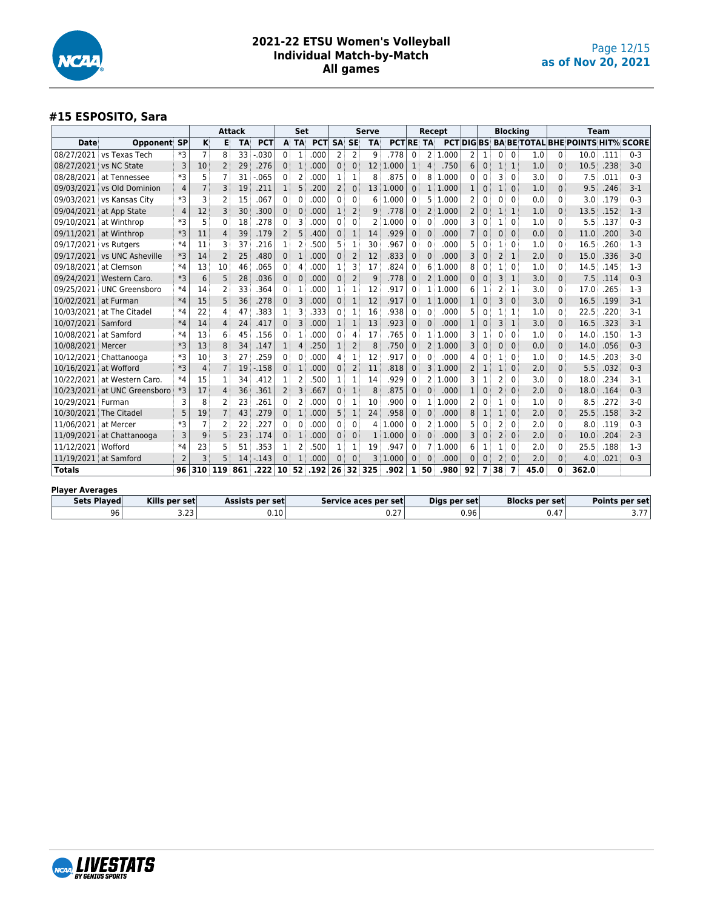## 2021-22 ETSU Women's Volleyball
## Individual Match-by-Match
## All games

### #15 ESPOSITO, Sara

| | | | Attack | | | | Set | | | Serve | | | | Recept | | | | Blocking | | | | | Team | | |
|---|---|---|---|---|---|---|---|---|---|---|---|---|---|---|---|---|---|---|---|---|---|---|---|---|---|
| Date | Opponent | SP | K | E | TA | PCT | A | TA | PCT | SA | SE | TA | PCT | RE | TA | PCT | DIG | BS | BA | BE | TOTAL | BHE | POINTS | HIT% | SCORE |
| 08/27/2021 | vs Texas Tech | *3 | 7 | 8 | 33 | -.030 | 0 | 1 | .000 | 2 | 2 | 9 | .778 | 0 | 2 | 1.000 | 2 | 1 | 0 | 0 | 1.0 | 0 | 10.0 | .111 | 0-3 |
| 08/27/2021 | vs NC State | 3 | 10 | 2 | 29 | .276 | 0 | 1 | .000 | 0 | 0 | 12 | 1.000 | 1 | 4 | .750 | 6 | 0 | 1 | 1 | 1.0 | 0 | 10.5 | .238 | 3-0 |
| 08/28/2021 | at Tennessee | *3 | 5 | 7 | 31 | -.065 | 0 | 2 | .000 | 1 | 1 | 8 | .875 | 0 | 8 | 1.000 | 0 | 0 | 3 | 0 | 3.0 | 0 | 7.5 | .011 | 0-3 |
| 09/03/2021 | vs Old Dominion | 4 | 7 | 3 | 19 | .211 | 1 | 5 | .200 | 2 | 0 | 13 | 1.000 | 0 | 1 | 1.000 | 1 | 0 | 1 | 0 | 1.0 | 0 | 9.5 | .246 | 3-1 |
| 09/03/2021 | vs Kansas City | *3 | 3 | 2 | 15 | .067 | 0 | 0 | .000 | 0 | 0 | 6 | 1.000 | 0 | 5 | 1.000 | 2 | 0 | 0 | 0 | 0.0 | 0 | 3.0 | .179 | 0-3 |
| 09/04/2021 | at App State | 4 | 12 | 3 | 30 | .300 | 0 | 0 | .000 | 1 | 2 | 9 | .778 | 0 | 2 | 1.000 | 2 | 0 | 1 | 1 | 1.0 | 0 | 13.5 | .152 | 1-3 |
| 09/10/2021 | at Winthrop | *3 | 5 | 0 | 18 | .278 | 0 | 3 | .000 | 0 | 0 | 2 | 1.000 | 0 | 0 | .000 | 3 | 0 | 1 | 0 | 1.0 | 0 | 5.5 | .137 | 0-3 |
| 09/11/2021 | at Winthrop | *3 | 11 | 4 | 39 | .179 | 2 | 5 | .400 | 0 | 1 | 14 | .929 | 0 | 0 | .000 | 7 | 0 | 0 | 0 | 0.0 | 0 | 11.0 | .200 | 3-0 |
| 09/17/2021 | vs Rutgers | *4 | 11 | 3 | 37 | .216 | 1 | 2 | .500 | 5 | 1 | 30 | .967 | 0 | 0 | .000 | 5 | 0 | 1 | 0 | 1.0 | 0 | 16.5 | .260 | 1-3 |
| 09/17/2021 | vs UNC Asheville | *3 | 14 | 2 | 25 | .480 | 0 | 1 | .000 | 0 | 2 | 12 | .833 | 0 | 0 | .000 | 3 | 0 | 2 | 1 | 2.0 | 0 | 15.0 | .336 | 3-0 |
| 09/18/2021 | at Clemson | *4 | 13 | 10 | 46 | .065 | 0 | 4 | .000 | 1 | 3 | 17 | .824 | 0 | 6 | 1.000 | 8 | 0 | 1 | 0 | 1.0 | 0 | 14.5 | .145 | 1-3 |
| 09/24/2021 | Western Caro. | *3 | 6 | 5 | 28 | .036 | 0 | 0 | .000 | 0 | 2 | 9 | .778 | 0 | 2 | 1.000 | 0 | 0 | 3 | 1 | 3.0 | 0 | 7.5 | .114 | 0-3 |
| 09/25/2021 | UNC Greensboro | *4 | 14 | 2 | 33 | .364 | 0 | 1 | .000 | 1 | 1 | 12 | .917 | 0 | 1 | 1.000 | 6 | 1 | 2 | 1 | 3.0 | 0 | 17.0 | .265 | 1-3 |
| 10/02/2021 | at Furman | *4 | 15 | 5 | 36 | .278 | 0 | 3 | .000 | 0 | 1 | 12 | .917 | 0 | 1 | 1.000 | 1 | 0 | 3 | 0 | 3.0 | 0 | 16.5 | .199 | 3-1 |
| 10/03/2021 | at The Citadel | *4 | 22 | 4 | 47 | .383 | 1 | 3 | .333 | 0 | 1 | 16 | .938 | 0 | 0 | .000 | 5 | 0 | 1 | 1 | 1.0 | 0 | 22.5 | .220 | 3-1 |
| 10/07/2021 | Samford | *4 | 14 | 4 | 24 | .417 | 0 | 3 | .000 | 1 | 1 | 13 | .923 | 0 | 0 | .000 | 1 | 0 | 3 | 1 | 3.0 | 0 | 16.5 | .323 | 3-1 |
| 10/08/2021 | at Samford | *4 | 13 | 6 | 45 | .156 | 0 | 1 | .000 | 0 | 4 | 17 | .765 | 0 | 1 | 1.000 | 3 | 1 | 0 | 0 | 1.0 | 0 | 14.0 | .150 | 1-3 |
| 10/08/2021 | Mercer | *3 | 13 | 8 | 34 | .147 | 1 | 4 | .250 | 1 | 2 | 8 | .750 | 0 | 2 | 1.000 | 3 | 0 | 0 | 0 | 0.0 | 0 | 14.0 | .056 | 0-3 |
| 10/12/2021 | Chattanooga | *3 | 10 | 3 | 27 | .259 | 0 | 0 | .000 | 4 | 1 | 12 | .917 | 0 | 0 | .000 | 4 | 0 | 1 | 0 | 1.0 | 0 | 14.5 | .203 | 3-0 |
| 10/16/2021 | at Wofford | *3 | 4 | 7 | 19 | -.158 | 0 | 1 | .000 | 0 | 2 | 11 | .818 | 0 | 3 | 1.000 | 2 | 1 | 1 | 0 | 2.0 | 0 | 5.5 | .032 | 0-3 |
| 10/22/2021 | at Western Caro. | *4 | 15 | 1 | 34 | .412 | 1 | 2 | .500 | 1 | 1 | 14 | .929 | 0 | 2 | 1.000 | 3 | 1 | 2 | 0 | 3.0 | 0 | 18.0 | .234 | 3-1 |
| 10/23/2021 | at UNC Greensboro | *3 | 17 | 4 | 36 | .361 | 2 | 3 | .667 | 0 | 1 | 8 | .875 | 0 | 0 | .000 | 1 | 0 | 2 | 0 | 2.0 | 0 | 18.0 | .164 | 0-3 |
| 10/29/2021 | Furman | 3 | 8 | 2 | 23 | .261 | 0 | 2 | .000 | 0 | 1 | 10 | .900 | 0 | 1 | 1.000 | 2 | 0 | 1 | 0 | 1.0 | 0 | 8.5 | .272 | 3-0 |
| 10/30/2021 | The Citadel | 5 | 19 | 7 | 43 | .279 | 0 | 1 | .000 | 5 | 1 | 24 | .958 | 0 | 0 | .000 | 8 | 1 | 1 | 0 | 2.0 | 0 | 25.5 | .158 | 3-2 |
| 11/06/2021 | at Mercer | *3 | 7 | 2 | 22 | .227 | 0 | 0 | .000 | 0 | 0 | 4 | 1.000 | 0 | 2 | 1.000 | 5 | 0 | 2 | 0 | 2.0 | 0 | 8.0 | .119 | 0-3 |
| 11/09/2021 | at Chattanooga | 3 | 9 | 5 | 23 | .174 | 0 | 1 | .000 | 0 | 0 | 1 | 1.000 | 0 | 0 | .000 | 3 | 0 | 2 | 0 | 2.0 | 0 | 10.0 | .204 | 2-3 |
| 11/12/2021 | Wofford | *4 | 23 | 5 | 51 | .353 | 1 | 2 | .500 | 1 | 1 | 19 | .947 | 0 | 7 | 1.000 | 6 | 1 | 1 | 0 | 2.0 | 0 | 25.5 | .188 | 1-3 |
| 11/19/2021 | at Samford | 2 | 3 | 5 | 14 | -.143 | 0 | 1 | .000 | 0 | 0 | 3 | 1.000 | 0 | 0 | .000 | 0 | 0 | 2 | 0 | 2.0 | 0 | 4.0 | .021 | 0-3 |
| **Totals** | | **96** | **310** | **119** | **861** | **.222** | **10** | **52** | **.192** | **26** | **32** | **325** | **.902** | **1** | **50** | **.980** | **92** | **7** | **38** | **7** | **45.0** | **0** | **362.0** | | |

**Player Averages**

| Sets Played | Kills per set | Assists per set | Service aces per set | Digs per set | Blocks per set | Points per set |
|---|---|---|---|---|---|---|
| 96 | 3.23 | 0.10 | 0.27 | 0.96 | 0.47 | 3.77 |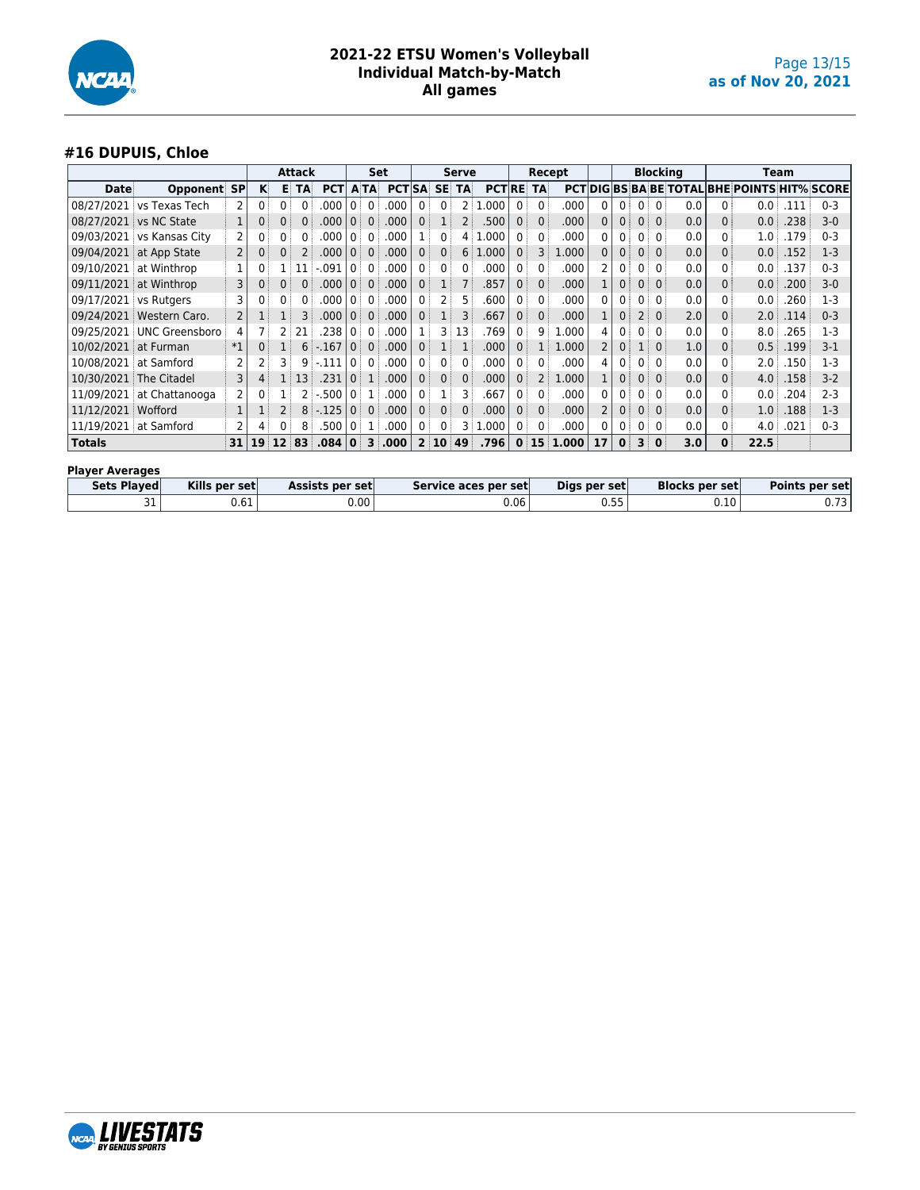# 2021-22 ETSU Women's Volleyball
## Individual Match-by-Match
## All games

as of Nov 20, 2021

### #16 DUPUIS, Chloe

| | | | Attack | | | | Set | | | Serve | | | | Recept | | | | Blocking | | | | | Team | | | |
|---|---|---|---|---|---|---|---|---|---|---|---|---|---|---|---|---|---|---|---|---|---|---|---|---|---|---|
| Date | Opponent | SP | K | E | TA | PCT | A | TA | PCT | SA | SE | TA | PCT | RE | TA | PCT | DIG | BS | BA | BE | TOTAL | BHE | POINTS | HIT% | SCORE |
| 08/27/2021 | vs Texas Tech | 2 | 0 | 0 | 0 | .000 | 0 | 0 | .000 | 0 | 0 | 2 | 1.000 | 0 | 0 | .000 | 0 | 0 | 0 | 0 | 0.0 | 0 | 0.0 | .111 | 0-3 |
| 08/27/2021 | vs NC State | 1 | 0 | 0 | 0 | .000 | 0 | 0 | .000 | 0 | 1 | 2 | .500 | 0 | 0 | .000 | 0 | 0 | 0 | 0 | 0.0 | 0 | 0.0 | .238 | 3-0 |
| 09/03/2021 | vs Kansas City | 2 | 0 | 0 | 0 | .000 | 0 | 0 | .000 | 1 | 0 | 4 | 1.000 | 0 | 0 | .000 | 0 | 0 | 0 | 0 | 0.0 | 0 | 1.0 | .179 | 0-3 |
| 09/04/2021 | at App State | 2 | 0 | 0 | 2 | .000 | 0 | 0 | .000 | 0 | 0 | 6 | 1.000 | 0 | 3 | 1.000 | 0 | 0 | 0 | 0 | 0.0 | 0 | 0.0 | .152 | 1-3 |
| 09/10/2021 | at Winthrop | 1 | 0 | 1 | 11 | -.091 | 0 | 0 | .000 | 0 | 0 | 0 | .000 | 0 | 0 | .000 | 2 | 0 | 0 | 0 | 0.0 | 0 | 0.0 | .137 | 0-3 |
| 09/11/2021 | at Winthrop | 3 | 0 | 0 | 0 | .000 | 0 | 0 | .000 | 0 | 1 | 7 | .857 | 0 | 0 | .000 | 1 | 0 | 0 | 0 | 0.0 | 0 | 0.0 | .200 | 3-0 |
| 09/17/2021 | vs Rutgers | 3 | 0 | 0 | 0 | .000 | 0 | 0 | .000 | 0 | 2 | 5 | .600 | 0 | 0 | .000 | 0 | 0 | 0 | 0 | 0.0 | 0 | 0.0 | .260 | 1-3 |
| 09/24/2021 | Western Caro. | 2 | 1 | 1 | 3 | .000 | 0 | 0 | .000 | 0 | 1 | 3 | .667 | 0 | 0 | .000 | 1 | 0 | 2 | 0 | 2.0 | 0 | 2.0 | .114 | 0-3 |
| 09/25/2021 | UNC Greensboro | 4 | 7 | 2 | 21 | .238 | 0 | 0 | .000 | 1 | 3 | 13 | .769 | 0 | 9 | 1.000 | 4 | 0 | 0 | 0 | 0.0 | 0 | 8.0 | .265 | 1-3 |
| 10/02/2021 | at Furman | *1 | 0 | 1 | 6 | -.167 | 0 | 0 | .000 | 0 | 1 | 1 | .000 | 0 | 1 | 1.000 | 2 | 0 | 1 | 0 | 1.0 | 0 | 0.5 | .199 | 3-1 |
| 10/08/2021 | at Samford | 2 | 2 | 3 | 9 | -.111 | 0 | 0 | .000 | 0 | 0 | 0 | .000 | 0 | 0 | .000 | 4 | 0 | 0 | 0 | 0.0 | 0 | 2.0 | .150 | 1-3 |
| 10/30/2021 | The Citadel | 3 | 4 | 1 | 13 | .231 | 0 | 1 | .000 | 0 | 0 | 0 | .000 | 0 | 2 | 1.000 | 1 | 0 | 0 | 0 | 0.0 | 0 | 4.0 | .158 | 3-2 |
| 11/09/2021 | at Chattanooga | 2 | 0 | 1 | 2 | -.500 | 0 | 1 | .000 | 0 | 1 | 3 | .667 | 0 | 0 | .000 | 0 | 0 | 0 | 0 | 0.0 | 0 | 0.0 | .204 | 2-3 |
| 11/12/2021 | Wofford | 1 | 1 | 2 | 8 | -.125 | 0 | 0 | .000 | 0 | 0 | 0 | .000 | 0 | 0 | .000 | 2 | 0 | 0 | 0 | 0.0 | 0 | 1.0 | .188 | 1-3 |
| 11/19/2021 | at Samford | 2 | 4 | 0 | 8 | .500 | 0 | 1 | .000 | 0 | 0 | 3 | 1.000 | 0 | 0 | .000 | 0 | 0 | 0 | 0 | 0.0 | 0 | 4.0 | .021 | 0-3 |
| **Totals** | | **31** | **19** | **12** | **83** | **.084** | **0** | **3** | **.000** | **2** | **10** | **49** | **.796** | **0** | **15** | **1.000** | **17** | **0** | **3** | **0** | **3.0** | **0** | **22.5** | | |

**Player Averages**

| Sets Played | Kills per set | Assists per set | Service aces per set | Digs per set | Blocks per set | Points per set |
|---|---|---|---|---|---|---|
| 31 | 0.61 | 0.00 | 0.06 | 0.55 | 0.10 | 0.73 |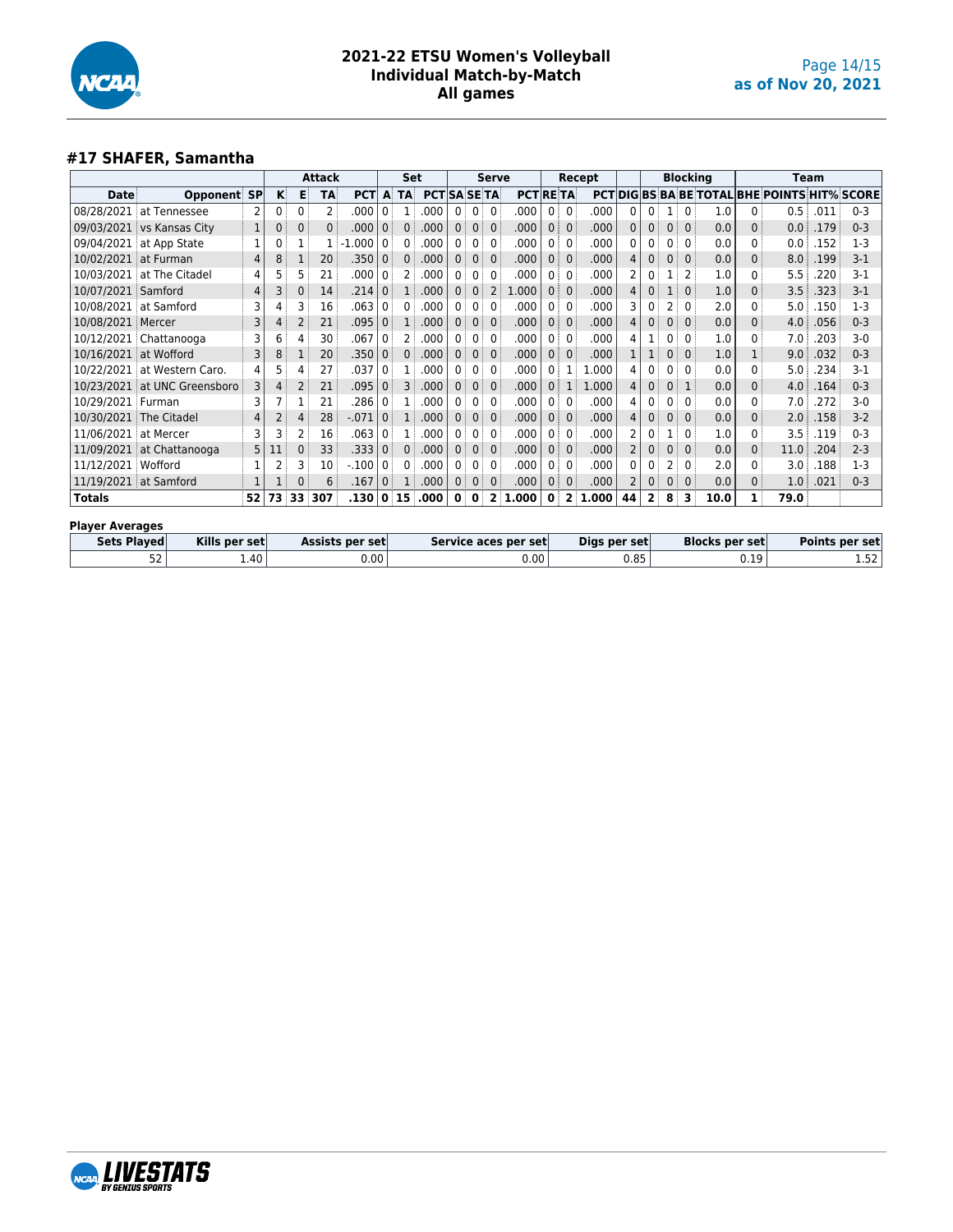# 2021-22 ETSU Women's Volleyball
## Individual Match-by-Match
## All games

### #17 SHAFER, Samantha

| | | | Attack | | | | Set | | | Serve | | | | Recept | | | | Blocking | | | | | Team | | | |
|---|---|---|---|---|---|---|---|---|---|---|---|---|---|---|---|---|---|---|---|---|---|---|---|---|---|---|
| Date | Opponent | SP | K | E | TA | PCT | A | TA | PCT | SA | SE | TA | PCT | RE | TA | PCT | DIG | BS | BA | BE | TOTAL | BHE | POINTS | HIT% | SCORE |
| 08/28/2021 | at Tennessee | 2 | 0 | 0 | 2 | .000 | 0 | 1 | .000 | 0 | 0 | 0 | .000 | 0 | 0 | .000 | 0 | 0 | 1 | 0 | 1.0 | 0 | 0.5 | .011 | 0-3 |
| 09/03/2021 | vs Kansas City | 1 | 0 | 0 | 0 | .000 | 0 | 0 | .000 | 0 | 0 | 0 | .000 | 0 | 0 | .000 | 0 | 0 | 0 | 0 | 0.0 | 0 | 0.0 | .179 | 0-3 |
| 09/04/2021 | at App State | 1 | 0 | 1 | 1 | -1.000 | 0 | 0 | .000 | 0 | 0 | 0 | .000 | 0 | 0 | .000 | 0 | 0 | 0 | 0 | 0.0 | 0 | 0.0 | .152 | 1-3 |
| 10/02/2021 | at Furman | 4 | 8 | 1 | 20 | .350 | 0 | 0 | .000 | 0 | 0 | 0 | .000 | 0 | 0 | .000 | 4 | 0 | 0 | 0 | 0.0 | 0 | 8.0 | .199 | 3-1 |
| 10/03/2021 | at The Citadel | 4 | 5 | 5 | 21 | .000 | 0 | 2 | .000 | 0 | 0 | 0 | .000 | 0 | 0 | .000 | 2 | 0 | 1 | 2 | 1.0 | 0 | 5.5 | .220 | 3-1 |
| 10/07/2021 | Samford | 4 | 3 | 0 | 14 | .214 | 0 | 1 | .000 | 0 | 0 | 2 | 1.000 | 0 | 0 | .000 | 4 | 0 | 1 | 0 | 1.0 | 0 | 3.5 | .323 | 3-1 |
| 10/08/2021 | at Samford | 3 | 4 | 3 | 16 | .063 | 0 | 0 | .000 | 0 | 0 | 0 | .000 | 0 | 0 | .000 | 3 | 0 | 2 | 0 | 2.0 | 0 | 5.0 | .150 | 1-3 |
| 10/08/2021 | Mercer | 3 | 4 | 2 | 21 | .095 | 0 | 1 | .000 | 0 | 0 | 0 | .000 | 0 | 0 | .000 | 4 | 0 | 0 | 0 | 0.0 | 0 | 4.0 | .056 | 0-3 |
| 10/12/2021 | Chattanooga | 3 | 6 | 4 | 30 | .067 | 0 | 2 | .000 | 0 | 0 | 0 | .000 | 0 | 0 | .000 | 4 | 1 | 0 | 0 | 1.0 | 0 | 7.0 | .203 | 3-0 |
| 10/16/2021 | at Wofford | 3 | 8 | 1 | 20 | .350 | 0 | 0 | .000 | 0 | 0 | 0 | .000 | 0 | 0 | .000 | 1 | 1 | 0 | 0 | 1.0 | 1 | 9.0 | .032 | 0-3 |
| 10/22/2021 | at Western Caro. | 4 | 5 | 4 | 27 | .037 | 0 | 1 | .000 | 0 | 0 | 0 | .000 | 0 | 1 | 1.000 | 4 | 0 | 0 | 0 | 0.0 | 0 | 5.0 | .234 | 3-1 |
| 10/23/2021 | at UNC Greensboro | 3 | 4 | 2 | 21 | .095 | 0 | 3 | .000 | 0 | 0 | 0 | .000 | 0 | 1 | 1.000 | 4 | 0 | 0 | 1 | 0.0 | 0 | 4.0 | .164 | 0-3 |
| 10/29/2021 | Furman | 3 | 7 | 1 | 21 | .286 | 0 | 1 | .000 | 0 | 0 | 0 | .000 | 0 | 0 | .000 | 4 | 0 | 0 | 0 | 0.0 | 0 | 7.0 | .272 | 3-0 |
| 10/30/2021 | The Citadel | 4 | 2 | 4 | 28 | -.071 | 0 | 1 | .000 | 0 | 0 | 0 | .000 | 0 | 0 | .000 | 4 | 0 | 0 | 0 | 0.0 | 0 | 2.0 | .158 | 3-2 |
| 11/06/2021 | at Mercer | 3 | 3 | 2 | 16 | .063 | 0 | 1 | .000 | 0 | 0 | 0 | .000 | 0 | 0 | .000 | 2 | 0 | 1 | 0 | 1.0 | 0 | 3.5 | .119 | 0-3 |
| 11/09/2021 | at Chattanooga | 5 | 11 | 0 | 33 | .333 | 0 | 0 | .000 | 0 | 0 | 0 | .000 | 0 | 0 | .000 | 2 | 0 | 0 | 0 | 0.0 | 0 | 11.0 | .204 | 2-3 |
| 11/12/2021 | Wofford | 1 | 2 | 3 | 10 | -.100 | 0 | 0 | .000 | 0 | 0 | 0 | .000 | 0 | 0 | .000 | 0 | 0 | 2 | 0 | 2.0 | 0 | 3.0 | .188 | 1-3 |
| 11/19/2021 | at Samford | 1 | 1 | 0 | 6 | .167 | 0 | 1 | .000 | 0 | 0 | 0 | .000 | 0 | 0 | .000 | 2 | 0 | 0 | 0 | 0.0 | 0 | 1.0 | .021 | 0-3 |
| **Totals** | | **52** | **73** | **33** | **307** | **.130** | **0** | **15** | **.000** | **0** | **0** | **2** | **1.000** | **0** | **2** | **1.000** | **44** | **2** | **8** | **3** | **10.0** | **1** | **79.0** | | |

**Player Averages**

| Sets Played | Kills per set | Assists per set | Service aces per set | Digs per set | Blocks per set | Points per set |
|---|---|---|---|---|---|---|
| 52 | 1.40 | 0.00 | 0.00 | 0.85 | 0.19 | 1.52 |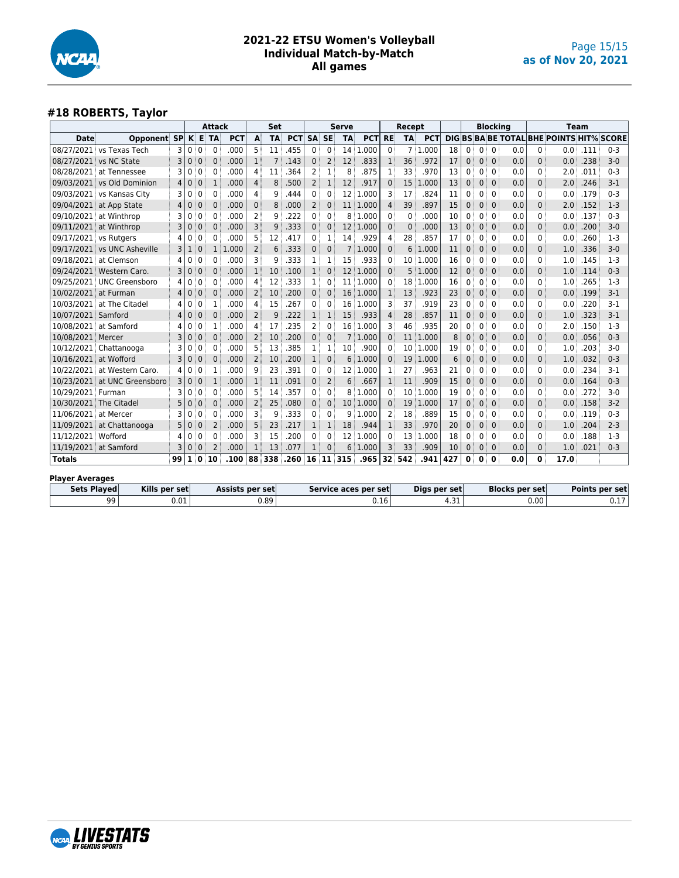# 2021-22 ETSU Women's Volleyball
## Individual Match-by-Match
## All games

as of Nov 20, 2021

### #18 ROBERTS, Taylor

| | | | Attack | | | | Set | | | Serve | | | | Recept | | | | Blocking | | | | | | Team | | |
|---|---|---|---|---|---|---|---|---|---|---|---|---|---|---|---|---|---|---|---|---|---|---|---|---|---|---|
| Date | Opponent | SP | K | E | TA | PCT | A | TA | PCT | SA | SE | TA | PCT | RE | TA | PCT | DIG | BS | BA | BE | TOTAL | BHE | POINTS | HIT% | SCORE |
| 08/27/2021 | vs Texas Tech | 3 | 0 | 0 | 0 | .000 | 5 | 11 | .455 | 0 | 0 | 14 | 1.000 | 0 | 7 | 1.000 | 18 | 0 | 0 | 0 | 0.0 | 0 | 0.0 | .111 | 0-3 |
| 08/27/2021 | vs NC State | 3 | 0 | 0 | 0 | .000 | 1 | 7 | .143 | 0 | 2 | 12 | .833 | 1 | 36 | .972 | 17 | 0 | 0 | 0 | 0.0 | 0 | 0.0 | .238 | 3-0 |
| 08/28/2021 | at Tennessee | 3 | 0 | 0 | 0 | .000 | 4 | 11 | .364 | 2 | 1 | 8 | .875 | 1 | 33 | .970 | 13 | 0 | 0 | 0 | 0.0 | 0 | 2.0 | .011 | 0-3 |
| 09/03/2021 | vs Old Dominion | 4 | 0 | 0 | 1 | .000 | 4 | 8 | .500 | 2 | 1 | 12 | .917 | 0 | 15 | 1.000 | 13 | 0 | 0 | 0 | 0.0 | 0 | 2.0 | .246 | 3-1 |
| 09/03/2021 | vs Kansas City | 3 | 0 | 0 | 0 | .000 | 4 | 9 | .444 | 0 | 0 | 12 | 1.000 | 3 | 17 | .824 | 11 | 0 | 0 | 0 | 0.0 | 0 | 0.0 | .179 | 0-3 |
| 09/04/2021 | at App State | 4 | 0 | 0 | 0 | .000 | 0 | 8 | .000 | 2 | 0 | 11 | 1.000 | 4 | 39 | .897 | 15 | 0 | 0 | 0 | 0.0 | 0 | 2.0 | .152 | 1-3 |
| 09/10/2021 | at Winthrop | 3 | 0 | 0 | 0 | .000 | 2 | 9 | .222 | 0 | 0 | 8 | 1.000 | 0 | 0 | .000 | 10 | 0 | 0 | 0 | 0.0 | 0 | 0.0 | .137 | 0-3 |
| 09/11/2021 | at Winthrop | 3 | 0 | 0 | 0 | .000 | 3 | 9 | .333 | 0 | 0 | 12 | 1.000 | 0 | 0 | .000 | 13 | 0 | 0 | 0 | 0.0 | 0 | 0.0 | .200 | 3-0 |
| 09/17/2021 | vs Rutgers | 4 | 0 | 0 | 0 | .000 | 5 | 12 | .417 | 0 | 1 | 14 | .929 | 4 | 28 | .857 | 17 | 0 | 0 | 0 | 0.0 | 0 | 0.0 | .260 | 1-3 |
| 09/17/2021 | vs UNC Asheville | 3 | 1 | 0 | 1 | 1.000 | 2 | 6 | .333 | 0 | 0 | 7 | 1.000 | 0 | 6 | 1.000 | 11 | 0 | 0 | 0 | 0.0 | 0 | 1.0 | .336 | 3-0 |
| 09/18/2021 | at Clemson | 4 | 0 | 0 | 0 | .000 | 3 | 9 | .333 | 1 | 1 | 15 | .933 | 0 | 10 | 1.000 | 16 | 0 | 0 | 0 | 0.0 | 0 | 1.0 | .145 | 1-3 |
| 09/24/2021 | Western Caro. | 3 | 0 | 0 | 0 | .000 | 1 | 10 | .100 | 1 | 0 | 12 | 1.000 | 0 | 5 | 1.000 | 12 | 0 | 0 | 0 | 0.0 | 0 | 1.0 | .114 | 0-3 |
| 09/25/2021 | UNC Greensboro | 4 | 0 | 0 | 0 | .000 | 4 | 12 | .333 | 1 | 0 | 11 | 1.000 | 0 | 18 | 1.000 | 16 | 0 | 0 | 0 | 0.0 | 0 | 1.0 | .265 | 1-3 |
| 10/02/2021 | at Furman | 4 | 0 | 0 | 0 | .000 | 2 | 10 | .200 | 0 | 0 | 16 | 1.000 | 1 | 13 | .923 | 23 | 0 | 0 | 0 | 0.0 | 0 | 0.0 | .199 | 3-1 |
| 10/03/2021 | at The Citadel | 4 | 0 | 0 | 1 | .000 | 4 | 15 | .267 | 0 | 0 | 16 | 1.000 | 3 | 37 | .919 | 23 | 0 | 0 | 0 | 0.0 | 0 | 0.0 | .220 | 3-1 |
| 10/07/2021 | Samford | 4 | 0 | 0 | 0 | .000 | 2 | 9 | .222 | 1 | 1 | 15 | .933 | 4 | 28 | .857 | 11 | 0 | 0 | 0 | 0.0 | 0 | 1.0 | .323 | 3-1 |
| 10/08/2021 | at Samford | 4 | 0 | 0 | 1 | .000 | 4 | 17 | .235 | 2 | 0 | 16 | 1.000 | 3 | 46 | .935 | 20 | 0 | 0 | 0 | 0.0 | 0 | 2.0 | .150 | 1-3 |
| 10/08/2021 | Mercer | 3 | 0 | 0 | 0 | .000 | 2 | 10 | .200 | 0 | 0 | 7 | 1.000 | 0 | 11 | 1.000 | 8 | 0 | 0 | 0 | 0.0 | 0 | 0.0 | .056 | 0-3 |
| 10/12/2021 | Chattanooga | 3 | 0 | 0 | 0 | .000 | 5 | 13 | .385 | 1 | 1 | 10 | .900 | 0 | 10 | 1.000 | 19 | 0 | 0 | 0 | 0.0 | 0 | 1.0 | .203 | 3-0 |
| 10/16/2021 | at Wofford | 3 | 0 | 0 | 0 | .000 | 2 | 10 | .200 | 1 | 0 | 6 | 1.000 | 0 | 19 | 1.000 | 6 | 0 | 0 | 0 | 0.0 | 0 | 1.0 | .032 | 0-3 |
| 10/22/2021 | at Western Caro. | 4 | 0 | 0 | 1 | .000 | 9 | 23 | .391 | 0 | 0 | 12 | 1.000 | 1 | 27 | .963 | 21 | 0 | 0 | 0 | 0.0 | 0 | 0.0 | .234 | 3-1 |
| 10/23/2021 | at UNC Greensboro | 3 | 0 | 0 | 1 | .000 | 1 | 11 | .091 | 0 | 2 | 6 | .667 | 1 | 11 | .909 | 15 | 0 | 0 | 0 | 0.0 | 0 | 0.0 | .164 | 0-3 |
| 10/29/2021 | Furman | 3 | 0 | 0 | 0 | .000 | 5 | 14 | .357 | 0 | 0 | 8 | 1.000 | 0 | 10 | 1.000 | 19 | 0 | 0 | 0 | 0.0 | 0 | 0.0 | .272 | 3-0 |
| 10/30/2021 | The Citadel | 5 | 0 | 0 | 0 | .000 | 2 | 25 | .080 | 0 | 0 | 10 | 1.000 | 0 | 19 | 1.000 | 17 | 0 | 0 | 0 | 0.0 | 0 | 0.0 | .158 | 3-2 |
| 11/06/2021 | at Mercer | 3 | 0 | 0 | 0 | .000 | 3 | 9 | .333 | 0 | 0 | 9 | 1.000 | 2 | 18 | .889 | 15 | 0 | 0 | 0 | 0.0 | 0 | 0.0 | .119 | 0-3 |
| 11/09/2021 | at Chattanooga | 5 | 0 | 0 | 2 | .000 | 5 | 23 | .217 | 1 | 1 | 18 | .944 | 1 | 33 | .970 | 20 | 0 | 0 | 0 | 0.0 | 0 | 1.0 | .204 | 2-3 |
| 11/12/2021 | Wofford | 4 | 0 | 0 | 0 | .000 | 3 | 15 | .200 | 0 | 0 | 12 | 1.000 | 0 | 13 | 1.000 | 18 | 0 | 0 | 0 | 0.0 | 0 | 0.0 | .188 | 1-3 |
| 11/19/2021 | at Samford | 3 | 0 | 0 | 2 | .000 | 1 | 13 | .077 | 1 | 0 | 6 | 1.000 | 3 | 33 | .909 | 10 | 0 | 0 | 0 | 0.0 | 0 | 1.0 | .021 | 0-3 |
| **Totals** | | **99** | **1** | **0** | **10** | **.100** | **88** | **338** | **.260** | **16** | **11** | **315** | **.965** | **32** | **542** | **.941** | **427** | **0** | **0** | **0** | **0.0** | **0** | **17.0** | | |

**Player Averages**

| Sets Played | Kills per set | Assists per set | Service aces per set | Digs per set | Blocks per set | Points per set |
|---|---|---|---|---|---|---|
| 99 | 0.01 | 0.89 | 0.16 | 4.31 | 0.00 | 0.17 |